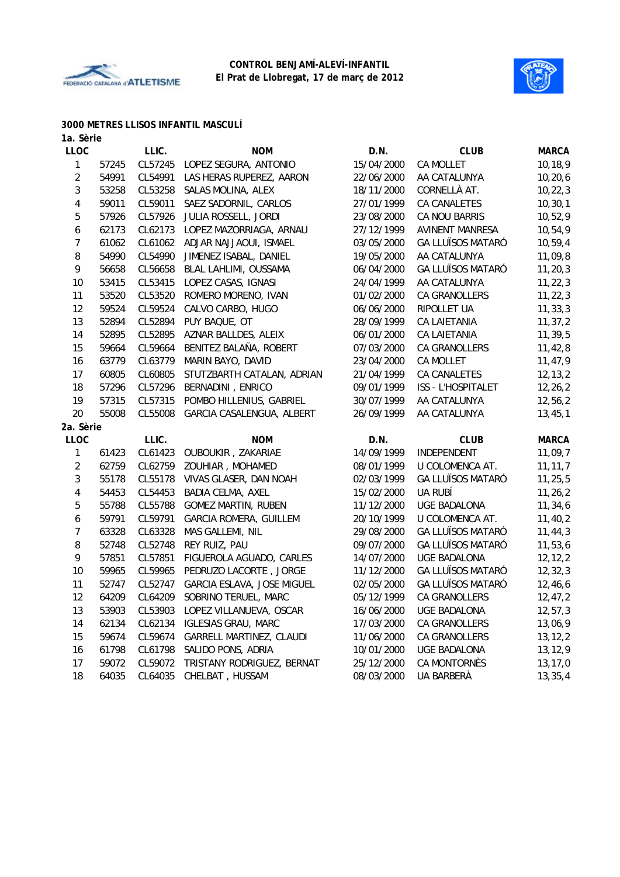**CONTROL BENJAMÍ-ALEVÍ-INFANTIL**
**El Prat de Llobregat, 17 de març de 2012**

### 3000 METRES LLISOS INFANTIL MASCULÍ

**1a. Sèrie**

| LLOC | | LLIC. | NOM | D.N. | CLUB | MARCA |
|---|---|---|---|---|---|---|
| 1 | 57245 | CL57245 | LOPEZ SEGURA, ANTONIO | 15/04/2000 | CA MOLLET | 10,18,9 |
| 2 | 54991 | CL54991 | LAS HERAS RUPEREZ, AARON | 22/06/2000 | AA CATALUNYA | 10,20,6 |
| 3 | 53258 | CL53258 | SALAS MOLINA, ALEX | 18/11/2000 | CORNELLÀ AT. | 10,22,3 |
| 4 | 59011 | CL59011 | SAEZ SADORNIL, CARLOS | 27/01/1999 | CA CANALETES | 10,30,1 |
| 5 | 57926 | CL57926 | JULIA ROSSELL, JORDI | 23/08/2000 | CA NOU BARRIS | 10,52,9 |
| 6 | 62173 | CL62173 | LOPEZ MAZORRIAGA, ARNAU | 27/12/1999 | AVINENT MANRESA | 10,54,9 |
| 7 | 61062 | CL61062 | ADJAR NAJJAOUI, ISMAEL | 03/05/2000 | GA LLUÏSOS MATARÓ | 10,59,4 |
| 8 | 54990 | CL54990 | JIMENEZ ISABAL, DANIEL | 19/05/2000 | AA CATALUNYA | 11,09,8 |
| 9 | 56658 | CL56658 | BLAL LAHLIMI, OUSSAMA | 06/04/2000 | GA LLUÏSOS MATARÓ | 11,20,3 |
| 10 | 53415 | CL53415 | LOPEZ CASAS, IGNASI | 24/04/1999 | AA CATALUNYA | 11,22,3 |
| 11 | 53520 | CL53520 | ROMERO MORENO, IVAN | 01/02/2000 | CA GRANOLLERS | 11,22,3 |
| 12 | 59524 | CL59524 | CALVO CARBO, HUGO | 06/06/2000 | RIPOLLET UA | 11,33,3 |
| 13 | 52894 | CL52894 | PUY BAQUE, OT | 28/09/1999 | CA LAIETANIA | 11,37,2 |
| 14 | 52895 | CL52895 | AZNAR BALLDES, ALEIX | 06/01/2000 | CA LAIETANIA | 11,39,5 |
| 15 | 59664 | CL59664 | BENITEZ BALAÑA, ROBERT | 07/03/2000 | CA GRANOLLERS | 11,42,8 |
| 16 | 63779 | CL63779 | MARIN BAYO, DAVID | 23/04/2000 | CA MOLLET | 11,47,9 |
| 17 | 60805 | CL60805 | STUTZBARTH CATALAN, ADRIAN | 21/04/1999 | CA CANALETES | 12,13,2 |
| 18 | 57296 | CL57296 | BERNADINI , ENRICO | 09/01/1999 | ISS - L'HOSPITALET | 12,26,2 |
| 19 | 57315 | CL57315 | POMBO HILLENIUS, GABRIEL | 30/07/1999 | AA CATALUNYA | 12,56,2 |
| 20 | 55008 | CL55008 | GARCIA CASALENGUA, ALBERT | 26/09/1999 | AA CATALUNYA | 13,45,1 |

**2a. Sèrie**

| LLOC | | LLIC. | NOM | D.N. | CLUB | MARCA |
|---|---|---|---|---|---|---|
| 1 | 61423 | CL61423 | OUBOUKIR , ZAKARIAE | 14/09/1999 | INDEPENDENT | 11,09,7 |
| 2 | 62759 | CL62759 | ZOUHIAR , MOHAMED | 08/01/1999 | U COLOMENCA AT. | 11,11,7 |
| 3 | 55178 | CL55178 | VIVAS GLASER, DAN NOAH | 02/03/1999 | GA LLUÏSOS MATARÓ | 11,25,5 |
| 4 | 54453 | CL54453 | BADIA CELMA, AXEL | 15/02/2000 | UA RUBÍ | 11,26,2 |
| 5 | 55788 | CL55788 | GOMEZ MARTIN, RUBEN | 11/12/2000 | UGE BADALONA | 11,34,6 |
| 6 | 59791 | CL59791 | GARCIA ROMERA, GUILLEM | 20/10/1999 | U COLOMENCA AT. | 11,40,2 |
| 7 | 63328 | CL63328 | MAS GALLEMI, NIL | 29/08/2000 | GA LLUÏSOS MATARÓ | 11,44,3 |
| 8 | 52748 | CL52748 | REY RUIZ, PAU | 09/07/2000 | GA LLUÏSOS MATARÓ | 11,53,6 |
| 9 | 57851 | CL57851 | FIGUEROLA AGUADO, CARLES | 14/07/2000 | UGE BADALONA | 12,12,2 |
| 10 | 59965 | CL59965 | PEDRUZO LACORTE , JORGE | 11/12/2000 | GA LLUÏSOS MATARÓ | 12,32,3 |
| 11 | 52747 | CL52747 | GARCIA ESLAVA, JOSE MIGUEL | 02/05/2000 | GA LLUÏSOS MATARÓ | 12,46,6 |
| 12 | 64209 | CL64209 | SOBRINO TERUEL, MARC | 05/12/1999 | CA GRANOLLERS | 12,47,2 |
| 13 | 53903 | CL53903 | LOPEZ VILLANUEVA, OSCAR | 16/06/2000 | UGE BADALONA | 12,57,3 |
| 14 | 62134 | CL62134 | IGLESIAS GRAU, MARC | 17/03/2000 | CA GRANOLLERS | 13,06,9 |
| 15 | 59674 | CL59674 | GARRELL MARTINEZ, CLAUDI | 11/06/2000 | CA GRANOLLERS | 13,12,2 |
| 16 | 61798 | CL61798 | SALIDO PONS, ADRIA | 10/01/2000 | UGE BADALONA | 13,12,9 |
| 17 | 59072 | CL59072 | TRISTANY RODRIGUEZ, BERNAT | 25/12/2000 | CA MONTORNÈS | 13,17,0 |
| 18 | 64035 | CL64035 | CHELBAT , HUSSAM | 08/03/2000 | UA BARBERÀ | 13,35,4 |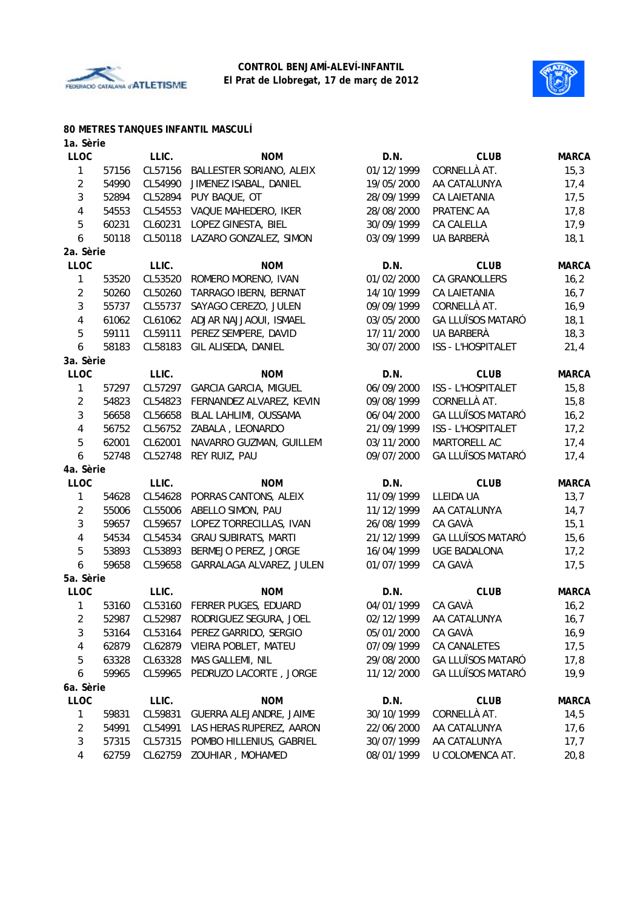**CONTROL BENJAMÍ-ALEVÍ-INFANTIL**
**El Prat de Llobregat, 17 de març de 2012**

## 80 METRES TANQUES INFANTIL MASCULÍ

### 1a. Sèrie

| LLOC | | LLIC. | NOM | D.N. | CLUB | MARCA |
|---|---|---|---|---|---|---|
| 1 | 57156 | CL57156 | BALLESTER SORIANO, ALEIX | 01/12/1999 | CORNELLÀ AT. | 15,3 |
| 2 | 54990 | CL54990 | JIMENEZ ISABAL, DANIEL | 19/05/2000 | AA CATALUNYA | 17,4 |
| 3 | 52894 | CL52894 | PUY BAQUE, OT | 28/09/1999 | CA LAIETANIA | 17,5 |
| 4 | 54553 | CL54553 | VAQUE MAHEDERO, IKER | 28/08/2000 | PRATENC AA | 17,8 |
| 5 | 60231 | CL60231 | LOPEZ GINESTA, BIEL | 30/09/1999 | CA CALELLA | 17,9 |
| 6 | 50118 | CL50118 | LAZARO GONZALEZ, SIMON | 03/09/1999 | UA BARBERÀ | 18,1 |

### 2a. Sèrie

| LLOC | | LLIC. | NOM | D.N. | CLUB | MARCA |
|---|---|---|---|---|---|---|
| 1 | 53520 | CL53520 | ROMERO MORENO, IVAN | 01/02/2000 | CA GRANOLLERS | 16,2 |
| 2 | 50260 | CL50260 | TARRAGO IBERN, BERNAT | 14/10/1999 | CA LAIETANIA | 16,7 |
| 3 | 55737 | CL55737 | SAYAGO CEREZO, JULEN | 09/09/1999 | CORNELLÀ AT. | 16,9 |
| 4 | 61062 | CL61062 | ADJAR NAJJAOUI, ISMAEL | 03/05/2000 | GA LLUÏSOS MATARÓ | 18,1 |
| 5 | 59111 | CL59111 | PEREZ SEMPERE, DAVID | 17/11/2000 | UA BARBERÀ | 18,3 |
| 6 | 58183 | CL58183 | GIL ALISEDA, DANIEL | 30/07/2000 | ISS - L'HOSPITALET | 21,4 |

### 3a. Sèrie

| LLOC | | LLIC. | NOM | D.N. | CLUB | MARCA |
|---|---|---|---|---|---|---|
| 1 | 57297 | CL57297 | GARCIA GARCIA, MIGUEL | 06/09/2000 | ISS - L'HOSPITALET | 15,8 |
| 2 | 54823 | CL54823 | FERNANDEZ ALVAREZ, KEVIN | 09/08/1999 | CORNELLÀ AT. | 15,8 |
| 3 | 56658 | CL56658 | BLAL LAHLIMI, OUSSAMA | 06/04/2000 | GA LLUÏSOS MATARÓ | 16,2 |
| 4 | 56752 | CL56752 | ZABALA , LEONARDO | 21/09/1999 | ISS - L'HOSPITALET | 17,2 |
| 5 | 62001 | CL62001 | NAVARRO GUZMAN, GUILLEM | 03/11/2000 | MARTORELL AC | 17,4 |
| 6 | 52748 | CL52748 | REY RUIZ, PAU | 09/07/2000 | GA LLUÏSOS MATARÓ | 17,4 |

### 4a. Sèrie

| LLOC | | LLIC. | NOM | D.N. | CLUB | MARCA |
|---|---|---|---|---|---|---|
| 1 | 54628 | CL54628 | PORRAS CANTONS, ALEIX | 11/09/1999 | LLEIDA UA | 13,7 |
| 2 | 55006 | CL55006 | ABELLO SIMON, PAU | 11/12/1999 | AA CATALUNYA | 14,7 |
| 3 | 59657 | CL59657 | LOPEZ TORRECILLAS, IVAN | 26/08/1999 | CA GAVÀ | 15,1 |
| 4 | 54534 | CL54534 | GRAU SUBIRATS, MARTI | 21/12/1999 | GA LLUÏSOS MATARÓ | 15,6 |
| 5 | 53893 | CL53893 | BERMEJO PEREZ, JORGE | 16/04/1999 | UGE BADALONA | 17,2 |
| 6 | 59658 | CL59658 | GARRALAGA ALVAREZ, JULEN | 01/07/1999 | CA GAVÀ | 17,5 |

### 5a. Sèrie

| LLOC | | LLIC. | NOM | D.N. | CLUB | MARCA |
|---|---|---|---|---|---|---|
| 1 | 53160 | CL53160 | FERRER PUGES, EDUARD | 04/01/1999 | CA GAVÀ | 16,2 |
| 2 | 52987 | CL52987 | RODRIGUEZ SEGURA, JOEL | 02/12/1999 | AA CATALUNYA | 16,7 |
| 3 | 53164 | CL53164 | PEREZ GARRIDO, SERGIO | 05/01/2000 | CA GAVÀ | 16,9 |
| 4 | 62879 | CL62879 | VIEIRA POBLET, MATEU | 07/09/1999 | CA CANALETES | 17,5 |
| 5 | 63328 | CL63328 | MAS GALLEMI, NIL | 29/08/2000 | GA LLUÏSOS MATARÓ | 17,8 |
| 6 | 59965 | CL59965 | PEDRUZO LACORTE , JORGE | 11/12/2000 | GA LLUÏSOS MATARÓ | 19,9 |

### 6a. Sèrie

| LLOC | | LLIC. | NOM | D.N. | CLUB | MARCA |
|---|---|---|---|---|---|---|
| 1 | 59831 | CL59831 | GUERRA ALEJANDRE, JAIME | 30/10/1999 | CORNELLÀ AT. | 14,5 |
| 2 | 54991 | CL54991 | LAS HERAS RUPEREZ, AARON | 22/06/2000 | AA CATALUNYA | 17,6 |
| 3 | 57315 | CL57315 | POMBO HILLENIUS, GABRIEL | 30/07/1999 | AA CATALUNYA | 17,7 |
| 4 | 62759 | CL62759 | ZOUHIAR , MOHAMED | 08/01/1999 | U COLOMENCA AT. | 20,8 |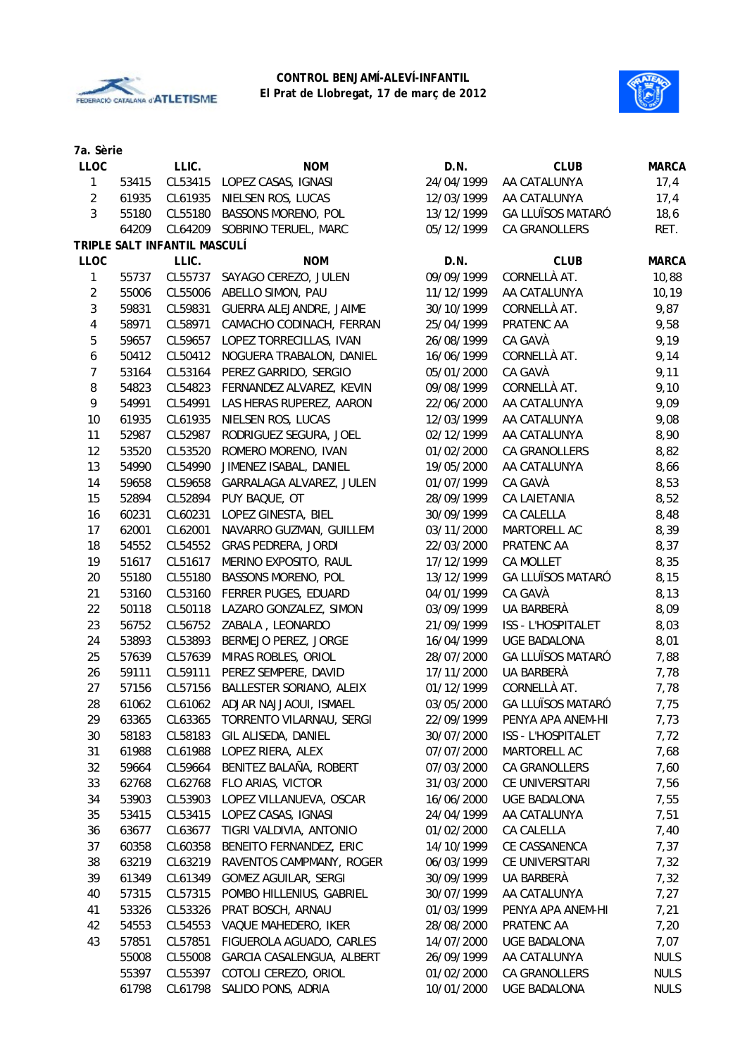**CONTROL BENJAMÍ-ALEVÍ-INFANTIL**
**El Prat de Llobregat, 17 de març de 2012**

**7a. Sèrie**

| LLOC | LLIC. | | NOM | D.N. | CLUB | MARCA |
|---|---|---|---|---|---|---|
| 1 | 53415 | CL53415 | LOPEZ CASAS, IGNASI | 24/04/1999 | AA CATALUNYA | 17,4 |
| 2 | 61935 | CL61935 | NIELSEN ROS, LUCAS | 12/03/1999 | AA CATALUNYA | 17,4 |
| 3 | 55180 | CL55180 | BASSONS MORENO, POL | 13/12/1999 | GA LLUÏSOS MATARÓ | 18,6 |
| | 64209 | CL64209 | SOBRINO TERUEL, MARC | 05/12/1999 | CA GRANOLLERS | RET. |

**TRIPLE SALT INFANTIL MASCULÍ**

| LLOC | LLIC. | | NOM | D.N. | CLUB | MARCA |
|---|---|---|---|---|---|---|
| 1 | 55737 | CL55737 | SAYAGO CEREZO, JULEN | 09/09/1999 | CORNELLÀ AT. | 10,88 |
| 2 | 55006 | CL55006 | ABELLO SIMON, PAU | 11/12/1999 | AA CATALUNYA | 10,19 |
| 3 | 59831 | CL59831 | GUERRA ALEJANDRE, JAIME | 30/10/1999 | CORNELLÀ AT. | 9,87 |
| 4 | 58971 | CL58971 | CAMACHO CODINACH, FERRAN | 25/04/1999 | PRATENC AA | 9,58 |
| 5 | 59657 | CL59657 | LOPEZ TORRECILLAS, IVAN | 26/08/1999 | CA GAVÀ | 9,19 |
| 6 | 50412 | CL50412 | NOGUERA TRABALON, DANIEL | 16/06/1999 | CORNELLÀ AT. | 9,14 |
| 7 | 53164 | CL53164 | PEREZ GARRIDO, SERGIO | 05/01/2000 | CA GAVÀ | 9,11 |
| 8 | 54823 | CL54823 | FERNANDEZ ALVAREZ, KEVIN | 09/08/1999 | CORNELLÀ AT. | 9,10 |
| 9 | 54991 | CL54991 | LAS HERAS RUPEREZ, AARON | 22/06/2000 | AA CATALUNYA | 9,09 |
| 10 | 61935 | CL61935 | NIELSEN ROS, LUCAS | 12/03/1999 | AA CATALUNYA | 9,08 |
| 11 | 52987 | CL52987 | RODRIGUEZ SEGURA, JOEL | 02/12/1999 | AA CATALUNYA | 8,90 |
| 12 | 53520 | CL53520 | ROMERO MORENO, IVAN | 01/02/2000 | CA GRANOLLERS | 8,82 |
| 13 | 54990 | CL54990 | JIMENEZ ISABAL, DANIEL | 19/05/2000 | AA CATALUNYA | 8,66 |
| 14 | 59658 | CL59658 | GARRALAGA ALVAREZ, JULEN | 01/07/1999 | CA GAVÀ | 8,53 |
| 15 | 52894 | CL52894 | PUY BAQUE, OT | 28/09/1999 | CA LAIETANIA | 8,52 |
| 16 | 60231 | CL60231 | LOPEZ GINESTA, BIEL | 30/09/1999 | CA CALELLA | 8,48 |
| 17 | 62001 | CL62001 | NAVARRO GUZMAN, GUILLEM | 03/11/2000 | MARTORELL AC | 8,39 |
| 18 | 54552 | CL54552 | GRAS PEDRERA, JORDI | 22/03/2000 | PRATENC AA | 8,37 |
| 19 | 51617 | CL51617 | MERINO EXPOSITO, RAUL | 17/12/1999 | CA MOLLET | 8,35 |
| 20 | 55180 | CL55180 | BASSONS MORENO, POL | 13/12/1999 | GA LLUÏSOS MATARÓ | 8,15 |
| 21 | 53160 | CL53160 | FERRER PUGES, EDUARD | 04/01/1999 | CA GAVÀ | 8,13 |
| 22 | 50118 | CL50118 | LAZARO GONZALEZ, SIMON | 03/09/1999 | UA BARBERÀ | 8,09 |
| 23 | 56752 | CL56752 | ZABALA , LEONARDO | 21/09/1999 | ISS - L'HOSPITALET | 8,03 |
| 24 | 53893 | CL53893 | BERMEJO PEREZ, JORGE | 16/04/1999 | UGE BADALONA | 8,01 |
| 25 | 57639 | CL57639 | MIRAS ROBLES, ORIOL | 28/07/2000 | GA LLUÏSOS MATARÓ | 7,88 |
| 26 | 59111 | CL59111 | PEREZ SEMPERE, DAVID | 17/11/2000 | UA BARBERÀ | 7,78 |
| 27 | 57156 | CL57156 | BALLESTER SORIANO, ALEIX | 01/12/1999 | CORNELLÀ AT. | 7,78 |
| 28 | 61062 | CL61062 | ADJAR NAJJAOUI, ISMAEL | 03/05/2000 | GA LLUÏSOS MATARÓ | 7,75 |
| 29 | 63365 | CL63365 | TORRENTO VILARNAU, SERGI | 22/09/1999 | PENYA APA ANEM-HI | 7,73 |
| 30 | 58183 | CL58183 | GIL ALISEDA, DANIEL | 30/07/2000 | ISS - L'HOSPITALET | 7,72 |
| 31 | 61988 | CL61988 | LOPEZ RIERA, ALEX | 07/07/2000 | MARTORELL AC | 7,68 |
| 32 | 59664 | CL59664 | BENITEZ BALAÑA, ROBERT | 07/03/2000 | CA GRANOLLERS | 7,60 |
| 33 | 62768 | CL62768 | FLO ARIAS, VICTOR | 31/03/2000 | CE UNIVERSITARI | 7,56 |
| 34 | 53903 | CL53903 | LOPEZ VILLANUEVA, OSCAR | 16/06/2000 | UGE BADALONA | 7,55 |
| 35 | 53415 | CL53415 | LOPEZ CASAS, IGNASI | 24/04/1999 | AA CATALUNYA | 7,51 |
| 36 | 63677 | CL63677 | TIGRI VALDIVIA, ANTONIO | 01/02/2000 | CA CALELLA | 7,40 |
| 37 | 60358 | CL60358 | BENEITO FERNANDEZ, ERIC | 14/10/1999 | CE CASSANENCA | 7,37 |
| 38 | 63219 | CL63219 | RAVENTOS CAMPMANY, ROGER | 06/03/1999 | CE UNIVERSITARI | 7,32 |
| 39 | 61349 | CL61349 | GOMEZ AGUILAR, SERGI | 30/09/1999 | UA BARBERÀ | 7,32 |
| 40 | 57315 | CL57315 | POMBO HILLENIUS, GABRIEL | 30/07/1999 | AA CATALUNYA | 7,27 |
| 41 | 53326 | CL53326 | PRAT BOSCH, ARNAU | 01/03/1999 | PENYA APA ANEM-HI | 7,21 |
| 42 | 54553 | CL54553 | VAQUE MAHEDERO, IKER | 28/08/2000 | PRATENC AA | 7,20 |
| 43 | 57851 | CL57851 | FIGUEROLA AGUADO, CARLES | 14/07/2000 | UGE BADALONA | 7,07 |
| | 55008 | CL55008 | GARCIA CASALENGUA, ALBERT | 26/09/1999 | AA CATALUNYA | NULS |
| | 55397 | CL55397 | COTOLI CEREZO, ORIOL | 01/02/2000 | CA GRANOLLERS | NULS |
| | 61798 | CL61798 | SALIDO PONS, ADRIA | 10/01/2000 | UGE BADALONA | NULS |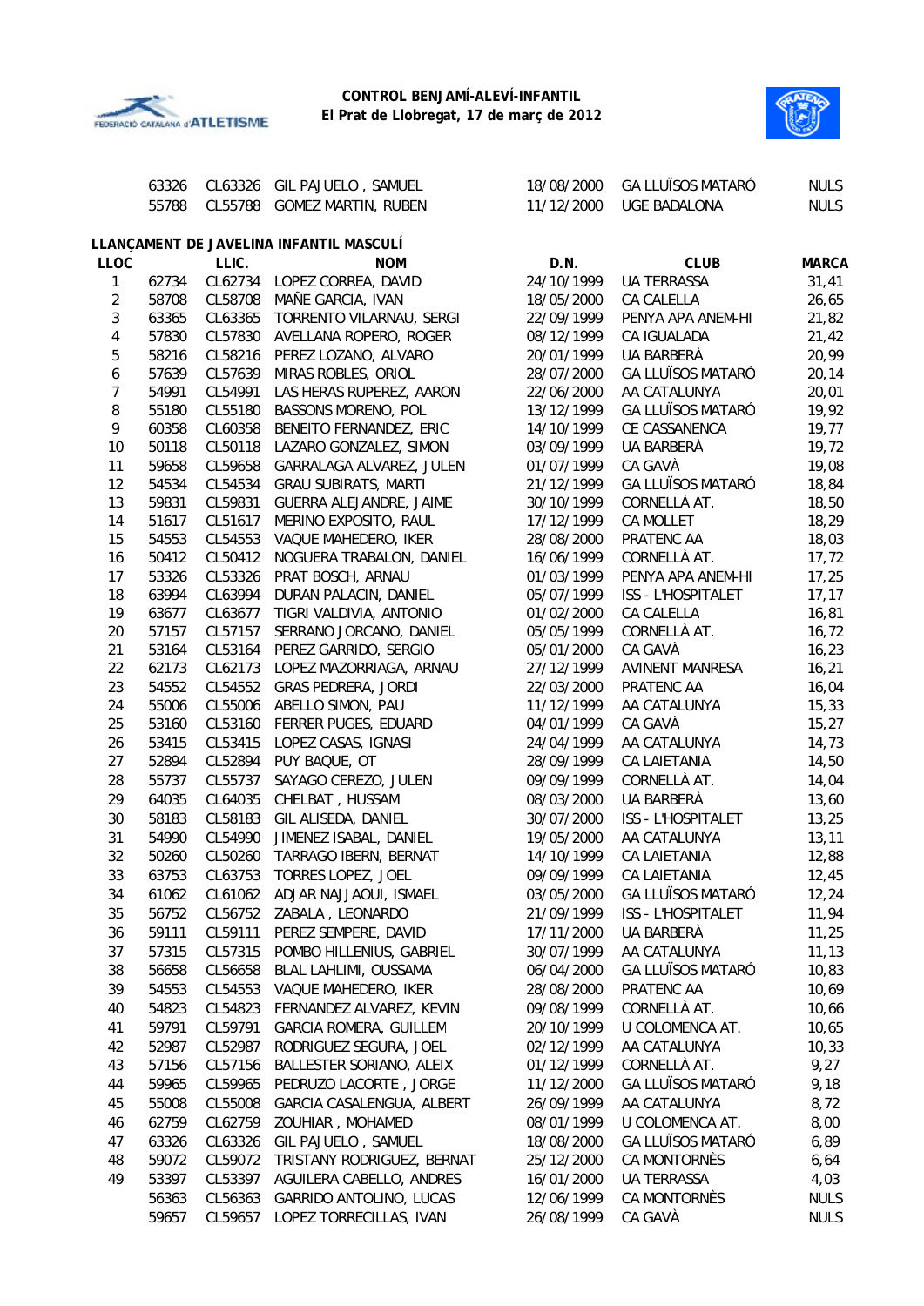| | | | | | |
|---|---|---|---|---|---|
| 63326 | CL63326 | GIL PAJUELO , SAMUEL | 18/08/2000 | GA LLUÏSOS MATARÓ | NULS |
| 55788 | CL55788 | GOMEZ MARTIN, RUBEN | 11/12/2000 | UGE BADALONA | NULS |

## LLANÇAMENT DE JAVELINA INFANTIL MASCULÍ

| LLOC | LLIC. | | NOM | D.N. | CLUB | MARCA |
|---|---|---|---|---|---|---|
| 1 | 62734 | CL62734 | LOPEZ CORREA, DAVID | 24/10/1999 | UA TERRASSA | 31,41 |
| 2 | 58708 | CL58708 | MAÑE GARCIA, IVAN | 18/05/2000 | CA CALELLA | 26,65 |
| 3 | 63365 | CL63365 | TORRENTO VILARNAU, SERGI | 22/09/1999 | PENYA APA ANEM-HI | 21,82 |
| 4 | 57830 | CL57830 | AVELLANA ROPERO, ROGER | 08/12/1999 | CA IGUALADA | 21,42 |
| 5 | 58216 | CL58216 | PEREZ LOZANO, ALVARO | 20/01/1999 | UA BARBERÀ | 20,99 |
| 6 | 57639 | CL57639 | MIRAS ROBLES, ORIOL | 28/07/2000 | GA LLUÏSOS MATARÓ | 20,14 |
| 7 | 54991 | CL54991 | LAS HERAS RUPEREZ, AARON | 22/06/2000 | AA CATALUNYA | 20,01 |
| 8 | 55180 | CL55180 | BASSONS MORENO, POL | 13/12/1999 | GA LLUÏSOS MATARÓ | 19,92 |
| 9 | 60358 | CL60358 | BENEITO FERNANDEZ, ERIC | 14/10/1999 | CE CASSANENCA | 19,77 |
| 10 | 50118 | CL50118 | LAZARO GONZALEZ, SIMON | 03/09/1999 | UA BARBERÀ | 19,72 |
| 11 | 59658 | CL59658 | GARRALAGA ALVAREZ, JULEN | 01/07/1999 | CA GAVÀ | 19,08 |
| 12 | 54534 | CL54534 | GRAU SUBIRATS, MARTI | 21/12/1999 | GA LLUÏSOS MATARÓ | 18,84 |
| 13 | 59831 | CL59831 | GUERRA ALEJANDRE, JAIME | 30/10/1999 | CORNELLÀ AT. | 18,50 |
| 14 | 51617 | CL51617 | MERINO EXPOSITO, RAUL | 17/12/1999 | CA MOLLET | 18,29 |
| 15 | 54553 | CL54553 | VAQUE MAHEDERO, IKER | 28/08/2000 | PRATENC AA | 18,03 |
| 16 | 50412 | CL50412 | NOGUERA TRABALON, DANIEL | 16/06/1999 | CORNELLÀ AT. | 17,72 |
| 17 | 53326 | CL53326 | PRAT BOSCH, ARNAU | 01/03/1999 | PENYA APA ANEM-HI | 17,25 |
| 18 | 63994 | CL63994 | DURAN PALACIN, DANIEL | 05/07/1999 | ISS - L'HOSPITALET | 17,17 |
| 19 | 63677 | CL63677 | TIGRI VALDIVIA, ANTONIO | 01/02/2000 | CA CALELLA | 16,81 |
| 20 | 57157 | CL57157 | SERRANO JORCANO, DANIEL | 05/05/1999 | CORNELLÀ AT. | 16,72 |
| 21 | 53164 | CL53164 | PEREZ GARRIDO, SERGIO | 05/01/2000 | CA GAVÀ | 16,23 |
| 22 | 62173 | CL62173 | LOPEZ MAZORRIAGA, ARNAU | 27/12/1999 | AVINENT MANRESA | 16,21 |
| 23 | 54552 | CL54552 | GRAS PEDRERA, JORDI | 22/03/2000 | PRATENC AA | 16,04 |
| 24 | 55006 | CL55006 | ABELLO SIMON, PAU | 11/12/1999 | AA CATALUNYA | 15,33 |
| 25 | 53160 | CL53160 | FERRER PUGES, EDUARD | 04/01/1999 | CA GAVÀ | 15,27 |
| 26 | 53415 | CL53415 | LOPEZ CASAS, IGNASI | 24/04/1999 | AA CATALUNYA | 14,73 |
| 27 | 52894 | CL52894 | PUY BAQUE, OT | 28/09/1999 | CA LAIETANIA | 14,50 |
| 28 | 55737 | CL55737 | SAYAGO CEREZO, JULEN | 09/09/1999 | CORNELLÀ AT. | 14,04 |
| 29 | 64035 | CL64035 | CHELBAT , HUSSAM | 08/03/2000 | UA BARBERÀ | 13,60 |
| 30 | 58183 | CL58183 | GIL ALISEDA, DANIEL | 30/07/2000 | ISS - L'HOSPITALET | 13,25 |
| 31 | 54990 | CL54990 | JIMENEZ ISABAL, DANIEL | 19/05/2000 | AA CATALUNYA | 13,11 |
| 32 | 50260 | CL50260 | TARRAGO IBERN, BERNAT | 14/10/1999 | CA LAIETANIA | 12,88 |
| 33 | 63753 | CL63753 | TORRES LOPEZ, JOEL | 09/09/1999 | CA LAIETANIA | 12,45 |
| 34 | 61062 | CL61062 | ADJAR NAJJAOUI, ISMAEL | 03/05/2000 | GA LLUÏSOS MATARÓ | 12,24 |
| 35 | 56752 | CL56752 | ZABALA , LEONARDO | 21/09/1999 | ISS - L'HOSPITALET | 11,94 |
| 36 | 59111 | CL59111 | PEREZ SEMPERE, DAVID | 17/11/2000 | UA BARBERÀ | 11,25 |
| 37 | 57315 | CL57315 | POMBO HILLENIUS, GABRIEL | 30/07/1999 | AA CATALUNYA | 11,13 |
| 38 | 56658 | CL56658 | BLAL LAHLIMI, OUSSAMA | 06/04/2000 | GA LLUÏSOS MATARÓ | 10,83 |
| 39 | 54553 | CL54553 | VAQUE MAHEDERO, IKER | 28/08/2000 | PRATENC AA | 10,69 |
| 40 | 54823 | CL54823 | FERNANDEZ ALVAREZ, KEVIN | 09/08/1999 | CORNELLÀ AT. | 10,66 |
| 41 | 59791 | CL59791 | GARCIA ROMERA, GUILLEM | 20/10/1999 | U COLOMENCA AT. | 10,65 |
| 42 | 52987 | CL52987 | RODRIGUEZ SEGURA, JOEL | 02/12/1999 | AA CATALUNYA | 10,33 |
| 43 | 57156 | CL57156 | BALLESTER SORIANO, ALEIX | 01/12/1999 | CORNELLÀ AT. | 9,27 |
| 44 | 59965 | CL59965 | PEDRUZO LACORTE , JORGE | 11/12/2000 | GA LLUÏSOS MATARÓ | 9,18 |
| 45 | 55008 | CL55008 | GARCIA CASALENGUA, ALBERT | 26/09/1999 | AA CATALUNYA | 8,72 |
| 46 | 62759 | CL62759 | ZOUHIAR , MOHAMED | 08/01/1999 | U COLOMENCA AT. | 8,00 |
| 47 | 63326 | CL63326 | GIL PAJUELO , SAMUEL | 18/08/2000 | GA LLUÏSOS MATARÓ | 6,89 |
| 48 | 59072 | CL59072 | TRISTANY RODRIGUEZ, BERNAT | 25/12/2000 | CA MONTORNÈS | 6,64 |
| 49 | 53397 | CL53397 | AGUILERA CABELLO, ANDRES | 16/01/2000 | UA TERRASSA | 4,03 |
| | 56363 | CL56363 | GARRIDO ANTOLINO, LUCAS | 12/06/1999 | CA MONTORNÈS | NULS |
| | 59657 | CL59657 | LOPEZ TORRECILLAS, IVAN | 26/08/1999 | CA GAVÀ | NULS |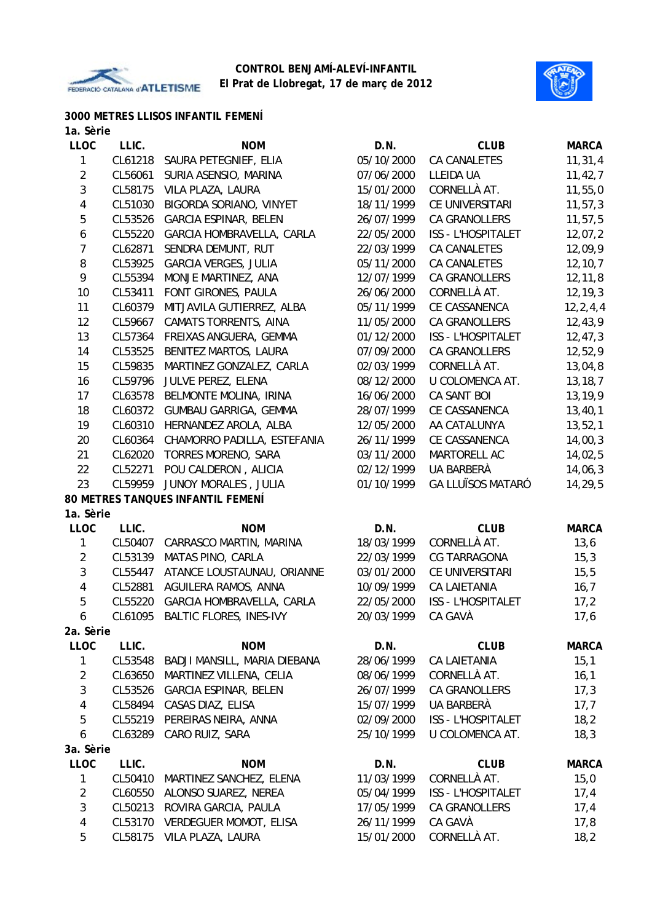**CONTROL BENJAMÍ-ALEVÍ-INFANTIL**
**El Prat de Llobregat, 17 de març de 2012**

## 3000 METRES LLISOS INFANTIL FEMENÍ

### 1a. Sèrie

| LLOC | LLIC. | NOM | D.N. | CLUB | MARCA |
|---|---|---|---|---|---|
| 1 | CL61218 | SAURA PETEGNIEF, ELIA | 05/10/2000 | CA CANALETES | 11,31,4 |
| 2 | CL56061 | SURIA ASENSIO, MARINA | 07/06/2000 | LLEIDA UA | 11,42,7 |
| 3 | CL58175 | VILA PLAZA, LAURA | 15/01/2000 | CORNELLÀ AT. | 11,55,0 |
| 4 | CL51030 | BIGORDA SORIANO, VINYET | 18/11/1999 | CE UNIVERSITARI | 11,57,3 |
| 5 | CL53526 | GARCIA ESPINAR, BELEN | 26/07/1999 | CA GRANOLLERS | 11,57,5 |
| 6 | CL55220 | GARCIA HOMBRAVELLA, CARLA | 22/05/2000 | ISS - L'HOSPITALET | 12,07,2 |
| 7 | CL62871 | SENDRA DEMUNT, RUT | 22/03/1999 | CA CANALETES | 12,09,9 |
| 8 | CL53925 | GARCIA VERGES, JULIA | 05/11/2000 | CA CANALETES | 12,10,7 |
| 9 | CL55394 | MONJE MARTINEZ, ANA | 12/07/1999 | CA GRANOLLERS | 12,11,8 |
| 10 | CL53411 | FONT GIRONES, PAULA | 26/06/2000 | CORNELLÀ AT. | 12,19,3 |
| 11 | CL60379 | MITJAVILA GUTIERREZ, ALBA | 05/11/1999 | CE CASSANENCA | 12,2,4,4 |
| 12 | CL59667 | CAMATS TORRENTS, AINA | 11/05/2000 | CA GRANOLLERS | 12,43,9 |
| 13 | CL57364 | FREIXAS ANGUERA, GEMMA | 01/12/2000 | ISS - L'HOSPITALET | 12,47,3 |
| 14 | CL53525 | BENITEZ MARTOS, LAURA | 07/09/2000 | CA GRANOLLERS | 12,52,9 |
| 15 | CL59835 | MARTINEZ GONZALEZ, CARLA | 02/03/1999 | CORNELLÀ AT. | 13,04,8 |
| 16 | CL59796 | JULVE PEREZ, ELENA | 08/12/2000 | U COLOMENCA AT. | 13,18,7 |
| 17 | CL63578 | BELMONTE MOLINA, IRINA | 16/06/2000 | CA SANT BOI | 13,19,9 |
| 18 | CL60372 | GUMBAU GARRIGA, GEMMA | 28/07/1999 | CE CASSANENCA | 13,40,1 |
| 19 | CL60310 | HERNANDEZ AROLA, ALBA | 12/05/2000 | AA CATALUNYA | 13,52,1 |
| 20 | CL60364 | CHAMORRO PADILLA, ESTEFANIA | 26/11/1999 | CE CASSANENCA | 14,00,3 |
| 21 | CL62020 | TORRES MORENO, SARA | 03/11/2000 | MARTORELL AC | 14,02,5 |
| 22 | CL52271 | POU CALDERON , ALICIA | 02/12/1999 | UA BARBERÀ | 14,06,3 |
| 23 | CL59959 | JUNOY MORALES , JULIA | 01/10/1999 | GA LLUÏSOS MATARÓ | 14,29,5 |

## 80 METRES TANQUES INFANTIL FEMENÍ

### 1a. Sèrie

| LLOC | LLIC. | NOM | D.N. | CLUB | MARCA |
|---|---|---|---|---|---|
| 1 | CL50407 | CARRASCO MARTIN, MARINA | 18/03/1999 | CORNELLÀ AT. | 13,6 |
| 2 | CL53139 | MATAS PINO, CARLA | 22/03/1999 | CG TARRAGONA | 15,3 |
| 3 | CL55447 | ATANCE LOUSTAUNAU, ORIANNE | 03/01/2000 | CE UNIVERSITARI | 15,5 |
| 4 | CL52881 | AGUILERA RAMOS, ANNA | 10/09/1999 | CA LAIETANIA | 16,7 |
| 5 | CL55220 | GARCIA HOMBRAVELLA, CARLA | 22/05/2000 | ISS - L'HOSPITALET | 17,2 |
| 6 | CL61095 | BALTIC FLORES, INES-IVY | 20/03/1999 | CA GAVÀ | 17,6 |

### 2a. Sèrie

| LLOC | LLIC. | NOM | D.N. | CLUB | MARCA |
|---|---|---|---|---|---|
| 1 | CL53548 | BADJI MANSILL, MARIA DIEBANA | 28/06/1999 | CA LAIETANIA | 15,1 |
| 2 | CL63650 | MARTINEZ VILLENA, CELIA | 08/06/1999 | CORNELLÀ AT. | 16,1 |
| 3 | CL53526 | GARCIA ESPINAR, BELEN | 26/07/1999 | CA GRANOLLERS | 17,3 |
| 4 | CL58494 | CASAS DIAZ, ELISA | 15/07/1999 | UA BARBERÀ | 17,7 |
| 5 | CL55219 | PEREIRAS NEIRA, ANNA | 02/09/2000 | ISS - L'HOSPITALET | 18,2 |
| 6 | CL63289 | CARO RUIZ, SARA | 25/10/1999 | U COLOMENCA AT. | 18,3 |

### 3a. Sèrie

| LLOC | LLIC. | NOM | D.N. | CLUB | MARCA |
|---|---|---|---|---|---|
| 1 | CL50410 | MARTINEZ SANCHEZ, ELENA | 11/03/1999 | CORNELLÀ AT. | 15,0 |
| 2 | CL60550 | ALONSO SUAREZ, NEREA | 05/04/1999 | ISS - L'HOSPITALET | 17,4 |
| 3 | CL50213 | ROVIRA GARCIA, PAULA | 17/05/1999 | CA GRANOLLERS | 17,4 |
| 4 | CL53170 | VERDEGUER MOMOT, ELISA | 26/11/1999 | CA GAVÀ | 17,8 |
| 5 | CL58175 | VILA PLAZA, LAURA | 15/01/2000 | CORNELLÀ AT. | 18,2 |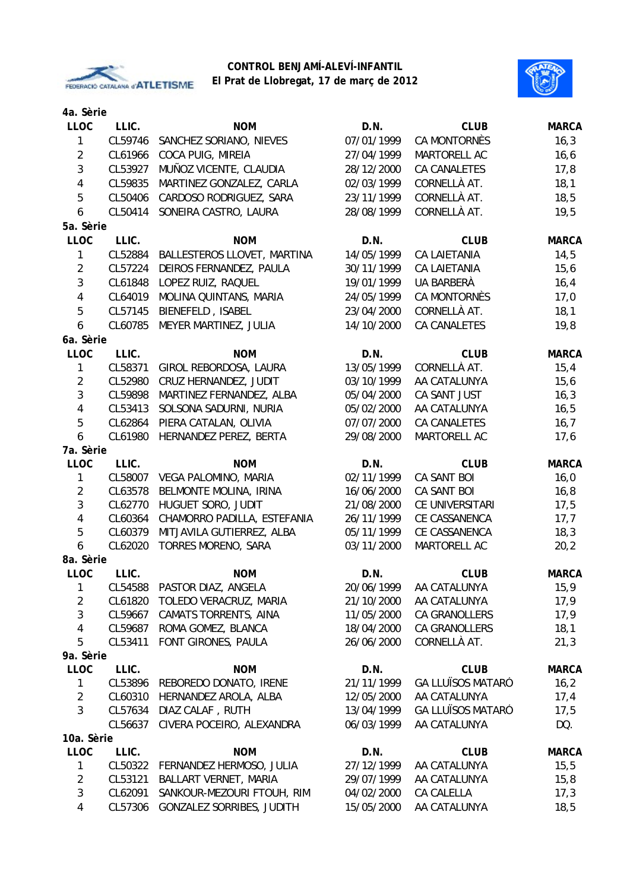**CONTROL BENJAMÍ-ALEVÍ-INFANTIL**
**El Prat de Llobregat, 17 de març de 2012**

**4a. Sèrie**

| LLOC | LLIC. | NOM | D.N. | CLUB | MARCA |
|---|---|---|---|---|---|
| 1 | CL59746 | SANCHEZ SORIANO, NIEVES | 07/01/1999 | CA MONTORNÈS | 16,3 |
| 2 | CL61966 | COCA PUIG, MIREIA | 27/04/1999 | MARTORELL AC | 16,6 |
| 3 | CL53927 | MUÑOZ VICENTE, CLAUDIA | 28/12/2000 | CA CANALETES | 17,8 |
| 4 | CL59835 | MARTINEZ GONZALEZ, CARLA | 02/03/1999 | CORNELLÀ AT. | 18,1 |
| 5 | CL50406 | CARDOSO RODRIGUEZ, SARA | 23/11/1999 | CORNELLÀ AT. | 18,5 |
| 6 | CL50414 | SONEIRA CASTRO, LAURA | 28/08/1999 | CORNELLÀ AT. | 19,5 |

**5a. Sèrie**

| LLOC | LLIC. | NOM | D.N. | CLUB | MARCA |
|---|---|---|---|---|---|
| 1 | CL52884 | BALLESTEROS LLOVET, MARTINA | 14/05/1999 | CA LAIETANIA | 14,5 |
| 2 | CL57224 | DEIROS FERNANDEZ, PAULA | 30/11/1999 | CA LAIETANIA | 15,6 |
| 3 | CL61848 | LOPEZ RUIZ, RAQUEL | 19/01/1999 | UA BARBERÀ | 16,4 |
| 4 | CL64019 | MOLINA QUINTANS, MARIA | 24/05/1999 | CA MONTORNÈS | 17,0 |
| 5 | CL57145 | BIENEFELD , ISABEL | 23/04/2000 | CORNELLÀ AT. | 18,1 |
| 6 | CL60785 | MEYER MARTINEZ, JULIA | 14/10/2000 | CA CANALETES | 19,8 |

**6a. Sèrie**

| LLOC | LLIC. | NOM | D.N. | CLUB | MARCA |
|---|---|---|---|---|---|
| 1 | CL58371 | GIROL REBORDOSA, LAURA | 13/05/1999 | CORNELLÀ AT. | 15,4 |
| 2 | CL52980 | CRUZ HERNANDEZ, JUDIT | 03/10/1999 | AA CATALUNYA | 15,6 |
| 3 | CL59898 | MARTINEZ FERNANDEZ, ALBA | 05/04/2000 | CA SANT JUST | 16,3 |
| 4 | CL53413 | SOLSONA SADURNI, NURIA | 05/02/2000 | AA CATALUNYA | 16,5 |
| 5 | CL62864 | PIERA CATALAN, OLIVIA | 07/07/2000 | CA CANALETES | 16,7 |
| 6 | CL61980 | HERNANDEZ PEREZ, BERTA | 29/08/2000 | MARTORELL AC | 17,6 |

**7a. Sèrie**

| LLOC | LLIC. | NOM | D.N. | CLUB | MARCA |
|---|---|---|---|---|---|
| 1 | CL58007 | VEGA PALOMINO, MARIA | 02/11/1999 | CA SANT BOI | 16,0 |
| 2 | CL63578 | BELMONTE MOLINA, IRINA | 16/06/2000 | CA SANT BOI | 16,8 |
| 3 | CL62770 | HUGUET SORO, JUDIT | 21/08/2000 | CE UNIVERSITARI | 17,5 |
| 4 | CL60364 | CHAMORRO PADILLA, ESTEFANIA | 26/11/1999 | CE CASSANENCA | 17,7 |
| 5 | CL60379 | MITJAVILA GUTIERREZ, ALBA | 05/11/1999 | CE CASSANENCA | 18,3 |
| 6 | CL62020 | TORRES MORENO, SARA | 03/11/2000 | MARTORELL AC | 20,2 |

**8a. Sèrie**

| LLOC | LLIC. | NOM | D.N. | CLUB | MARCA |
|---|---|---|---|---|---|
| 1 | CL54588 | PASTOR DIAZ, ANGELA | 20/06/1999 | AA CATALUNYA | 15,9 |
| 2 | CL61820 | TOLEDO VERACRUZ, MARIA | 21/10/2000 | AA CATALUNYA | 17,9 |
| 3 | CL59667 | CAMATS TORRENTS, AINA | 11/05/2000 | CA GRANOLLERS | 17,9 |
| 4 | CL59687 | ROMA GOMEZ, BLANCA | 18/04/2000 | CA GRANOLLERS | 18,1 |
| 5 | CL53411 | FONT GIRONES, PAULA | 26/06/2000 | CORNELLÀ AT. | 21,3 |

**9a. Sèrie**

| LLOC | LLIC. | NOM | D.N. | CLUB | MARCA |
|---|---|---|---|---|---|
| 1 | CL53896 | REBOREDO DONATO, IRENE | 21/11/1999 | GA LLUÏSOS MATARÓ | 16,2 |
| 2 | CL60310 | HERNANDEZ AROLA, ALBA | 12/05/2000 | AA CATALUNYA | 17,4 |
| 3 | CL57634 | DIAZ CALAF , RUTH | 13/04/1999 | GA LLUÏSOS MATARÓ | 17,5 |
| | CL56637 | CIVERA POCEIRO, ALEXANDRA | 06/03/1999 | AA CATALUNYA | DQ. |

**10a. Sèrie**

| LLOC | LLIC. | NOM | D.N. | CLUB | MARCA |
|---|---|---|---|---|---|
| 1 | CL50322 | FERNANDEZ HERMOSO, JULIA | 27/12/1999 | AA CATALUNYA | 15,5 |
| 2 | CL53121 | BALLART VERNET, MARIA | 29/07/1999 | AA CATALUNYA | 15,8 |
| 3 | CL62091 | SANKOUR-MEZOURI FTOUH, RIM | 04/02/2000 | CA CALELLA | 17,3 |
| 4 | CL57306 | GONZALEZ SORRIBES, JUDITH | 15/05/2000 | AA CATALUNYA | 18,5 |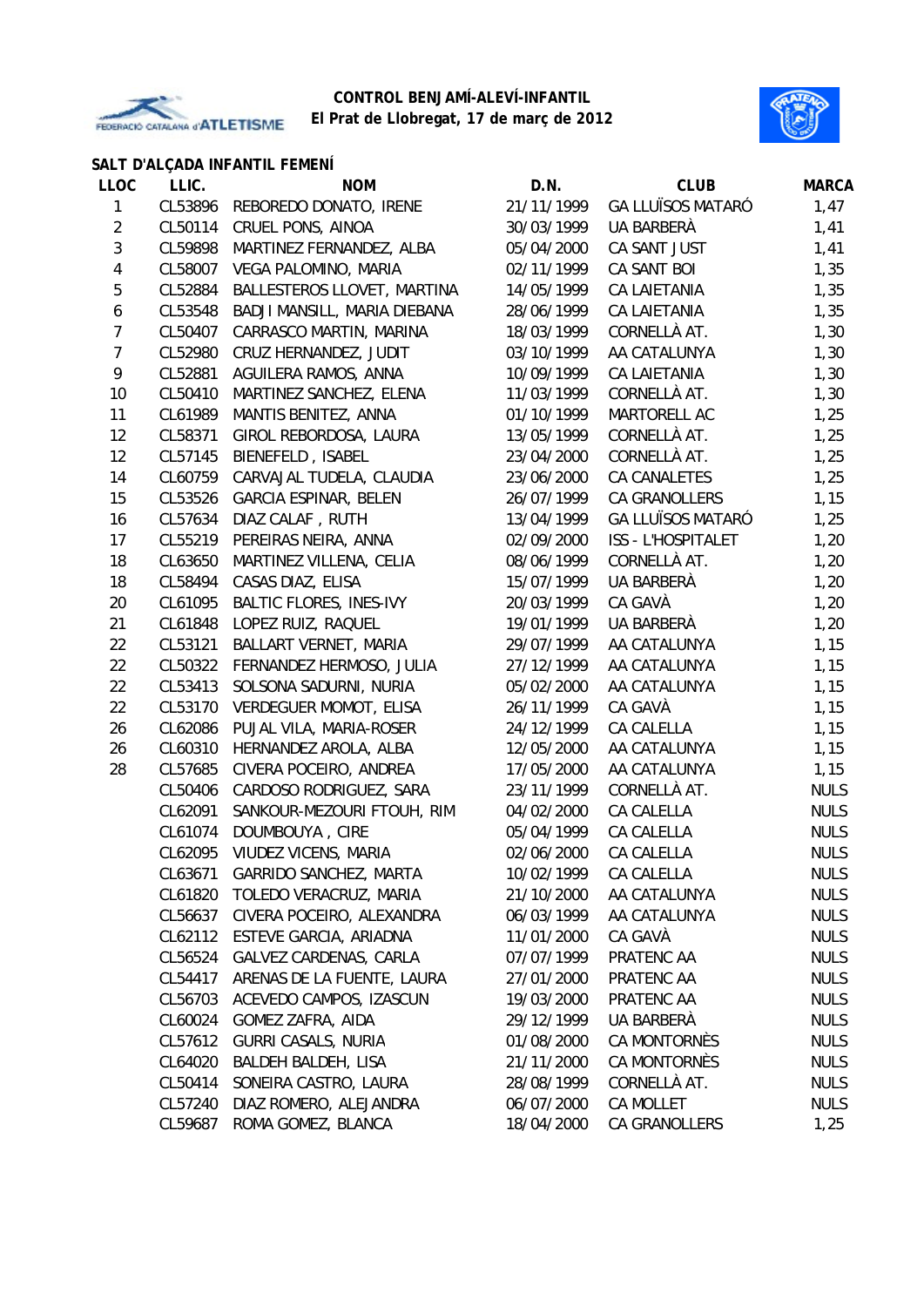**CONTROL BENJAMÍ-ALEVÍ-INFANTIL**
**El Prat de Llobregat, 17 de març de 2012**

## SALT D'ALÇADA INFANTIL FEMENÍ

| LLOC | LLIC. | NOM | D.N. | CLUB | MARCA |
|---|---|---|---|---|---|
| 1 | CL53896 | REBOREDO DONATO, IRENE | 21/11/1999 | GA LLUÏSOS MATARÓ | 1,47 |
| 2 | CL50114 | CRUEL PONS, AINOA | 30/03/1999 | UA BARBERÀ | 1,41 |
| 3 | CL59898 | MARTINEZ FERNANDEZ, ALBA | 05/04/2000 | CA SANT JUST | 1,41 |
| 4 | CL58007 | VEGA PALOMINO, MARIA | 02/11/1999 | CA SANT BOI | 1,35 |
| 5 | CL52884 | BALLESTEROS LLOVET, MARTINA | 14/05/1999 | CA LAIETANIA | 1,35 |
| 6 | CL53548 | BADJI MANSILL, MARIA DIEBANA | 28/06/1999 | CA LAIETANIA | 1,35 |
| 7 | CL50407 | CARRASCO MARTIN, MARINA | 18/03/1999 | CORNELLÀ AT. | 1,30 |
| 7 | CL52980 | CRUZ HERNANDEZ, JUDIT | 03/10/1999 | AA CATALUNYA | 1,30 |
| 9 | CL52881 | AGUILERA RAMOS, ANNA | 10/09/1999 | CA LAIETANIA | 1,30 |
| 10 | CL50410 | MARTINEZ SANCHEZ, ELENA | 11/03/1999 | CORNELLÀ AT. | 1,30 |
| 11 | CL61989 | MANTIS BENITEZ, ANNA | 01/10/1999 | MARTORELL AC | 1,25 |
| 12 | CL58371 | GIROL REBORDOSA, LAURA | 13/05/1999 | CORNELLÀ AT. | 1,25 |
| 12 | CL57145 | BIENEFELD , ISABEL | 23/04/2000 | CORNELLÀ AT. | 1,25 |
| 14 | CL60759 | CARVAJAL TUDELA, CLAUDIA | 23/06/2000 | CA CANALETES | 1,25 |
| 15 | CL53526 | GARCIA ESPINAR, BELEN | 26/07/1999 | CA GRANOLLERS | 1,15 |
| 16 | CL57634 | DIAZ CALAF , RUTH | 13/04/1999 | GA LLUÏSOS MATARÓ | 1,25 |
| 17 | CL55219 | PEREIRAS NEIRA, ANNA | 02/09/2000 | ISS - L'HOSPITALET | 1,20 |
| 18 | CL63650 | MARTINEZ VILLENA, CELIA | 08/06/1999 | CORNELLÀ AT. | 1,20 |
| 18 | CL58494 | CASAS DIAZ, ELISA | 15/07/1999 | UA BARBERÀ | 1,20 |
| 20 | CL61095 | BALTIC FLORES, INES-IVY | 20/03/1999 | CA GAVÀ | 1,20 |
| 21 | CL61848 | LOPEZ RUIZ, RAQUEL | 19/01/1999 | UA BARBERÀ | 1,20 |
| 22 | CL53121 | BALLART VERNET, MARIA | 29/07/1999 | AA CATALUNYA | 1,15 |
| 22 | CL50322 | FERNANDEZ HERMOSO, JULIA | 27/12/1999 | AA CATALUNYA | 1,15 |
| 22 | CL53413 | SOLSONA SADURNI, NURIA | 05/02/2000 | AA CATALUNYA | 1,15 |
| 22 | CL53170 | VERDEGUER MOMOT, ELISA | 26/11/1999 | CA GAVÀ | 1,15 |
| 26 | CL62086 | PUJAL VILA, MARIA-ROSER | 24/12/1999 | CA CALELLA | 1,15 |
| 26 | CL60310 | HERNANDEZ AROLA, ALBA | 12/05/2000 | AA CATALUNYA | 1,15 |
| 28 | CL57685 | CIVERA POCEIRO, ANDREA | 17/05/2000 | AA CATALUNYA | 1,15 |
| | CL50406 | CARDOSO RODRIGUEZ, SARA | 23/11/1999 | CORNELLÀ AT. | NULS |
| | CL62091 | SANKOUR-MEZOURI FTOUH, RIM | 04/02/2000 | CA CALELLA | NULS |
| | CL61074 | DOUMBOUYA , CIRE | 05/04/1999 | CA CALELLA | NULS |
| | CL62095 | VIUDEZ VICENS, MARIA | 02/06/2000 | CA CALELLA | NULS |
| | CL63671 | GARRIDO SANCHEZ, MARTA | 10/02/1999 | CA CALELLA | NULS |
| | CL61820 | TOLEDO VERACRUZ, MARIA | 21/10/2000 | AA CATALUNYA | NULS |
| | CL56637 | CIVERA POCEIRO, ALEXANDRA | 06/03/1999 | AA CATALUNYA | NULS |
| | CL62112 | ESTEVE GARCIA, ARIADNA | 11/01/2000 | CA GAVÀ | NULS |
| | CL56524 | GALVEZ CARDENAS, CARLA | 07/07/1999 | PRATENC AA | NULS |
| | CL54417 | ARENAS DE LA FUENTE, LAURA | 27/01/2000 | PRATENC AA | NULS |
| | CL56703 | ACEVEDO CAMPOS, IZASCUN | 19/03/2000 | PRATENC AA | NULS |
| | CL60024 | GOMEZ ZAFRA, AIDA | 29/12/1999 | UA BARBERÀ | NULS |
| | CL57612 | GURRI CASALS, NURIA | 01/08/2000 | CA MONTORNÈS | NULS |
| | CL64020 | BALDEH BALDEH, LISA | 21/11/2000 | CA MONTORNÈS | NULS |
| | CL50414 | SONEIRA CASTRO, LAURA | 28/08/1999 | CORNELLÀ AT. | NULS |
| | CL57240 | DIAZ ROMERO, ALEJANDRA | 06/07/2000 | CA MOLLET | NULS |
| | CL59687 | ROMA GOMEZ, BLANCA | 18/04/2000 | CA GRANOLLERS | 1,25 |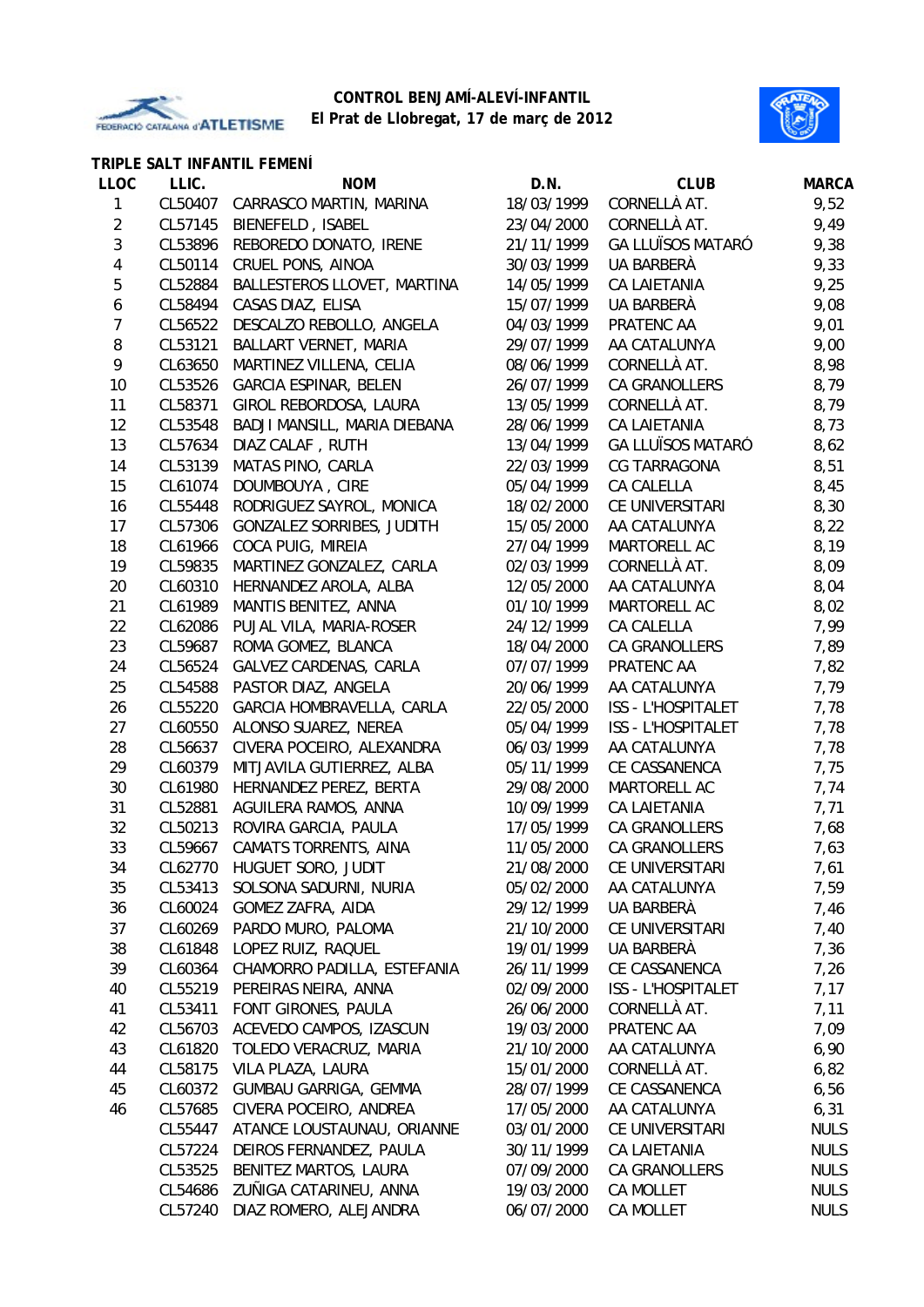**CONTROL BENJAMÍ-ALEVÍ-INFANTIL**
**El Prat de Llobregat, 17 de març de 2012**

### TRIPLE SALT INFANTIL FEMENÍ

| LLOC | LLIC. | NOM | D.N. | CLUB | MARCA |
|---|---|---|---|---|---|
| 1 | CL50407 | CARRASCO MARTIN, MARINA | 18/03/1999 | CORNELLÀ AT. | 9,52 |
| 2 | CL57145 | BIENEFELD , ISABEL | 23/04/2000 | CORNELLÀ AT. | 9,49 |
| 3 | CL53896 | REBOREDO DONATO, IRENE | 21/11/1999 | GA LLUÏSOS MATARÓ | 9,38 |
| 4 | CL50114 | CRUEL PONS, AINOA | 30/03/1999 | UA BARBERÀ | 9,33 |
| 5 | CL52884 | BALLESTEROS LLOVET, MARTINA | 14/05/1999 | CA LAIETANIA | 9,25 |
| 6 | CL58494 | CASAS DIAZ, ELISA | 15/07/1999 | UA BARBERÀ | 9,08 |
| 7 | CL56522 | DESCALZO REBOLLO, ANGELA | 04/03/1999 | PRATENC AA | 9,01 |
| 8 | CL53121 | BALLART VERNET, MARIA | 29/07/1999 | AA CATALUNYA | 9,00 |
| 9 | CL63650 | MARTINEZ VILLENA, CELIA | 08/06/1999 | CORNELLÀ AT. | 8,98 |
| 10 | CL53526 | GARCIA ESPINAR, BELEN | 26/07/1999 | CA GRANOLLERS | 8,79 |
| 11 | CL58371 | GIROL REBORDOSA, LAURA | 13/05/1999 | CORNELLÀ AT. | 8,79 |
| 12 | CL53548 | BADJI MANSILL, MARIA DIEBANA | 28/06/1999 | CA LAIETANIA | 8,73 |
| 13 | CL57634 | DIAZ CALAF , RUTH | 13/04/1999 | GA LLUÏSOS MATARÓ | 8,62 |
| 14 | CL53139 | MATAS PINO, CARLA | 22/03/1999 | CG TARRAGONA | 8,51 |
| 15 | CL61074 | DOUMBOUYA , CIRE | 05/04/1999 | CA CALELLA | 8,45 |
| 16 | CL55448 | RODRIGUEZ SAYROL, MONICA | 18/02/2000 | CE UNIVERSITARI | 8,30 |
| 17 | CL57306 | GONZALEZ SORRIBES, JUDITH | 15/05/2000 | AA CATALUNYA | 8,22 |
| 18 | CL61966 | COCA PUIG, MIREIA | 27/04/1999 | MARTORELL AC | 8,19 |
| 19 | CL59835 | MARTINEZ GONZALEZ, CARLA | 02/03/1999 | CORNELLÀ AT. | 8,09 |
| 20 | CL60310 | HERNANDEZ AROLA, ALBA | 12/05/2000 | AA CATALUNYA | 8,04 |
| 21 | CL61989 | MANTIS BENITEZ, ANNA | 01/10/1999 | MARTORELL AC | 8,02 |
| 22 | CL62086 | PUJAL VILA, MARIA-ROSER | 24/12/1999 | CA CALELLA | 7,99 |
| 23 | CL59687 | ROMA GOMEZ, BLANCA | 18/04/2000 | CA GRANOLLERS | 7,89 |
| 24 | CL56524 | GALVEZ CARDENAS, CARLA | 07/07/1999 | PRATENC AA | 7,82 |
| 25 | CL54588 | PASTOR DIAZ, ANGELA | 20/06/1999 | AA CATALUNYA | 7,79 |
| 26 | CL55220 | GARCIA HOMBRAVELLA, CARLA | 22/05/2000 | ISS - L'HOSPITALET | 7,78 |
| 27 | CL60550 | ALONSO SUAREZ, NEREA | 05/04/1999 | ISS - L'HOSPITALET | 7,78 |
| 28 | CL56637 | CIVERA POCEIRO, ALEXANDRA | 06/03/1999 | AA CATALUNYA | 7,78 |
| 29 | CL60379 | MITJAVILA GUTIERREZ, ALBA | 05/11/1999 | CE CASSANENCA | 7,75 |
| 30 | CL61980 | HERNANDEZ PEREZ, BERTA | 29/08/2000 | MARTORELL AC | 7,74 |
| 31 | CL52881 | AGUILERA RAMOS, ANNA | 10/09/1999 | CA LAIETANIA | 7,71 |
| 32 | CL50213 | ROVIRA GARCIA, PAULA | 17/05/1999 | CA GRANOLLERS | 7,68 |
| 33 | CL59667 | CAMATS TORRENTS, AINA | 11/05/2000 | CA GRANOLLERS | 7,63 |
| 34 | CL62770 | HUGUET SORO, JUDIT | 21/08/2000 | CE UNIVERSITARI | 7,61 |
| 35 | CL53413 | SOLSONA SADURNI, NURIA | 05/02/2000 | AA CATALUNYA | 7,59 |
| 36 | CL60024 | GOMEZ ZAFRA, AIDA | 29/12/1999 | UA BARBERÀ | 7,46 |
| 37 | CL60269 | PARDO MURO, PALOMA | 21/10/2000 | CE UNIVERSITARI | 7,40 |
| 38 | CL61848 | LOPEZ RUIZ, RAQUEL | 19/01/1999 | UA BARBERÀ | 7,36 |
| 39 | CL60364 | CHAMORRO PADILLA, ESTEFANIA | 26/11/1999 | CE CASSANENCA | 7,26 |
| 40 | CL55219 | PEREIRAS NEIRA, ANNA | 02/09/2000 | ISS - L'HOSPITALET | 7,17 |
| 41 | CL53411 | FONT GIRONES, PAULA | 26/06/2000 | CORNELLÀ AT. | 7,11 |
| 42 | CL56703 | ACEVEDO CAMPOS, IZASCUN | 19/03/2000 | PRATENC AA | 7,09 |
| 43 | CL61820 | TOLEDO VERACRUZ, MARIA | 21/10/2000 | AA CATALUNYA | 6,90 |
| 44 | CL58175 | VILA PLAZA, LAURA | 15/01/2000 | CORNELLÀ AT. | 6,82 |
| 45 | CL60372 | GUMBAU GARRIGA, GEMMA | 28/07/1999 | CE CASSANENCA | 6,56 |
| 46 | CL57685 | CIVERA POCEIRO, ANDREA | 17/05/2000 | AA CATALUNYA | 6,31 |
| | CL55447 | ATANCE LOUSTAUNAU, ORIANNE | 03/01/2000 | CE UNIVERSITARI | NULS |
| | CL57224 | DEIROS FERNANDEZ, PAULA | 30/11/1999 | CA LAIETANIA | NULS |
| | CL53525 | BENITEZ MARTOS, LAURA | 07/09/2000 | CA GRANOLLERS | NULS |
| | CL54686 | ZUÑIGA CATARINEU, ANNA | 19/03/2000 | CA MOLLET | NULS |
| | CL57240 | DIAZ ROMERO, ALEJANDRA | 06/07/2000 | CA MOLLET | NULS |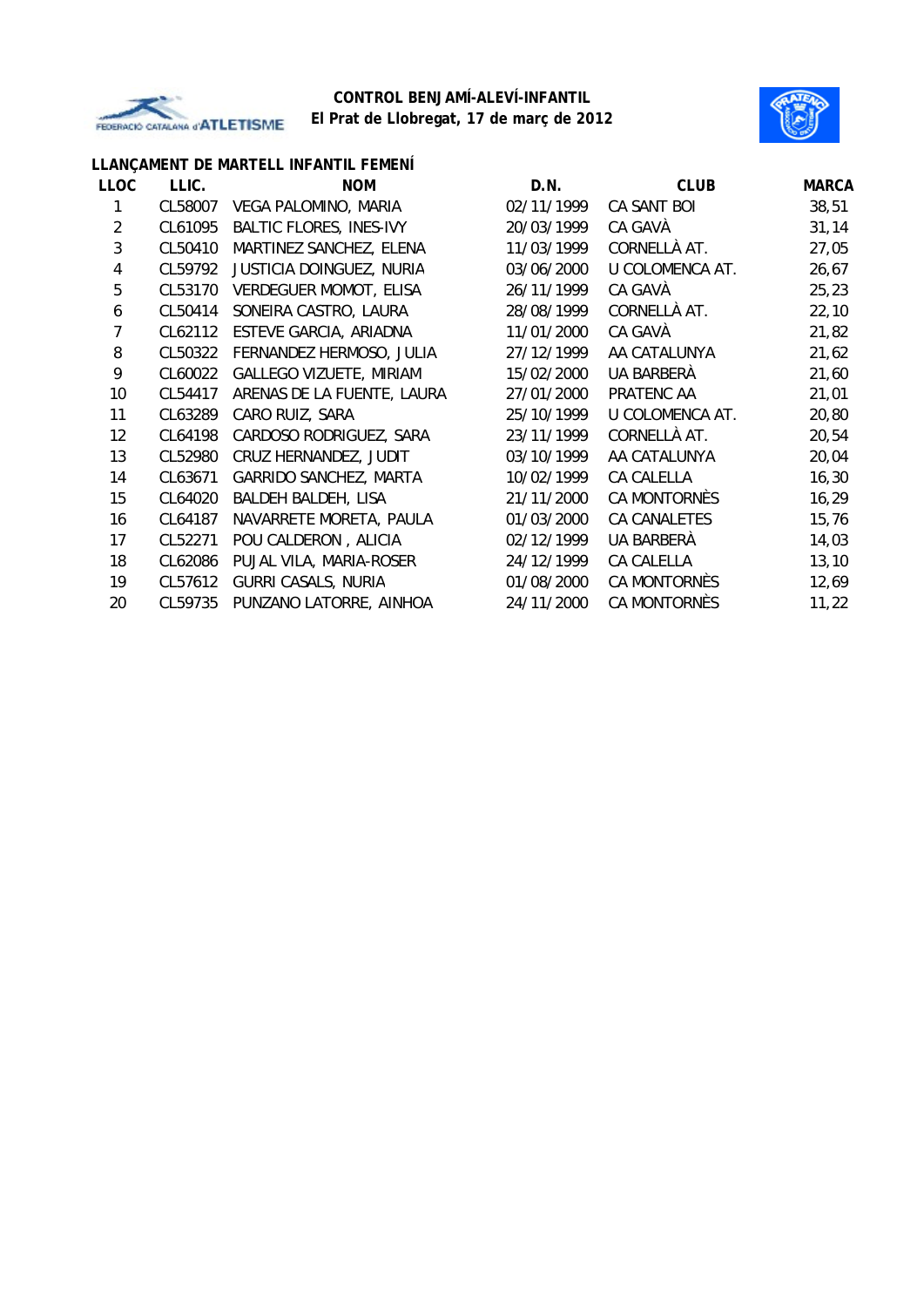**CONTROL BENJAMÍ-ALEVÍ-INFANTIL**
**El Prat de Llobregat, 17 de març de 2012**

### LLANÇAMENT DE MARTELL INFANTIL FEMENÍ

| LLOC | LLIC. | NOM | D.N. | CLUB | MARCA |
|---|---|---|---|---|---|
| 1 | CL58007 | VEGA PALOMINO, MARIA | 02/11/1999 | CA SANT BOI | 38,51 |
| 2 | CL61095 | BALTIC FLORES, INES-IVY | 20/03/1999 | CA GAVÀ | 31,14 |
| 3 | CL50410 | MARTINEZ SANCHEZ, ELENA | 11/03/1999 | CORNELLÀ AT. | 27,05 |
| 4 | CL59792 | JUSTICIA DOINGUEZ, NURIA | 03/06/2000 | U COLOMENCA AT. | 26,67 |
| 5 | CL53170 | VERDEGUER MOMOT, ELISA | 26/11/1999 | CA GAVÀ | 25,23 |
| 6 | CL50414 | SONEIRA CASTRO, LAURA | 28/08/1999 | CORNELLÀ AT. | 22,10 |
| 7 | CL62112 | ESTEVE GARCIA, ARIADNA | 11/01/2000 | CA GAVÀ | 21,82 |
| 8 | CL50322 | FERNANDEZ HERMOSO, JULIA | 27/12/1999 | AA CATALUNYA | 21,62 |
| 9 | CL60022 | GALLEGO VIZUETE, MIRIAM | 15/02/2000 | UA BARBERÀ | 21,60 |
| 10 | CL54417 | ARENAS DE LA FUENTE, LAURA | 27/01/2000 | PRATENC AA | 21,01 |
| 11 | CL63289 | CARO RUIZ, SARA | 25/10/1999 | U COLOMENCA AT. | 20,80 |
| 12 | CL64198 | CARDOSO RODRIGUEZ, SARA | 23/11/1999 | CORNELLÀ AT. | 20,54 |
| 13 | CL52980 | CRUZ HERNANDEZ, JUDIT | 03/10/1999 | AA CATALUNYA | 20,04 |
| 14 | CL63671 | GARRIDO SANCHEZ, MARTA | 10/02/1999 | CA CALELLA | 16,30 |
| 15 | CL64020 | BALDEH BALDEH, LISA | 21/11/2000 | CA MONTORNÈS | 16,29 |
| 16 | CL64187 | NAVARRETE MORETA, PAULA | 01/03/2000 | CA CANALETES | 15,76 |
| 17 | CL52271 | POU CALDERON , ALICIA | 02/12/1999 | UA BARBERÀ | 14,03 |
| 18 | CL62086 | PUJAL VILA, MARIA-ROSER | 24/12/1999 | CA CALELLA | 13,10 |
| 19 | CL57612 | GURRI CASALS, NURIA | 01/08/2000 | CA MONTORNÈS | 12,69 |
| 20 | CL59735 | PUNZANO LATORRE, AINHOA | 24/11/2000 | CA MONTORNÈS | 11,22 |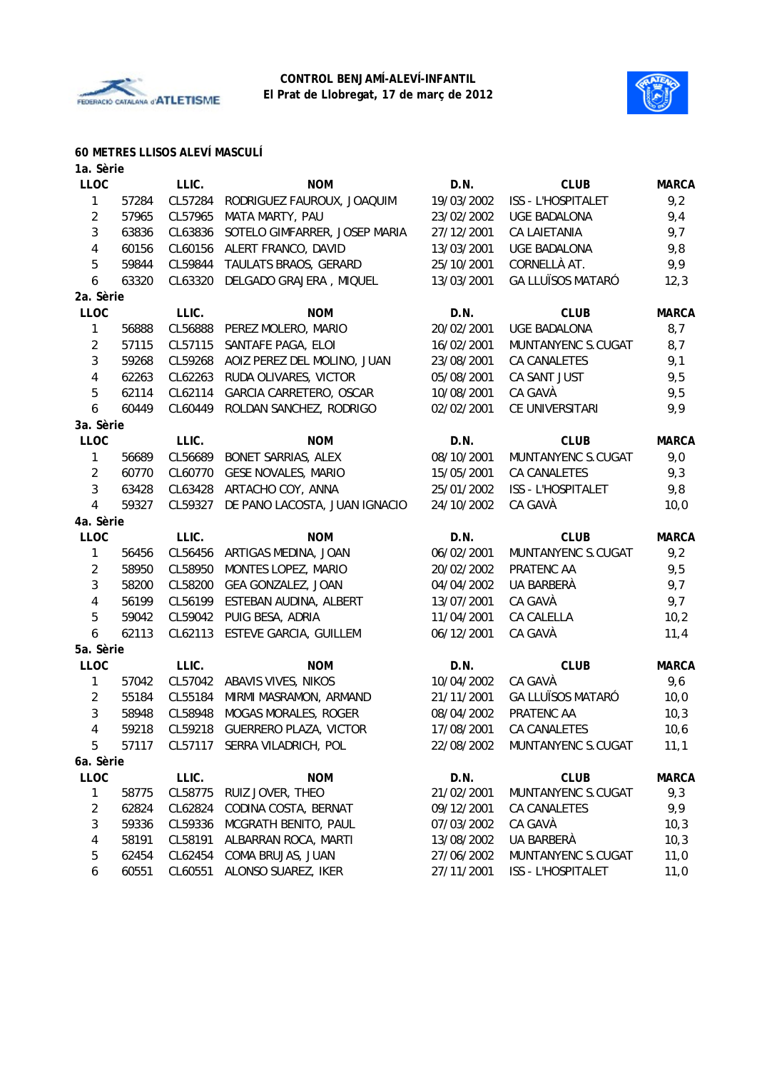**CONTROL BENJAMÍ-ALEVÍ-INFANTIL**
**El Prat de Llobregat, 17 de març de 2012**

## 60 METRES LLISOS ALEVÍ MASCULÍ

### 1a. Sèrie

| LLOC | | LLIC. | NOM | D.N. | CLUB | MARCA |
|---|---|---|---|---|---|---|
| 1 | 57284 | CL57284 | RODRIGUEZ FAUROUX, JOAQUIM | 19/03/2002 | ISS - L'HOSPITALET | 9,2 |
| 2 | 57965 | CL57965 | MATA MARTY, PAU | 23/02/2002 | UGE BADALONA | 9,4 |
| 3 | 63836 | CL63836 | SOTELO GIMFARRER, JOSEP MARIA | 27/12/2001 | CA LAIETANIA | 9,7 |
| 4 | 60156 | CL60156 | ALERT FRANCO, DAVID | 13/03/2001 | UGE BADALONA | 9,8 |
| 5 | 59844 | CL59844 | TAULATS BRAOS, GERARD | 25/10/2001 | CORNELLÀ AT. | 9,9 |
| 6 | 63320 | CL63320 | DELGADO GRAJERA , MIQUEL | 13/03/2001 | GA LLUÏSOS MATARÓ | 12,3 |

### 2a. Sèrie

| LLOC | | LLIC. | NOM | D.N. | CLUB | MARCA |
|---|---|---|---|---|---|---|
| 1 | 56888 | CL56888 | PEREZ MOLERO, MARIO | 20/02/2001 | UGE BADALONA | 8,7 |
| 2 | 57115 | CL57115 | SANTAFE PAGA, ELOI | 16/02/2001 | MUNTANYENC S.CUGAT | 8,7 |
| 3 | 59268 | CL59268 | AOIZ PEREZ DEL MOLINO, JUAN | 23/08/2001 | CA CANALETES | 9,1 |
| 4 | 62263 | CL62263 | RUDA OLIVARES, VICTOR | 05/08/2001 | CA SANT JUST | 9,5 |
| 5 | 62114 | CL62114 | GARCIA CARRETERO, OSCAR | 10/08/2001 | CA GAVÀ | 9,5 |
| 6 | 60449 | CL60449 | ROLDAN SANCHEZ, RODRIGO | 02/02/2001 | CE UNIVERSITARI | 9,9 |

### 3a. Sèrie

| LLOC | | LLIC. | NOM | D.N. | CLUB | MARCA |
|---|---|---|---|---|---|---|
| 1 | 56689 | CL56689 | BONET SARRIAS, ALEX | 08/10/2001 | MUNTANYENC S.CUGAT | 9,0 |
| 2 | 60770 | CL60770 | GESE NOVALES, MARIO | 15/05/2001 | CA CANALETES | 9,3 |
| 3 | 63428 | CL63428 | ARTACHO COY, ANNA | 25/01/2002 | ISS - L'HOSPITALET | 9,8 |
| 4 | 59327 | CL59327 | DE PANO LACOSTA, JUAN IGNACIO | 24/10/2002 | CA GAVÀ | 10,0 |

### 4a. Sèrie

| LLOC | | LLIC. | NOM | D.N. | CLUB | MARCA |
|---|---|---|---|---|---|---|
| 1 | 56456 | CL56456 | ARTIGAS MEDINA, JOAN | 06/02/2001 | MUNTANYENC S.CUGAT | 9,2 |
| 2 | 58950 | CL58950 | MONTES LOPEZ, MARIO | 20/02/2002 | PRATENC AA | 9,5 |
| 3 | 58200 | CL58200 | GEA GONZALEZ, JOAN | 04/04/2002 | UA BARBERÀ | 9,7 |
| 4 | 56199 | CL56199 | ESTEBAN AUDINA, ALBERT | 13/07/2001 | CA GAVÀ | 9,7 |
| 5 | 59042 | CL59042 | PUIG BESA, ADRIA | 11/04/2001 | CA CALELLA | 10,2 |
| 6 | 62113 | CL62113 | ESTEVE GARCIA, GUILLEM | 06/12/2001 | CA GAVÀ | 11,4 |

### 5a. Sèrie

| LLOC | | LLIC. | NOM | D.N. | CLUB | MARCA |
|---|---|---|---|---|---|---|
| 1 | 57042 | CL57042 | ABAVIS VIVES, NIKOS | 10/04/2002 | CA GAVÀ | 9,6 |
| 2 | 55184 | CL55184 | MIRMI MASRAMON, ARMAND | 21/11/2001 | GA LLUÏSOS MATARÓ | 10,0 |
| 3 | 58948 | CL58948 | MOGAS MORALES, ROGER | 08/04/2002 | PRATENC AA | 10,3 |
| 4 | 59218 | CL59218 | GUERRERO PLAZA, VICTOR | 17/08/2001 | CA CANALETES | 10,6 |
| 5 | 57117 | CL57117 | SERRA VILADRICH, POL | 22/08/2002 | MUNTANYENC S.CUGAT | 11,1 |

### 6a. Sèrie

| LLOC | | LLIC. | NOM | D.N. | CLUB | MARCA |
|---|---|---|---|---|---|---|
| 1 | 58775 | CL58775 | RUIZ JOVER, THEO | 21/02/2001 | MUNTANYENC S.CUGAT | 9,3 |
| 2 | 62824 | CL62824 | CODINA COSTA, BERNAT | 09/12/2001 | CA CANALETES | 9,9 |
| 3 | 59336 | CL59336 | MCGRATH BENITO, PAUL | 07/03/2002 | CA GAVÀ | 10,3 |
| 4 | 58191 | CL58191 | ALBARRAN ROCA, MARTI | 13/08/2002 | UA BARBERÀ | 10,3 |
| 5 | 62454 | CL62454 | COMA BRUJAS, JUAN | 27/06/2002 | MUNTANYENC S.CUGAT | 11,0 |
| 6 | 60551 | CL60551 | ALONSO SUAREZ, IKER | 27/11/2001 | ISS - L'HOSPITALET | 11,0 |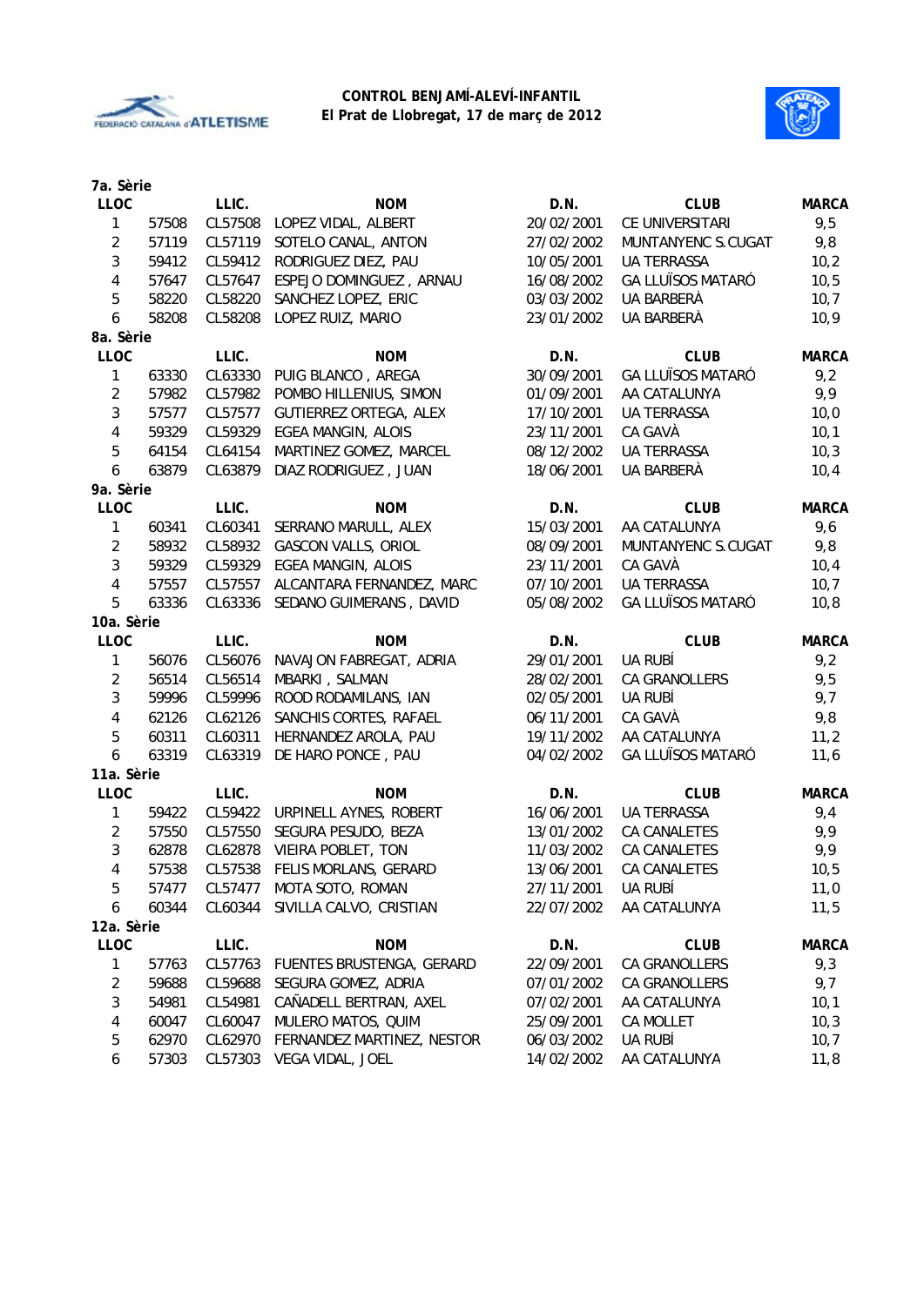**CONTROL BENJAMÍ-ALEVÍ-INFANTIL**
**El Prat de Llobregat, 17 de març de 2012**

**7a. Sèrie**

| LLOC | | LLIC. | NOM | D.N. | CLUB | MARCA |
|---|---|---|---|---|---|---|
| 1 | 57508 | CL57508 | LOPEZ VIDAL, ALBERT | 20/02/2001 | CE UNIVERSITARI | 9,5 |
| 2 | 57119 | CL57119 | SOTELO CANAL, ANTON | 27/02/2002 | MUNTANYENC S.CUGAT | 9,8 |
| 3 | 59412 | CL59412 | RODRIGUEZ DIEZ, PAU | 10/05/2001 | UA TERRASSA | 10,2 |
| 4 | 57647 | CL57647 | ESPEJO DOMINGUEZ , ARNAU | 16/08/2002 | GA LLUÏSOS MATARÓ | 10,5 |
| 5 | 58220 | CL58220 | SANCHEZ LOPEZ, ERIC | 03/03/2002 | UA BARBERÀ | 10,7 |
| 6 | 58208 | CL58208 | LOPEZ RUIZ, MARIO | 23/01/2002 | UA BARBERÀ | 10,9 |

**8a. Sèrie**

| LLOC | | LLIC. | NOM | D.N. | CLUB | MARCA |
|---|---|---|---|---|---|---|
| 1 | 63330 | CL63330 | PUIG BLANCO , AREGA | 30/09/2001 | GA LLUÏSOS MATARÓ | 9,2 |
| 2 | 57982 | CL57982 | POMBO HILLENIUS, SIMON | 01/09/2001 | AA CATALUNYA | 9,9 |
| 3 | 57577 | CL57577 | GUTIERREZ ORTEGA, ALEX | 17/10/2001 | UA TERRASSA | 10,0 |
| 4 | 59329 | CL59329 | EGEA MANGIN, ALOIS | 23/11/2001 | CA GAVÀ | 10,1 |
| 5 | 64154 | CL64154 | MARTINEZ GOMEZ, MARCEL | 08/12/2002 | UA TERRASSA | 10,3 |
| 6 | 63879 | CL63879 | DIAZ RODRIGUEZ , JUAN | 18/06/2001 | UA BARBERÀ | 10,4 |

**9a. Sèrie**

| LLOC | | LLIC. | NOM | D.N. | CLUB | MARCA |
|---|---|---|---|---|---|---|
| 1 | 60341 | CL60341 | SERRANO MARULL, ALEX | 15/03/2001 | AA CATALUNYA | 9,6 |
| 2 | 58932 | CL58932 | GASCON VALLS, ORIOL | 08/09/2001 | MUNTANYENC S.CUGAT | 9,8 |
| 3 | 59329 | CL59329 | EGEA MANGIN, ALOIS | 23/11/2001 | CA GAVÀ | 10,4 |
| 4 | 57557 | CL57557 | ALCANTARA FERNANDEZ, MARC | 07/10/2001 | UA TERRASSA | 10,7 |
| 5 | 63336 | CL63336 | SEDANO GUIMERANS , DAVID | 05/08/2002 | GA LLUÏSOS MATARÓ | 10,8 |

**10a. Sèrie**

| LLOC | | LLIC. | NOM | D.N. | CLUB | MARCA |
|---|---|---|---|---|---|---|
| 1 | 56076 | CL56076 | NAVAJON FABREGAT, ADRIA | 29/01/2001 | UA RUBÍ | 9,2 |
| 2 | 56514 | CL56514 | MBARKI , SALMAN | 28/02/2001 | CA GRANOLLERS | 9,5 |
| 3 | 59996 | CL59996 | ROOD RODAMILANS, IAN | 02/05/2001 | UA RUBÍ | 9,7 |
| 4 | 62126 | CL62126 | SANCHIS CORTES, RAFAEL | 06/11/2001 | CA GAVÀ | 9,8 |
| 5 | 60311 | CL60311 | HERNANDEZ AROLA, PAU | 19/11/2002 | AA CATALUNYA | 11,2 |
| 6 | 63319 | CL63319 | DE HARO PONCE , PAU | 04/02/2002 | GA LLUÏSOS MATARÓ | 11,6 |

**11a. Sèrie**

| LLOC | | LLIC. | NOM | D.N. | CLUB | MARCA |
|---|---|---|---|---|---|---|
| 1 | 59422 | CL59422 | URPINELL AYNES, ROBERT | 16/06/2001 | UA TERRASSA | 9,4 |
| 2 | 57550 | CL57550 | SEGURA PESUDO, BEZA | 13/01/2002 | CA CANALETES | 9,9 |
| 3 | 62878 | CL62878 | VIEIRA POBLET, TON | 11/03/2002 | CA CANALETES | 9,9 |
| 4 | 57538 | CL57538 | FELIS MORLANS, GERARD | 13/06/2001 | CA CANALETES | 10,5 |
| 5 | 57477 | CL57477 | MOTA SOTO, ROMAN | 27/11/2001 | UA RUBÍ | 11,0 |
| 6 | 60344 | CL60344 | SIVILLA CALVO, CRISTIAN | 22/07/2002 | AA CATALUNYA | 11,5 |

**12a. Sèrie**

| LLOC | | LLIC. | NOM | D.N. | CLUB | MARCA |
|---|---|---|---|---|---|---|
| 1 | 57763 | CL57763 | FUENTES BRUSTENGA, GERARD | 22/09/2001 | CA GRANOLLERS | 9,3 |
| 2 | 59688 | CL59688 | SEGURA GOMEZ, ADRIA | 07/01/2002 | CA GRANOLLERS | 9,7 |
| 3 | 54981 | CL54981 | CAÑADELL BERTRAN, AXEL | 07/02/2001 | AA CATALUNYA | 10,1 |
| 4 | 60047 | CL60047 | MULERO MATOS, QUIM | 25/09/2001 | CA MOLLET | 10,3 |
| 5 | 62970 | CL62970 | FERNANDEZ MARTINEZ, NESTOR | 06/03/2002 | UA RUBÍ | 10,7 |
| 6 | 57303 | CL57303 | VEGA VIDAL, JOEL | 14/02/2002 | AA CATALUNYA | 11,8 |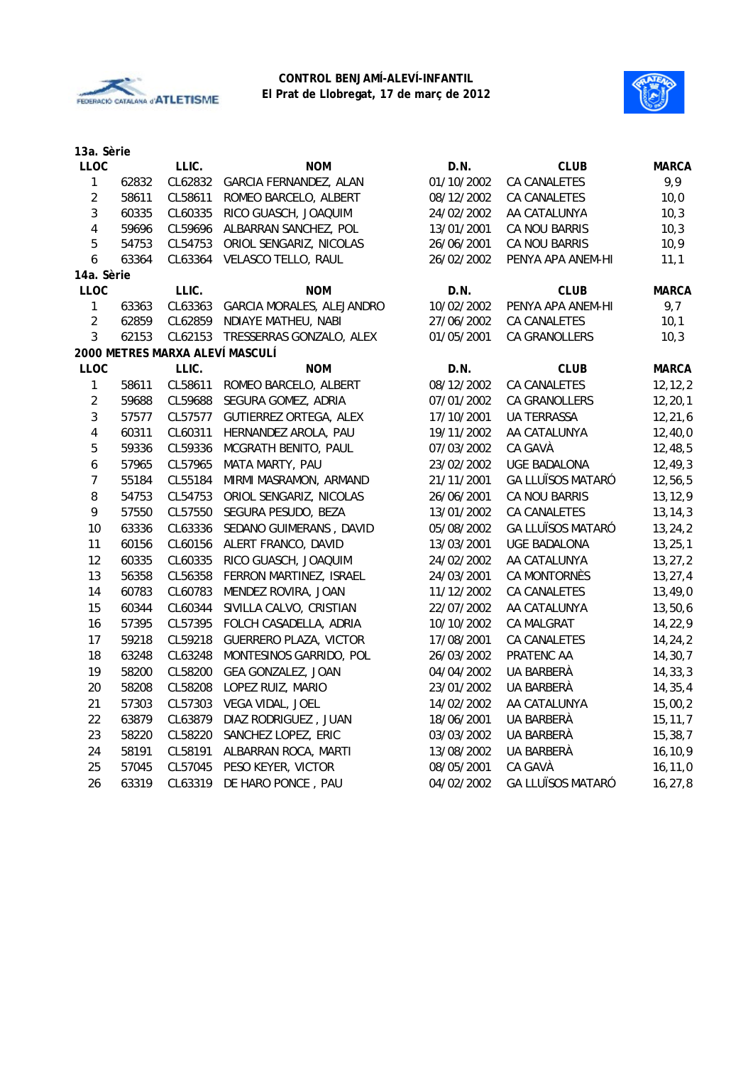**CONTROL BENJAMÍ-ALEVÍ-INFANTIL**
**El Prat de Llobregat, 17 de març de 2012**

### 13a. Sèrie

| LLOC | | LLIC. | NOM | D.N. | CLUB | MARCA |
|---|---|---|---|---|---|---|
| 1 | 62832 | CL62832 | GARCIA FERNANDEZ, ALAN | 01/10/2002 | CA CANALETES | 9,9 |
| 2 | 58611 | CL58611 | ROMEO BARCELO, ALBERT | 08/12/2002 | CA CANALETES | 10,0 |
| 3 | 60335 | CL60335 | RICO GUASCH, JOAQUIM | 24/02/2002 | AA CATALUNYA | 10,3 |
| 4 | 59696 | CL59696 | ALBARRAN SANCHEZ, POL | 13/01/2001 | CA NOU BARRIS | 10,3 |
| 5 | 54753 | CL54753 | ORIOL SENGARIZ, NICOLAS | 26/06/2001 | CA NOU BARRIS | 10,9 |
| 6 | 63364 | CL63364 | VELASCO TELLO, RAUL | 26/02/2002 | PENYA APA ANEM-HI | 11,1 |

### 14a. Sèrie

| LLOC | | LLIC. | NOM | D.N. | CLUB | MARCA |
|---|---|---|---|---|---|---|
| 1 | 63363 | CL63363 | GARCIA MORALES, ALEJANDRO | 10/02/2002 | PENYA APA ANEM-HI | 9,7 |
| 2 | 62859 | CL62859 | NDIAYE MATHEU, NABI | 27/06/2002 | CA CANALETES | 10,1 |
| 3 | 62153 | CL62153 | TRESSERRAS GONZALO, ALEX | 01/05/2001 | CA GRANOLLERS | 10,3 |

### 2000 METRES MARXA ALEVÍ MASCULÍ

| LLOC | | LLIC. | NOM | D.N. | CLUB | MARCA |
|---|---|---|---|---|---|---|
| 1 | 58611 | CL58611 | ROMEO BARCELO, ALBERT | 08/12/2002 | CA CANALETES | 12,12,2 |
| 2 | 59688 | CL59688 | SEGURA GOMEZ, ADRIA | 07/01/2002 | CA GRANOLLERS | 12,20,1 |
| 3 | 57577 | CL57577 | GUTIERREZ ORTEGA, ALEX | 17/10/2001 | UA TERRASSA | 12,21,6 |
| 4 | 60311 | CL60311 | HERNANDEZ AROLA, PAU | 19/11/2002 | AA CATALUNYA | 12,40,0 |
| 5 | 59336 | CL59336 | MCGRATH BENITO, PAUL | 07/03/2002 | CA GAVÀ | 12,48,5 |
| 6 | 57965 | CL57965 | MATA MARTY, PAU | 23/02/2002 | UGE BADALONA | 12,49,3 |
| 7 | 55184 | CL55184 | MIRMI MASRAMON, ARMAND | 21/11/2001 | GA LLUÏSOS MATARÓ | 12,56,5 |
| 8 | 54753 | CL54753 | ORIOL SENGARIZ, NICOLAS | 26/06/2001 | CA NOU BARRIS | 13,12,9 |
| 9 | 57550 | CL57550 | SEGURA PESUDO, BEZA | 13/01/2002 | CA CANALETES | 13,14,3 |
| 10 | 63336 | CL63336 | SEDANO GUIMERANS , DAVID | 05/08/2002 | GA LLUÏSOS MATARÓ | 13,24,2 |
| 11 | 60156 | CL60156 | ALERT FRANCO, DAVID | 13/03/2001 | UGE BADALONA | 13,25,1 |
| 12 | 60335 | CL60335 | RICO GUASCH, JOAQUIM | 24/02/2002 | AA CATALUNYA | 13,27,2 |
| 13 | 56358 | CL56358 | FERRON MARTINEZ, ISRAEL | 24/03/2001 | CA MONTORNÈS | 13,27,4 |
| 14 | 60783 | CL60783 | MENDEZ ROVIRA, JOAN | 11/12/2002 | CA CANALETES | 13,49,0 |
| 15 | 60344 | CL60344 | SIVILLA CALVO, CRISTIAN | 22/07/2002 | AA CATALUNYA | 13,50,6 |
| 16 | 57395 | CL57395 | FOLCH CASADELLA, ADRIA | 10/10/2002 | CA MALGRAT | 14,22,9 |
| 17 | 59218 | CL59218 | GUERRERO PLAZA, VICTOR | 17/08/2001 | CA CANALETES | 14,24,2 |
| 18 | 63248 | CL63248 | MONTESINOS GARRIDO, POL | 26/03/2002 | PRATENC AA | 14,30,7 |
| 19 | 58200 | CL58200 | GEA GONZALEZ, JOAN | 04/04/2002 | UA BARBERÀ | 14,33,3 |
| 20 | 58208 | CL58208 | LOPEZ RUIZ, MARIO | 23/01/2002 | UA BARBERÀ | 14,35,4 |
| 21 | 57303 | CL57303 | VEGA VIDAL, JOEL | 14/02/2002 | AA CATALUNYA | 15,00,2 |
| 22 | 63879 | CL63879 | DIAZ RODRIGUEZ , JUAN | 18/06/2001 | UA BARBERÀ | 15,11,7 |
| 23 | 58220 | CL58220 | SANCHEZ LOPEZ, ERIC | 03/03/2002 | UA BARBERÀ | 15,38,7 |
| 24 | 58191 | CL58191 | ALBARRAN ROCA, MARTI | 13/08/2002 | UA BARBERÀ | 16,10,9 |
| 25 | 57045 | CL57045 | PESO KEYER, VICTOR | 08/05/2001 | CA GAVÀ | 16,11,0 |
| 26 | 63319 | CL63319 | DE HARO PONCE , PAU | 04/02/2002 | GA LLUÏSOS MATARÓ | 16,27,8 |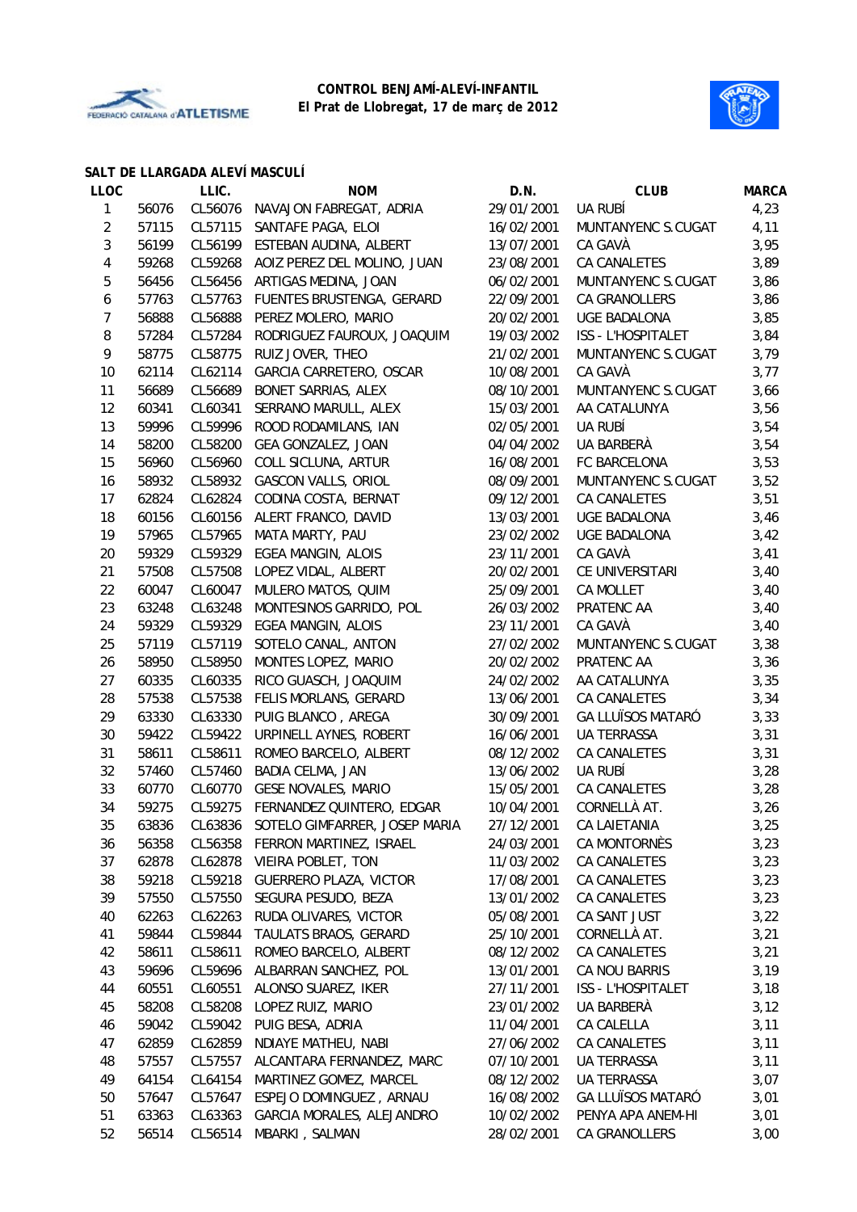**CONTROL BENJAMÍ-ALEVÍ-INFANTIL**
**El Prat de Llobregat, 17 de març de 2012**

### SALT DE LLARGADA ALEVÍ MASCULÍ

| LLOC | LLIC. | | NOM | D.N. | CLUB | MARCA |
|---|---|---|---|---|---|---|
| 1 | 56076 | CL56076 | NAVAJON FABREGAT, ADRIA | 29/01/2001 | UA RUBÍ | 4,23 |
| 2 | 57115 | CL57115 | SANTAFE PAGA, ELOI | 16/02/2001 | MUNTANYENC S.CUGAT | 4,11 |
| 3 | 56199 | CL56199 | ESTEBAN AUDINA, ALBERT | 13/07/2001 | CA GAVÀ | 3,95 |
| 4 | 59268 | CL59268 | AOIZ PEREZ DEL MOLINO, JUAN | 23/08/2001 | CA CANALETES | 3,89 |
| 5 | 56456 | CL56456 | ARTIGAS MEDINA, JOAN | 06/02/2001 | MUNTANYENC S.CUGAT | 3,86 |
| 6 | 57763 | CL57763 | FUENTES BRUSTENGA, GERARD | 22/09/2001 | CA GRANOLLERS | 3,86 |
| 7 | 56888 | CL56888 | PEREZ MOLERO, MARIO | 20/02/2001 | UGE BADALONA | 3,85 |
| 8 | 57284 | CL57284 | RODRIGUEZ FAUROUX, JOAQUIM | 19/03/2002 | ISS - L'HOSPITALET | 3,84 |
| 9 | 58775 | CL58775 | RUIZ JOVER, THEO | 21/02/2001 | MUNTANYENC S.CUGAT | 3,79 |
| 10 | 62114 | CL62114 | GARCIA CARRETERO, OSCAR | 10/08/2001 | CA GAVÀ | 3,77 |
| 11 | 56689 | CL56689 | BONET SARRIAS, ALEX | 08/10/2001 | MUNTANYENC S.CUGAT | 3,66 |
| 12 | 60341 | CL60341 | SERRANO MARULL, ALEX | 15/03/2001 | AA CATALUNYA | 3,56 |
| 13 | 59996 | CL59996 | ROOD RODAMILANS, IAN | 02/05/2001 | UA RUBÍ | 3,54 |
| 14 | 58200 | CL58200 | GEA GONZALEZ, JOAN | 04/04/2002 | UA BARBERÀ | 3,54 |
| 15 | 56960 | CL56960 | COLL SICLUNA, ARTUR | 16/08/2001 | FC BARCELONA | 3,53 |
| 16 | 58932 | CL58932 | GASCON VALLS, ORIOL | 08/09/2001 | MUNTANYENC S.CUGAT | 3,52 |
| 17 | 62824 | CL62824 | CODINA COSTA, BERNAT | 09/12/2001 | CA CANALETES | 3,51 |
| 18 | 60156 | CL60156 | ALERT FRANCO, DAVID | 13/03/2001 | UGE BADALONA | 3,46 |
| 19 | 57965 | CL57965 | MATA MARTY, PAU | 23/02/2002 | UGE BADALONA | 3,42 |
| 20 | 59329 | CL59329 | EGEA MANGIN, ALOIS | 23/11/2001 | CA GAVÀ | 3,41 |
| 21 | 57508 | CL57508 | LOPEZ VIDAL, ALBERT | 20/02/2001 | CE UNIVERSITARI | 3,40 |
| 22 | 60047 | CL60047 | MULERO MATOS, QUIM | 25/09/2001 | CA MOLLET | 3,40 |
| 23 | 63248 | CL63248 | MONTESINOS GARRIDO, POL | 26/03/2002 | PRATENC AA | 3,40 |
| 24 | 59329 | CL59329 | EGEA MANGIN, ALOIS | 23/11/2001 | CA GAVÀ | 3,40 |
| 25 | 57119 | CL57119 | SOTELO CANAL, ANTON | 27/02/2002 | MUNTANYENC S.CUGAT | 3,38 |
| 26 | 58950 | CL58950 | MONTES LOPEZ, MARIO | 20/02/2002 | PRATENC AA | 3,36 |
| 27 | 60335 | CL60335 | RICO GUASCH, JOAQUIM | 24/02/2002 | AA CATALUNYA | 3,35 |
| 28 | 57538 | CL57538 | FELIS MORLANS, GERARD | 13/06/2001 | CA CANALETES | 3,34 |
| 29 | 63330 | CL63330 | PUIG BLANCO , AREGA | 30/09/2001 | GA LLUÏSOS MATARÓ | 3,33 |
| 30 | 59422 | CL59422 | URPINELL AYNES, ROBERT | 16/06/2001 | UA TERRASSA | 3,31 |
| 31 | 58611 | CL58611 | ROMEO BARCELO, ALBERT | 08/12/2002 | CA CANALETES | 3,31 |
| 32 | 57460 | CL57460 | BADIA CELMA, JAN | 13/06/2002 | UA RUBÍ | 3,28 |
| 33 | 60770 | CL60770 | GESE NOVALES, MARIO | 15/05/2001 | CA CANALETES | 3,28 |
| 34 | 59275 | CL59275 | FERNANDEZ QUINTERO, EDGAR | 10/04/2001 | CORNELLÀ AT. | 3,26 |
| 35 | 63836 | CL63836 | SOTELO GIMFARRER, JOSEP MARIA | 27/12/2001 | CA LAIETANIA | 3,25 |
| 36 | 56358 | CL56358 | FERRON MARTINEZ, ISRAEL | 24/03/2001 | CA MONTORNÈS | 3,23 |
| 37 | 62878 | CL62878 | VIEIRA POBLET, TON | 11/03/2002 | CA CANALETES | 3,23 |
| 38 | 59218 | CL59218 | GUERRERO PLAZA, VICTOR | 17/08/2001 | CA CANALETES | 3,23 |
| 39 | 57550 | CL57550 | SEGURA PESUDO, BEZA | 13/01/2002 | CA CANALETES | 3,23 |
| 40 | 62263 | CL62263 | RUDA OLIVARES, VICTOR | 05/08/2001 | CA SANT JUST | 3,22 |
| 41 | 59844 | CL59844 | TAULATS BRAOS, GERARD | 25/10/2001 | CORNELLÀ AT. | 3,21 |
| 42 | 58611 | CL58611 | ROMEO BARCELO, ALBERT | 08/12/2002 | CA CANALETES | 3,21 |
| 43 | 59696 | CL59696 | ALBARRAN SANCHEZ, POL | 13/01/2001 | CA NOU BARRIS | 3,19 |
| 44 | 60551 | CL60551 | ALONSO SUAREZ, IKER | 27/11/2001 | ISS - L'HOSPITALET | 3,18 |
| 45 | 58208 | CL58208 | LOPEZ RUIZ, MARIO | 23/01/2002 | UA BARBERÀ | 3,12 |
| 46 | 59042 | CL59042 | PUIG BESA, ADRIA | 11/04/2001 | CA CALELLA | 3,11 |
| 47 | 62859 | CL62859 | NDIAYE MATHEU, NABI | 27/06/2002 | CA CANALETES | 3,11 |
| 48 | 57557 | CL57557 | ALCANTARA FERNANDEZ, MARC | 07/10/2001 | UA TERRASSA | 3,11 |
| 49 | 64154 | CL64154 | MARTINEZ GOMEZ, MARCEL | 08/12/2002 | UA TERRASSA | 3,07 |
| 50 | 57647 | CL57647 | ESPEJO DOMINGUEZ , ARNAU | 16/08/2002 | GA LLUÏSOS MATARÓ | 3,01 |
| 51 | 63363 | CL63363 | GARCIA MORALES, ALEJANDRO | 10/02/2002 | PENYA APA ANEM-HI | 3,01 |
| 52 | 56514 | CL56514 | MBARKI , SALMAN | 28/02/2001 | CA GRANOLLERS | 3,00 |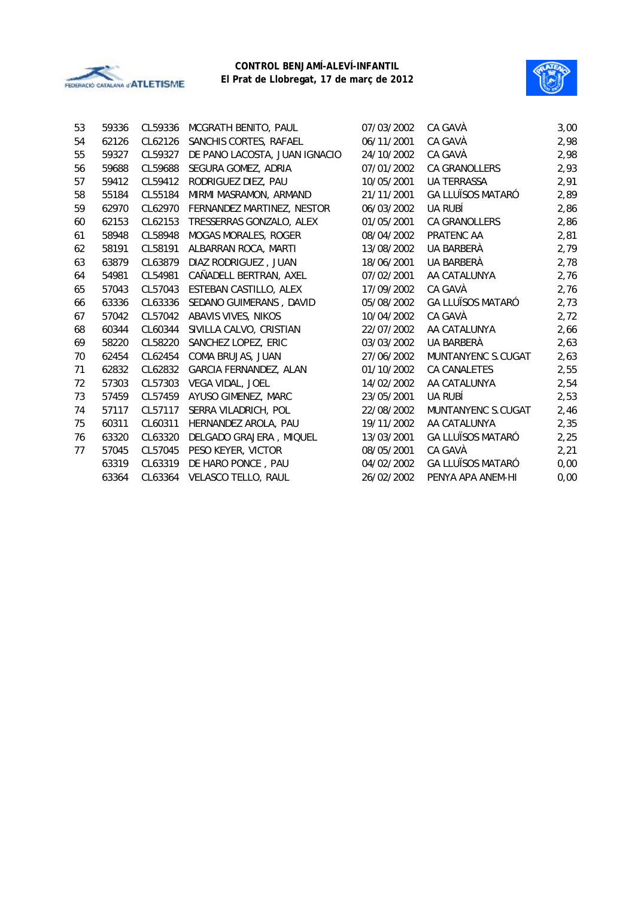**CONTROL BENJAMÍ-ALEVÍ-INFANTIL**
**El Prat de Llobregat, 17 de març de 2012**

| | | | | | | |
|---|---|---|---|---|---|---|
| 53 | 59336 | CL59336 | MCGRATH BENITO, PAUL | 07/03/2002 | CA GAVÀ | 3,00 |
| 54 | 62126 | CL62126 | SANCHIS CORTES, RAFAEL | 06/11/2001 | CA GAVÀ | 2,98 |
| 55 | 59327 | CL59327 | DE PANO LACOSTA, JUAN IGNACIO | 24/10/2002 | CA GAVÀ | 2,98 |
| 56 | 59688 | CL59688 | SEGURA GOMEZ, ADRIA | 07/01/2002 | CA GRANOLLERS | 2,93 |
| 57 | 59412 | CL59412 | RODRIGUEZ DIEZ, PAU | 10/05/2001 | UA TERRASSA | 2,91 |
| 58 | 55184 | CL55184 | MIRMI MASRAMON, ARMAND | 21/11/2001 | GA LLUÏSOS MATARÓ | 2,89 |
| 59 | 62970 | CL62970 | FERNANDEZ MARTINEZ, NESTOR | 06/03/2002 | UA RUBÍ | 2,86 |
| 60 | 62153 | CL62153 | TRESSERRAS GONZALO, ALEX | 01/05/2001 | CA GRANOLLERS | 2,86 |
| 61 | 58948 | CL58948 | MOGAS MORALES, ROGER | 08/04/2002 | PRATENC AA | 2,81 |
| 62 | 58191 | CL58191 | ALBARRAN ROCA, MARTI | 13/08/2002 | UA BARBERÀ | 2,79 |
| 63 | 63879 | CL63879 | DIAZ RODRIGUEZ , JUAN | 18/06/2001 | UA BARBERÀ | 2,78 |
| 64 | 54981 | CL54981 | CAÑADELL BERTRAN, AXEL | 07/02/2001 | AA CATALUNYA | 2,76 |
| 65 | 57043 | CL57043 | ESTEBAN CASTILLO, ALEX | 17/09/2002 | CA GAVÀ | 2,76 |
| 66 | 63336 | CL63336 | SEDANO GUIMERANS , DAVID | 05/08/2002 | GA LLUÏSOS MATARÓ | 2,73 |
| 67 | 57042 | CL57042 | ABAVIS VIVES, NIKOS | 10/04/2002 | CA GAVÀ | 2,72 |
| 68 | 60344 | CL60344 | SIVILLA CALVO, CRISTIAN | 22/07/2002 | AA CATALUNYA | 2,66 |
| 69 | 58220 | CL58220 | SANCHEZ LOPEZ, ERIC | 03/03/2002 | UA BARBERÀ | 2,63 |
| 70 | 62454 | CL62454 | COMA BRUJAS, JUAN | 27/06/2002 | MUNTANYENC S.CUGAT | 2,63 |
| 71 | 62832 | CL62832 | GARCIA FERNANDEZ, ALAN | 01/10/2002 | CA CANALETES | 2,55 |
| 72 | 57303 | CL57303 | VEGA VIDAL, JOEL | 14/02/2002 | AA CATALUNYA | 2,54 |
| 73 | 57459 | CL57459 | AYUSO GIMENEZ, MARC | 23/05/2001 | UA RUBÍ | 2,53 |
| 74 | 57117 | CL57117 | SERRA VILADRICH, POL | 22/08/2002 | MUNTANYENC S.CUGAT | 2,46 |
| 75 | 60311 | CL60311 | HERNANDEZ AROLA, PAU | 19/11/2002 | AA CATALUNYA | 2,35 |
| 76 | 63320 | CL63320 | DELGADO GRAJERA , MIQUEL | 13/03/2001 | GA LLUÏSOS MATARÓ | 2,25 |
| 77 | 57045 | CL57045 | PESO KEYER, VICTOR | 08/05/2001 | CA GAVÀ | 2,21 |
| | 63319 | CL63319 | DE HARO PONCE , PAU | 04/02/2002 | GA LLUÏSOS MATARÓ | 0,00 |
| | 63364 | CL63364 | VELASCO TELLO, RAUL | 26/02/2002 | PENYA APA ANEM-HI | 0,00 |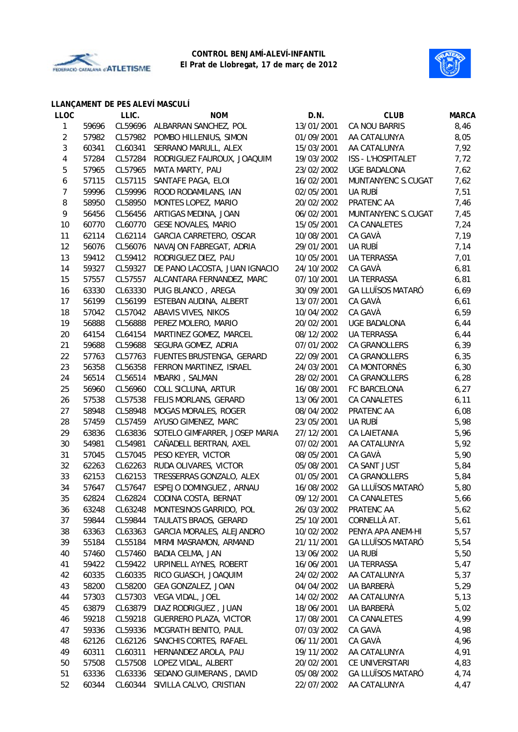**CONTROL BENJAMÍ-ALEVÍ-INFANTIL**
**El Prat de Llobregat, 17 de març de 2012**

### LLANÇAMENT DE PES ALEVÍ MASCULÍ

| LLOC | | LLIC. | NOM | D.N. | CLUB | MARCA |
|---|---|---|---|---|---|---|
| 1 | 59696 | CL59696 | ALBARRAN SANCHEZ, POL | 13/01/2001 | CA NOU BARRIS | 8,46 |
| 2 | 57982 | CL57982 | POMBO HILLENIUS, SIMON | 01/09/2001 | AA CATALUNYA | 8,05 |
| 3 | 60341 | CL60341 | SERRANO MARULL, ALEX | 15/03/2001 | AA CATALUNYA | 7,92 |
| 4 | 57284 | CL57284 | RODRIGUEZ FAUROUX, JOAQUIM | 19/03/2002 | ISS - L'HOSPITALET | 7,72 |
| 5 | 57965 | CL57965 | MATA MARTY, PAU | 23/02/2002 | UGE BADALONA | 7,62 |
| 6 | 57115 | CL57115 | SANTAFE PAGA, ELOI | 16/02/2001 | MUNTANYENC S.CUGAT | 7,62 |
| 7 | 59996 | CL59996 | ROOD RODAMILANS, IAN | 02/05/2001 | UA RUBÍ | 7,51 |
| 8 | 58950 | CL58950 | MONTES LOPEZ, MARIO | 20/02/2002 | PRATENC AA | 7,46 |
| 9 | 56456 | CL56456 | ARTIGAS MEDINA, JOAN | 06/02/2001 | MUNTANYENC S.CUGAT | 7,45 |
| 10 | 60770 | CL60770 | GESE NOVALES, MARIO | 15/05/2001 | CA CANALETES | 7,24 |
| 11 | 62114 | CL62114 | GARCIA CARRETERO, OSCAR | 10/08/2001 | CA GAVÀ | 7,19 |
| 12 | 56076 | CL56076 | NAVAJON FABREGAT, ADRIA | 29/01/2001 | UA RUBÍ | 7,14 |
| 13 | 59412 | CL59412 | RODRIGUEZ DIEZ, PAU | 10/05/2001 | UA TERRASSA | 7,01 |
| 14 | 59327 | CL59327 | DE PANO LACOSTA, JUAN IGNACIO | 24/10/2002 | CA GAVÀ | 6,81 |
| 15 | 57557 | CL57557 | ALCANTARA FERNANDEZ, MARC | 07/10/2001 | UA TERRASSA | 6,81 |
| 16 | 63330 | CL63330 | PUIG BLANCO , AREGA | 30/09/2001 | GA LLUÏSOS MATARÓ | 6,69 |
| 17 | 56199 | CL56199 | ESTEBAN AUDINA, ALBERT | 13/07/2001 | CA GAVÀ | 6,61 |
| 18 | 57042 | CL57042 | ABAVIS VIVES, NIKOS | 10/04/2002 | CA GAVÀ | 6,59 |
| 19 | 56888 | CL56888 | PEREZ MOLERO, MARIO | 20/02/2001 | UGE BADALONA | 6,44 |
| 20 | 64154 | CL64154 | MARTINEZ GOMEZ, MARCEL | 08/12/2002 | UA TERRASSA | 6,44 |
| 21 | 59688 | CL59688 | SEGURA GOMEZ, ADRIA | 07/01/2002 | CA GRANOLLERS | 6,39 |
| 22 | 57763 | CL57763 | FUENTES BRUSTENGA, GERARD | 22/09/2001 | CA GRANOLLERS | 6,35 |
| 23 | 56358 | CL56358 | FERRON MARTINEZ, ISRAEL | 24/03/2001 | CA MONTORNÈS | 6,30 |
| 24 | 56514 | CL56514 | MBARKI , SALMAN | 28/02/2001 | CA GRANOLLERS | 6,28 |
| 25 | 56960 | CL56960 | COLL SICLUNA, ARTUR | 16/08/2001 | FC BARCELONA | 6,27 |
| 26 | 57538 | CL57538 | FELIS MORLANS, GERARD | 13/06/2001 | CA CANALETES | 6,11 |
| 27 | 58948 | CL58948 | MOGAS MORALES, ROGER | 08/04/2002 | PRATENC AA | 6,08 |
| 28 | 57459 | CL57459 | AYUSO GIMENEZ, MARC | 23/05/2001 | UA RUBÍ | 5,98 |
| 29 | 63836 | CL63836 | SOTELO GIMFARRER, JOSEP MARIA | 27/12/2001 | CA LAIETANIA | 5,96 |
| 30 | 54981 | CL54981 | CAÑADELL BERTRAN, AXEL | 07/02/2001 | AA CATALUNYA | 5,92 |
| 31 | 57045 | CL57045 | PESO KEYER, VICTOR | 08/05/2001 | CA GAVÀ | 5,90 |
| 32 | 62263 | CL62263 | RUDA OLIVARES, VICTOR | 05/08/2001 | CA SANT JUST | 5,84 |
| 33 | 62153 | CL62153 | TRESSERRAS GONZALO, ALEX | 01/05/2001 | CA GRANOLLERS | 5,84 |
| 34 | 57647 | CL57647 | ESPEJO DOMINGUEZ , ARNAU | 16/08/2002 | GA LLUÏSOS MATARÓ | 5,80 |
| 35 | 62824 | CL62824 | CODINA COSTA, BERNAT | 09/12/2001 | CA CANALETES | 5,66 |
| 36 | 63248 | CL63248 | MONTESINOS GARRIDO, POL | 26/03/2002 | PRATENC AA | 5,62 |
| 37 | 59844 | CL59844 | TAULATS BRAOS, GERARD | 25/10/2001 | CORNELLÀ AT. | 5,61 |
| 38 | 63363 | CL63363 | GARCIA MORALES, ALEJANDRO | 10/02/2002 | PENYA APA ANEM-HI | 5,57 |
| 39 | 55184 | CL55184 | MIRMI MASRAMON, ARMAND | 21/11/2001 | GA LLUÏSOS MATARÓ | 5,54 |
| 40 | 57460 | CL57460 | BADIA CELMA, JAN | 13/06/2002 | UA RUBÍ | 5,50 |
| 41 | 59422 | CL59422 | URPINELL AYNES, ROBERT | 16/06/2001 | UA TERRASSA | 5,47 |
| 42 | 60335 | CL60335 | RICO GUASCH, JOAQUIM | 24/02/2002 | AA CATALUNYA | 5,37 |
| 43 | 58200 | CL58200 | GEA GONZALEZ, JOAN | 04/04/2002 | UA BARBERÀ | 5,29 |
| 44 | 57303 | CL57303 | VEGA VIDAL, JOEL | 14/02/2002 | AA CATALUNYA | 5,13 |
| 45 | 63879 | CL63879 | DIAZ RODRIGUEZ , JUAN | 18/06/2001 | UA BARBERÀ | 5,02 |
| 46 | 59218 | CL59218 | GUERRERO PLAZA, VICTOR | 17/08/2001 | CA CANALETES | 4,99 |
| 47 | 59336 | CL59336 | MCGRATH BENITO, PAUL | 07/03/2002 | CA GAVÀ | 4,98 |
| 48 | 62126 | CL62126 | SANCHIS CORTES, RAFAEL | 06/11/2001 | CA GAVÀ | 4,96 |
| 49 | 60311 | CL60311 | HERNANDEZ AROLA, PAU | 19/11/2002 | AA CATALUNYA | 4,91 |
| 50 | 57508 | CL57508 | LOPEZ VIDAL, ALBERT | 20/02/2001 | CE UNIVERSITARI | 4,83 |
| 51 | 63336 | CL63336 | SEDANO GUIMERANS , DAVID | 05/08/2002 | GA LLUÏSOS MATARÓ | 4,74 |
| 52 | 60344 | CL60344 | SIVILLA CALVO, CRISTIAN | 22/07/2002 | AA CATALUNYA | 4,47 |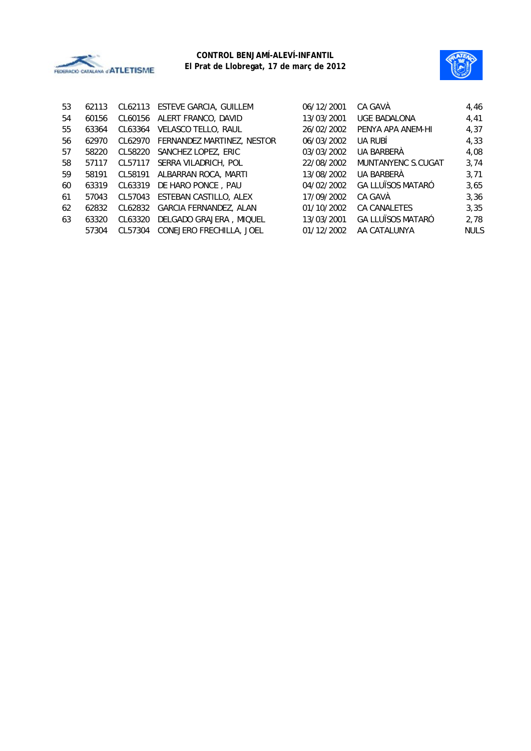**CONTROL BENJAMÍ-ALEVÍ-INFANTIL**
**El Prat de Llobregat, 17 de març de 2012**

| | | | | | | |
|---|---|---|---|---|---|---|
| 53 | 62113 | CL62113 | ESTEVE GARCIA, GUILLEM | 06/12/2001 | CA GAVÀ | 4,46 |
| 54 | 60156 | CL60156 | ALERT FRANCO, DAVID | 13/03/2001 | UGE BADALONA | 4,41 |
| 55 | 63364 | CL63364 | VELASCO TELLO, RAUL | 26/02/2002 | PENYA APA ANEM-HI | 4,37 |
| 56 | 62970 | CL62970 | FERNANDEZ MARTINEZ, NESTOR | 06/03/2002 | UA RUBÍ | 4,33 |
| 57 | 58220 | CL58220 | SANCHEZ LOPEZ, ERIC | 03/03/2002 | UA BARBERÀ | 4,08 |
| 58 | 57117 | CL57117 | SERRA VILADRICH, POL | 22/08/2002 | MUNTANYENC S.CUGAT | 3,74 |
| 59 | 58191 | CL58191 | ALBARRAN ROCA, MARTI | 13/08/2002 | UA BARBERÀ | 3,71 |
| 60 | 63319 | CL63319 | DE HARO PONCE , PAU | 04/02/2002 | GA LLUÏSOS MATARÓ | 3,65 |
| 61 | 57043 | CL57043 | ESTEBAN CASTILLO, ALEX | 17/09/2002 | CA GAVÀ | 3,36 |
| 62 | 62832 | CL62832 | GARCIA FERNANDEZ, ALAN | 01/10/2002 | CA CANALETES | 3,35 |
| 63 | 63320 | CL63320 | DELGADO GRAJERA , MIQUEL | 13/03/2001 | GA LLUÏSOS MATARÓ | 2,78 |
| | 57304 | CL57304 | CONEJERO FRECHILLA, JOEL | 01/12/2002 | AA CATALUNYA | NULS |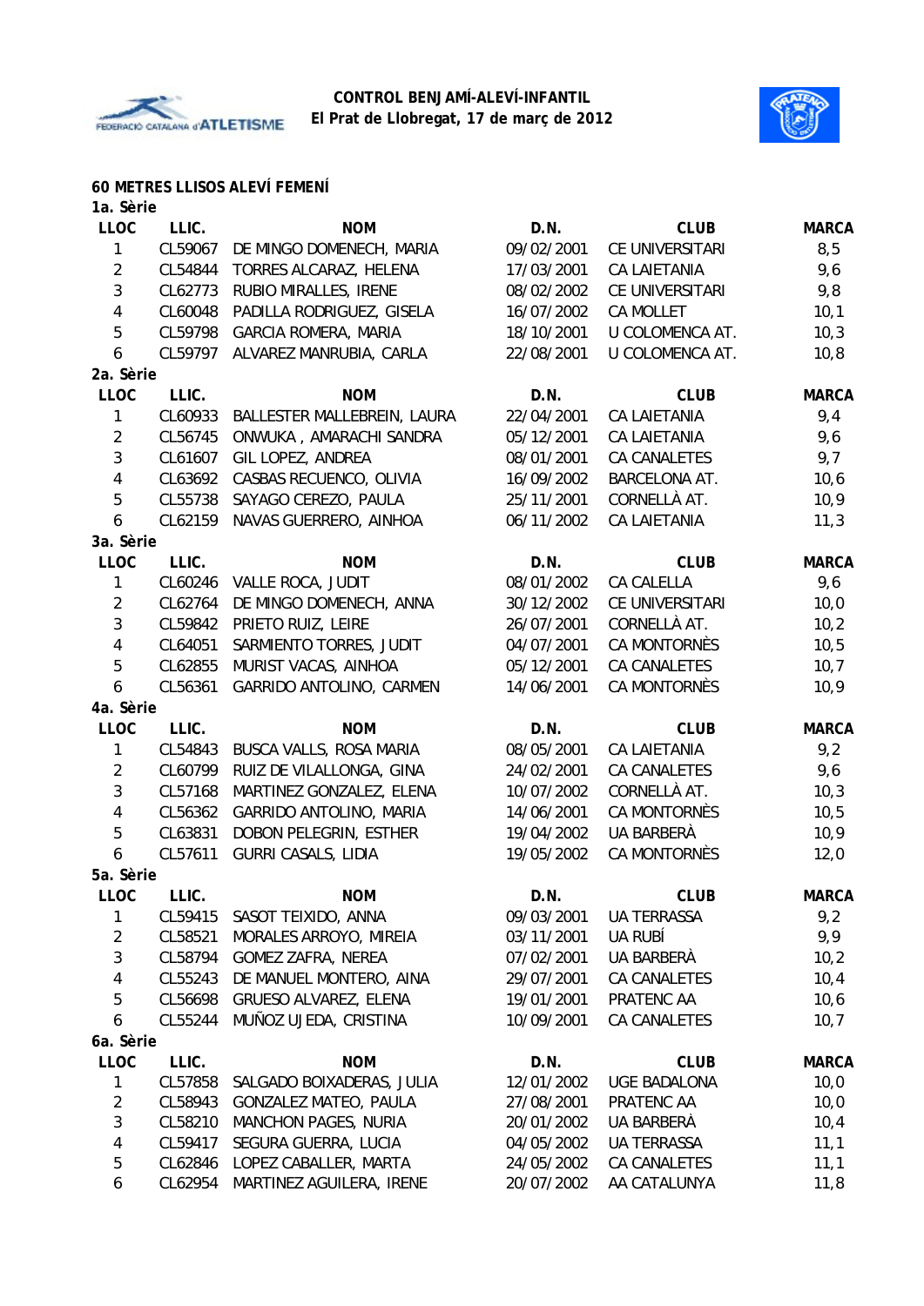**CONTROL BENJAMÍ-ALEVÍ-INFANTIL**
**El Prat de Llobregat, 17 de març de 2012**

## 60 METRES LLISOS ALEVÍ FEMENÍ

### 1a. Sèrie

| LLOC | LLIC. | NOM | D.N. | CLUB | MARCA |
|---|---|---|---|---|---|
| 1 | CL59067 | DE MINGO DOMENECH, MARIA | 09/02/2001 | CE UNIVERSITARI | 8,5 |
| 2 | CL54844 | TORRES ALCARAZ, HELENA | 17/03/2001 | CA LAIETANIA | 9,6 |
| 3 | CL62773 | RUBIO MIRALLES, IRENE | 08/02/2002 | CE UNIVERSITARI | 9,8 |
| 4 | CL60048 | PADILLA RODRIGUEZ, GISELA | 16/07/2002 | CA MOLLET | 10,1 |
| 5 | CL59798 | GARCIA ROMERA, MARIA | 18/10/2001 | U COLOMENCA AT. | 10,3 |
| 6 | CL59797 | ALVAREZ MANRUBIA, CARLA | 22/08/2001 | U COLOMENCA AT. | 10,8 |

### 2a. Sèrie

| LLOC | LLIC. | NOM | D.N. | CLUB | MARCA |
|---|---|---|---|---|---|
| 1 | CL60933 | BALLESTER MALLEBREIN, LAURA | 22/04/2001 | CA LAIETANIA | 9,4 |
| 2 | CL56745 | ONWUKA , AMARACHI SANDRA | 05/12/2001 | CA LAIETANIA | 9,6 |
| 3 | CL61607 | GIL LOPEZ, ANDREA | 08/01/2001 | CA CANALETES | 9,7 |
| 4 | CL63692 | CASBAS RECUENCO, OLIVIA | 16/09/2002 | BARCELONA AT. | 10,6 |
| 5 | CL55738 | SAYAGO CEREZO, PAULA | 25/11/2001 | CORNELLÀ AT. | 10,9 |
| 6 | CL62159 | NAVAS GUERRERO, AINHOA | 06/11/2002 | CA LAIETANIA | 11,3 |

### 3a. Sèrie

| LLOC | LLIC. | NOM | D.N. | CLUB | MARCA |
|---|---|---|---|---|---|
| 1 | CL60246 | VALLE ROCA, JUDIT | 08/01/2002 | CA CALELLA | 9,6 |
| 2 | CL62764 | DE MINGO DOMENECH, ANNA | 30/12/2002 | CE UNIVERSITARI | 10,0 |
| 3 | CL59842 | PRIETO RUIZ, LEIRE | 26/07/2001 | CORNELLÀ AT. | 10,2 |
| 4 | CL64051 | SARMIENTO TORRES, JUDIT | 04/07/2001 | CA MONTORNÈS | 10,5 |
| 5 | CL62855 | MURIST VACAS, AINHOA | 05/12/2001 | CA CANALETES | 10,7 |
| 6 | CL56361 | GARRIDO ANTOLINO, CARMEN | 14/06/2001 | CA MONTORNÈS | 10,9 |

### 4a. Sèrie

| LLOC | LLIC. | NOM | D.N. | CLUB | MARCA |
|---|---|---|---|---|---|
| 1 | CL54843 | BUSCA VALLS, ROSA MARIA | 08/05/2001 | CA LAIETANIA | 9,2 |
| 2 | CL60799 | RUIZ DE VILALLONGA, GINA | 24/02/2001 | CA CANALETES | 9,6 |
| 3 | CL57168 | MARTINEZ GONZALEZ, ELENA | 10/07/2002 | CORNELLÀ AT. | 10,3 |
| 4 | CL56362 | GARRIDO ANTOLINO, MARIA | 14/06/2001 | CA MONTORNÈS | 10,5 |
| 5 | CL63831 | DOBON PELEGRIN, ESTHER | 19/04/2002 | UA BARBERÀ | 10,9 |
| 6 | CL57611 | GURRI CASALS, LIDIA | 19/05/2002 | CA MONTORNÈS | 12,0 |

### 5a. Sèrie

| LLOC | LLIC. | NOM | D.N. | CLUB | MARCA |
|---|---|---|---|---|---|
| 1 | CL59415 | SASOT TEIXIDO, ANNA | 09/03/2001 | UA TERRASSA | 9,2 |
| 2 | CL58521 | MORALES ARROYO, MIREIA | 03/11/2001 | UA RUBÍ | 9,9 |
| 3 | CL58794 | GOMEZ ZAFRA, NEREA | 07/02/2001 | UA BARBERÀ | 10,2 |
| 4 | CL55243 | DE MANUEL MONTERO, AINA | 29/07/2001 | CA CANALETES | 10,4 |
| 5 | CL56698 | GRUESO ALVAREZ, ELENA | 19/01/2001 | PRATENC AA | 10,6 |
| 6 | CL55244 | MUÑOZ UJEDA, CRISTINA | 10/09/2001 | CA CANALETES | 10,7 |

### 6a. Sèrie

| LLOC | LLIC. | NOM | D.N. | CLUB | MARCA |
|---|---|---|---|---|---|
| 1 | CL57858 | SALGADO BOIXADERAS, JULIA | 12/01/2002 | UGE BADALONA | 10,0 |
| 2 | CL58943 | GONZALEZ MATEO, PAULA | 27/08/2001 | PRATENC AA | 10,0 |
| 3 | CL58210 | MANCHON PAGES, NURIA | 20/01/2002 | UA BARBERÀ | 10,4 |
| 4 | CL59417 | SEGURA GUERRA, LUCIA | 04/05/2002 | UA TERRASSA | 11,1 |
| 5 | CL62846 | LOPEZ CABALLER, MARTA | 24/05/2002 | CA CANALETES | 11,1 |
| 6 | CL62954 | MARTINEZ AGUILERA, IRENE | 20/07/2002 | AA CATALUNYA | 11,8 |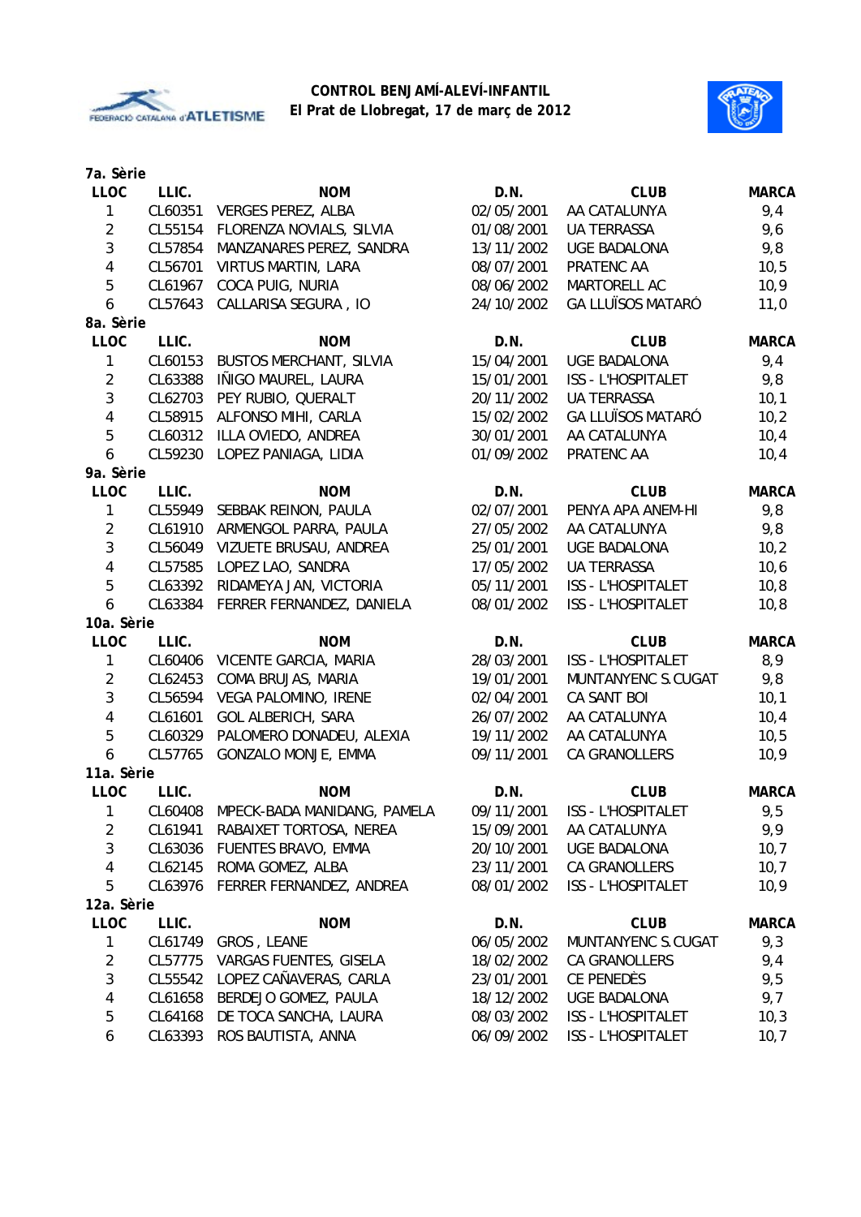**CONTROL BENJAMÍ-ALEVÍ-INFANTIL**
**El Prat de Llobregat, 17 de març de 2012**

**7a. Sèrie**

| LLOC | LLIC. | NOM | D.N. | CLUB | MARCA |
|---|---|---|---|---|---|
| 1 | CL60351 | VERGES PEREZ, ALBA | 02/05/2001 | AA CATALUNYA | 9,4 |
| 2 | CL55154 | FLORENZA NOVIALS, SILVIA | 01/08/2001 | UA TERRASSA | 9,6 |
| 3 | CL57854 | MANZANARES PEREZ, SANDRA | 13/11/2002 | UGE BADALONA | 9,8 |
| 4 | CL56701 | VIRTUS MARTIN, LARA | 08/07/2001 | PRATENC AA | 10,5 |
| 5 | CL61967 | COCA PUIG, NURIA | 08/06/2002 | MARTORELL AC | 10,9 |
| 6 | CL57643 | CALLARISA SEGURA , IO | 24/10/2002 | GA LLUÏSOS MATARÓ | 11,0 |

**8a. Sèrie**

| LLOC | LLIC. | NOM | D.N. | CLUB | MARCA |
|---|---|---|---|---|---|
| 1 | CL60153 | BUSTOS MERCHANT, SILVIA | 15/04/2001 | UGE BADALONA | 9,4 |
| 2 | CL63388 | IÑIGO MAUREL, LAURA | 15/01/2001 | ISS - L'HOSPITALET | 9,8 |
| 3 | CL62703 | PEY RUBIO, QUERALT | 20/11/2002 | UA TERRASSA | 10,1 |
| 4 | CL58915 | ALFONSO MIHI, CARLA | 15/02/2002 | GA LLUÏSOS MATARÓ | 10,2 |
| 5 | CL60312 | ILLA OVIEDO, ANDREA | 30/01/2001 | AA CATALUNYA | 10,4 |
| 6 | CL59230 | LOPEZ PANIAGA, LIDIA | 01/09/2002 | PRATENC AA | 10,4 |

**9a. Sèrie**

| LLOC | LLIC. | NOM | D.N. | CLUB | MARCA |
|---|---|---|---|---|---|
| 1 | CL55949 | SEBBAK REINON, PAULA | 02/07/2001 | PENYA APA ANEM-HI | 9,8 |
| 2 | CL61910 | ARMENGOL PARRA, PAULA | 27/05/2002 | AA CATALUNYA | 9,8 |
| 3 | CL56049 | VIZUETE BRUSAU, ANDREA | 25/01/2001 | UGE BADALONA | 10,2 |
| 4 | CL57585 | LOPEZ LAO, SANDRA | 17/05/2002 | UA TERRASSA | 10,6 |
| 5 | CL63392 | RIDAMEYA JAN, VICTORIA | 05/11/2001 | ISS - L'HOSPITALET | 10,8 |
| 6 | CL63384 | FERRER FERNANDEZ, DANIELA | 08/01/2002 | ISS - L'HOSPITALET | 10,8 |

**10a. Sèrie**

| LLOC | LLIC. | NOM | D.N. | CLUB | MARCA |
|---|---|---|---|---|---|
| 1 | CL60406 | VICENTE GARCIA, MARIA | 28/03/2001 | ISS - L'HOSPITALET | 8,9 |
| 2 | CL62453 | COMA BRUJAS, MARIA | 19/01/2001 | MUNTANYENC S.CUGAT | 9,8 |
| 3 | CL56594 | VEGA PALOMINO, IRENE | 02/04/2001 | CA SANT BOI | 10,1 |
| 4 | CL61601 | GOL ALBERICH, SARA | 26/07/2002 | AA CATALUNYA | 10,4 |
| 5 | CL60329 | PALOMERO DONADEU, ALEXIA | 19/11/2002 | AA CATALUNYA | 10,5 |
| 6 | CL57765 | GONZALO MONJE, EMMA | 09/11/2001 | CA GRANOLLERS | 10,9 |

**11a. Sèrie**

| LLOC | LLIC. | NOM | D.N. | CLUB | MARCA |
|---|---|---|---|---|---|
| 1 | CL60408 | MPECK-BADA MANIDANG, PAMELA | 09/11/2001 | ISS - L'HOSPITALET | 9,5 |
| 2 | CL61941 | RABAIXET TORTOSA, NEREA | 15/09/2001 | AA CATALUNYA | 9,9 |
| 3 | CL63036 | FUENTES BRAVO, EMMA | 20/10/2001 | UGE BADALONA | 10,7 |
| 4 | CL62145 | ROMA GOMEZ, ALBA | 23/11/2001 | CA GRANOLLERS | 10,7 |
| 5 | CL63976 | FERRER FERNANDEZ, ANDREA | 08/01/2002 | ISS - L'HOSPITALET | 10,9 |

**12a. Sèrie**

| LLOC | LLIC. | NOM | D.N. | CLUB | MARCA |
|---|---|---|---|---|---|
| 1 | CL61749 | GROS , LEANE | 06/05/2002 | MUNTANYENC S.CUGAT | 9,3 |
| 2 | CL57775 | VARGAS FUENTES, GISELA | 18/02/2002 | CA GRANOLLERS | 9,4 |
| 3 | CL55542 | LOPEZ CAÑAVERAS, CARLA | 23/01/2001 | CE PENEDÈS | 9,5 |
| 4 | CL61658 | BERDEJO GOMEZ, PAULA | 18/12/2002 | UGE BADALONA | 9,7 |
| 5 | CL64168 | DE TOCA SANCHA, LAURA | 08/03/2002 | ISS - L'HOSPITALET | 10,3 |
| 6 | CL63393 | ROS BAUTISTA, ANNA | 06/09/2002 | ISS - L'HOSPITALET | 10,7 |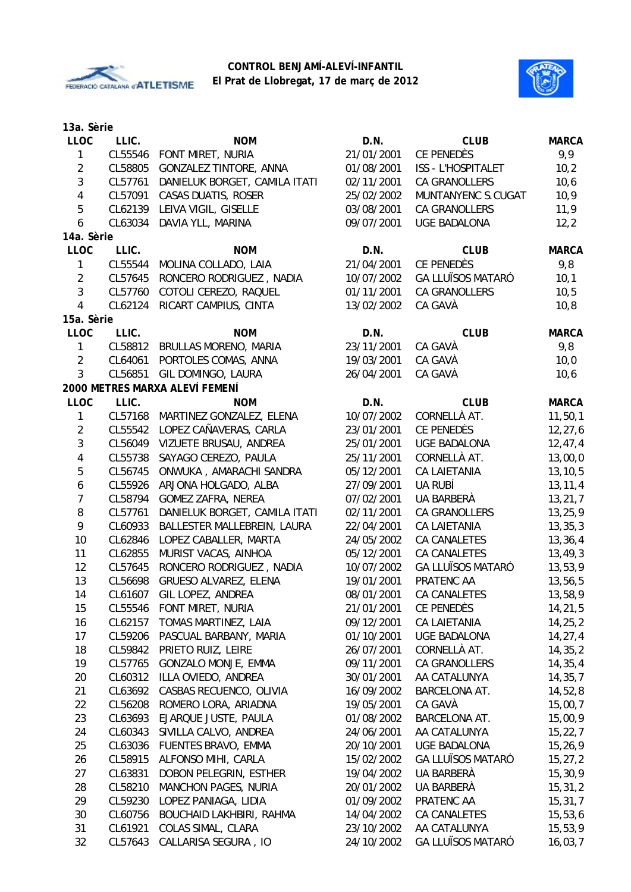**CONTROL BENJAMÍ-ALEVÍ-INFANTIL**
**El Prat de Llobregat, 17 de març de 2012**

**13a. Sèrie**

| LLOC | LLIC. | NOM | D.N. | CLUB | MARCA |
|---|---|---|---|---|---|
| 1 | CL55546 | FONT MIRET, NURIA | 21/01/2001 | CE PENEDÈS | 9,9 |
| 2 | CL58805 | GONZALEZ TINTORE, ANNA | 01/08/2001 | ISS - L'HOSPITALET | 10,2 |
| 3 | CL57761 | DANIELUK BORGET, CAMILA ITATI | 02/11/2001 | CA GRANOLLERS | 10,6 |
| 4 | CL57091 | CASAS DUATIS, ROSER | 25/02/2002 | MUNTANYENC S.CUGAT | 10,9 |
| 5 | CL62139 | LEIVA VIGIL, GISELLE | 03/08/2001 | CA GRANOLLERS | 11,9 |
| 6 | CL63034 | DAVIA YLL, MARINA | 09/07/2001 | UGE BADALONA | 12,2 |

**14a. Sèrie**

| LLOC | LLIC. | NOM | D.N. | CLUB | MARCA |
|---|---|---|---|---|---|
| 1 | CL55544 | MOLINA COLLADO, LAIA | 21/04/2001 | CE PENEDÈS | 9,8 |
| 2 | CL57645 | RONCERO RODRIGUEZ , NADIA | 10/07/2002 | GA LLUÏSOS MATARÓ | 10,1 |
| 3 | CL57760 | COTOLI CEREZO, RAQUEL | 01/11/2001 | CA GRANOLLERS | 10,5 |
| 4 | CL62124 | RICART CAMPIUS, CINTA | 13/02/2002 | CA GAVÀ | 10,8 |

**15a. Sèrie**

| LLOC | LLIC. | NOM | D.N. | CLUB | MARCA |
|---|---|---|---|---|---|
| 1 | CL58812 | BRULLAS MORENO, MARIA | 23/11/2001 | CA GAVÀ | 9,8 |
| 2 | CL64061 | PORTOLES COMAS, ANNA | 19/03/2001 | CA GAVÀ | 10,0 |
| 3 | CL56851 | GIL DOMINGO, LAURA | 26/04/2001 | CA GAVÀ | 10,6 |

**2000 METRES MARXA ALEVÍ FEMENÍ**

| LLOC | LLIC. | NOM | D.N. | CLUB | MARCA |
|---|---|---|---|---|---|
| 1 | CL57168 | MARTINEZ GONZALEZ, ELENA | 10/07/2002 | CORNELLÀ AT. | 11,50,1 |
| 2 | CL55542 | LOPEZ CAÑAVERAS, CARLA | 23/01/2001 | CE PENEDÈS | 12,27,6 |
| 3 | CL56049 | VIZUETE BRUSAU, ANDREA | 25/01/2001 | UGE BADALONA | 12,47,4 |
| 4 | CL55738 | SAYAGO CEREZO, PAULA | 25/11/2001 | CORNELLÀ AT. | 13,00,0 |
| 5 | CL56745 | ONWUKA , AMARACHI SANDRA | 05/12/2001 | CA LAIETANIA | 13,10,5 |
| 6 | CL55926 | ARJONA HOLGADO, ALBA | 27/09/2001 | UA RUBÍ | 13,11,4 |
| 7 | CL58794 | GOMEZ ZAFRA, NEREA | 07/02/2001 | UA BARBERÀ | 13,21,7 |
| 8 | CL57761 | DANIELUK BORGET, CAMILA ITATI | 02/11/2001 | CA GRANOLLERS | 13,25,9 |
| 9 | CL60933 | BALLESTER MALLEBREIN, LAURA | 22/04/2001 | CA LAIETANIA | 13,35,3 |
| 10 | CL62846 | LOPEZ CABALLER, MARTA | 24/05/2002 | CA CANALETES | 13,36,4 |
| 11 | CL62855 | MURIST VACAS, AINHOA | 05/12/2001 | CA CANALETES | 13,49,3 |
| 12 | CL57645 | RONCERO RODRIGUEZ , NADIA | 10/07/2002 | GA LLUÏSOS MATARÓ | 13,53,9 |
| 13 | CL56698 | GRUESO ALVAREZ, ELENA | 19/01/2001 | PRATENC AA | 13,56,5 |
| 14 | CL61607 | GIL LOPEZ, ANDREA | 08/01/2001 | CA CANALETES | 13,58,9 |
| 15 | CL55546 | FONT MIRET, NURIA | 21/01/2001 | CE PENEDÈS | 14,21,5 |
| 16 | CL62157 | TOMAS MARTINEZ, LAIA | 09/12/2001 | CA LAIETANIA | 14,25,2 |
| 17 | CL59206 | PASCUAL BARBANY, MARIA | 01/10/2001 | UGE BADALONA | 14,27,4 |
| 18 | CL59842 | PRIETO RUIZ, LEIRE | 26/07/2001 | CORNELLÀ AT. | 14,35,2 |
| 19 | CL57765 | GONZALO MONJE, EMMA | 09/11/2001 | CA GRANOLLERS | 14,35,4 |
| 20 | CL60312 | ILLA OVIEDO, ANDREA | 30/01/2001 | AA CATALUNYA | 14,35,7 |
| 21 | CL63692 | CASBAS RECUENCO, OLIVIA | 16/09/2002 | BARCELONA AT. | 14,52,8 |
| 22 | CL56208 | ROMERO LORA, ARIADNA | 19/05/2001 | CA GAVÀ | 15,00,7 |
| 23 | CL63693 | EJARQUE JUSTE, PAULA | 01/08/2002 | BARCELONA AT. | 15,00,9 |
| 24 | CL60343 | SIVILLA CALVO, ANDREA | 24/06/2001 | AA CATALUNYA | 15,22,7 |
| 25 | CL63036 | FUENTES BRAVO, EMMA | 20/10/2001 | UGE BADALONA | 15,26,9 |
| 26 | CL58915 | ALFONSO MIHI, CARLA | 15/02/2002 | GA LLUÏSOS MATARÓ | 15,27,2 |
| 27 | CL63831 | DOBON PELEGRIN, ESTHER | 19/04/2002 | UA BARBERÀ | 15,30,9 |
| 28 | CL58210 | MANCHON PEGADO, NURIA | 20/01/2002 | UA BARBERÀ | 15,31,2 |
| 29 | CL59230 | LOPEZ PANIAGA, LIDIA | 01/09/2002 | PRATENC AA | 15,31,7 |
| 30 | CL60756 | BOUCHAID LAKHBIRI, RAHMA | 14/04/2002 | CA CANALETES | 15,53,6 |
| 31 | CL61921 | COLAS SIMAL, CLARA | 23/10/2002 | AA CATALUNYA | 15,53,9 |
| 32 | CL57643 | CALLARISA SEGURA , IO | 24/10/2002 | GA LLUÏSOS MATARÓ | 16,03,7 |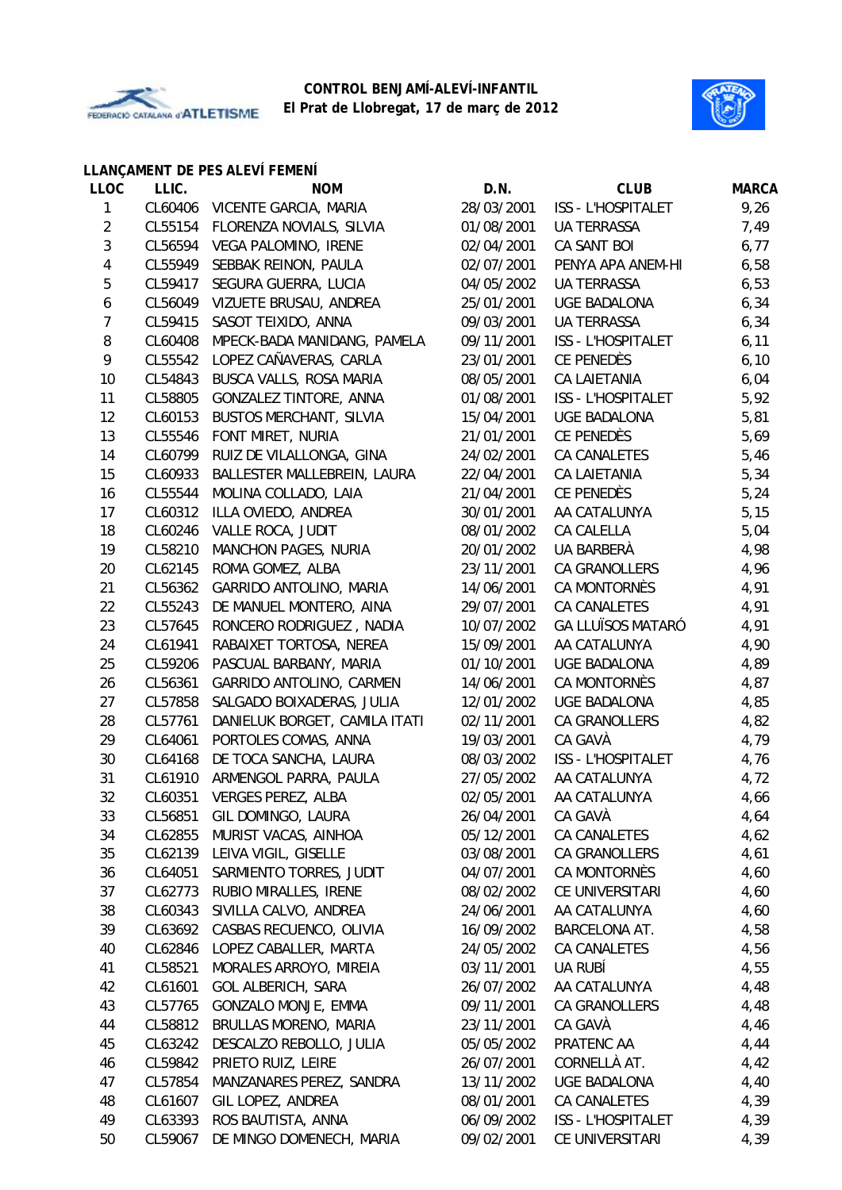**CONTROL BENJAMÍ-ALEVÍ-INFANTIL**
**El Prat de Llobregat, 17 de març de 2012**

## LLANÇAMENT DE PES ALEVÍ FEMENÍ

| LLOC | LLIC. | NOM | D.N. | CLUB | MARCA |
|---|---|---|---|---|---|
| 1 | CL60406 | VICENTE GARCIA, MARIA | 28/03/2001 | ISS - L'HOSPITALET | 9,26 |
| 2 | CL55154 | FLORENZA NOVIALS, SILVIA | 01/08/2001 | UA TERRASSA | 7,49 |
| 3 | CL56594 | VEGA PALOMINO, IRENE | 02/04/2001 | CA SANT BOI | 6,77 |
| 4 | CL55949 | SEBBAK REINON, PAULA | 02/07/2001 | PENYA APA ANEM-HI | 6,58 |
| 5 | CL59417 | SEGURA GUERRA, LUCIA | 04/05/2002 | UA TERRASSA | 6,53 |
| 6 | CL56049 | VIZUETE BRUSAU, ANDREA | 25/01/2001 | UGE BADALONA | 6,34 |
| 7 | CL59415 | SASOT TEIXIDO, ANNA | 09/03/2001 | UA TERRASSA | 6,34 |
| 8 | CL60408 | MPECK-BADA MANIDANG, PAMELA | 09/11/2001 | ISS - L'HOSPITALET | 6,11 |
| 9 | CL55542 | LOPEZ CAÑAVERAS, CARLA | 23/01/2001 | CE PENEDÈS | 6,10 |
| 10 | CL54843 | BUSCA VALLS, ROSA MARIA | 08/05/2001 | CA LAIETANIA | 6,04 |
| 11 | CL58805 | GONZALEZ TINTORE, ANNA | 01/08/2001 | ISS - L'HOSPITALET | 5,92 |
| 12 | CL60153 | BUSTOS MERCHANT, SILVIA | 15/04/2001 | UGE BADALONA | 5,81 |
| 13 | CL55546 | FONT MIRET, NURIA | 21/01/2001 | CE PENEDÈS | 5,69 |
| 14 | CL60799 | RUIZ DE VILALLONGA, GINA | 24/02/2001 | CA CANALETES | 5,46 |
| 15 | CL60933 | BALLESTER MALLEBREIN, LAURA | 22/04/2001 | CA LAIETANIA | 5,34 |
| 16 | CL55544 | MOLINA COLLADO, LAIA | 21/04/2001 | CE PENEDÈS | 5,24 |
| 17 | CL60312 | ILLA OVIEDO, ANDREA | 30/01/2001 | AA CATALUNYA | 5,15 |
| 18 | CL60246 | VALLE ROCA, JUDIT | 08/01/2002 | CA CALELLA | 5,04 |
| 19 | CL58210 | MANCHON PAGES, NURIA | 20/01/2002 | UA BARBERÀ | 4,98 |
| 20 | CL62145 | ROMA GOMEZ, ALBA | 23/11/2001 | CA GRANOLLERS | 4,96 |
| 21 | CL56362 | GARRIDO ANTOLINO, MARIA | 14/06/2001 | CA MONTORNÈS | 4,91 |
| 22 | CL55243 | DE MANUEL MONTERO, AINA | 29/07/2001 | CA CANALETES | 4,91 |
| 23 | CL57645 | RONCERO RODRIGUEZ , NADIA | 10/07/2002 | GA LLUÏSOS MATARÓ | 4,91 |
| 24 | CL61941 | RABAIXET TORTOSA, NEREA | 15/09/2001 | AA CATALUNYA | 4,90 |
| 25 | CL59206 | PASCUAL BARBANY, MARIA | 01/10/2001 | UGE BADALONA | 4,89 |
| 26 | CL56361 | GARRIDO ANTOLINO, CARMEN | 14/06/2001 | CA MONTORNÈS | 4,87 |
| 27 | CL57858 | SALGADO BOIXADERAS, JULIA | 12/01/2002 | UGE BADALONA | 4,85 |
| 28 | CL57761 | DANIELUK BORGET, CAMILA ITATI | 02/11/2001 | CA GRANOLLERS | 4,82 |
| 29 | CL64061 | PORTOLES COMAS, ANNA | 19/03/2001 | CA GAVÀ | 4,79 |
| 30 | CL64168 | DE TOCA SANCHA, LAURA | 08/03/2002 | ISS - L'HOSPITALET | 4,76 |
| 31 | CL61910 | ARMENGOL PARRA, PAULA | 27/05/2002 | AA CATALUNYA | 4,72 |
| 32 | CL60351 | VERGES PEREZ, ALBA | 02/05/2001 | AA CATALUNYA | 4,66 |
| 33 | CL56851 | GIL DOMINGO, LAURA | 26/04/2001 | CA GAVÀ | 4,64 |
| 34 | CL62855 | MURIST VACAS, AINHOA | 05/12/2001 | CA CANALETES | 4,62 |
| 35 | CL62139 | LEIVA VIGIL, GISELLE | 03/08/2001 | CA GRANOLLERS | 4,61 |
| 36 | CL64051 | SARMIENTO TORRES, JUDIT | 04/07/2001 | CA MONTORNÈS | 4,60 |
| 37 | CL62773 | RUBIO MIRALLES, IRENE | 08/02/2002 | CE UNIVERSITARI | 4,60 |
| 38 | CL60343 | SIVILLA CALVO, ANDREA | 24/06/2001 | AA CATALUNYA | 4,60 |
| 39 | CL63692 | CASBAS RECUENCO, OLIVIA | 16/09/2002 | BARCELONA AT. | 4,58 |
| 40 | CL62846 | LOPEZ CABALLER, MARTA | 24/05/2002 | CA CANALETES | 4,56 |
| 41 | CL58521 | MORALES ARROYO, MIREIA | 03/11/2001 | UA RUBÍ | 4,55 |
| 42 | CL61601 | GOL ALBERICH, SARA | 26/07/2002 | AA CATALUNYA | 4,48 |
| 43 | CL57765 | GONZALO MONJE, EMMA | 09/11/2001 | CA GRANOLLERS | 4,48 |
| 44 | CL58812 | BRULLAS MORENO, MARIA | 23/11/2001 | CA GAVÀ | 4,46 |
| 45 | CL63242 | DESCALZO REBOLLO, JULIA | 05/05/2002 | PRATENC AA | 4,44 |
| 46 | CL59842 | PRIETO RUIZ, LEIRE | 26/07/2001 | CORNELLÀ AT. | 4,42 |
| 47 | CL57854 | MANZANARES PEREZ, SANDRA | 13/11/2002 | UGE BADALONA | 4,40 |
| 48 | CL61607 | GIL LOPEZ, ANDREA | 08/01/2001 | CA CANALETES | 4,39 |
| 49 | CL63393 | ROS BAUTISTA, ANNA | 06/09/2002 | ISS - L'HOSPITALET | 4,39 |
| 50 | CL59067 | DE MINGO DOMENECH, MARIA | 09/02/2001 | CE UNIVERSITARI | 4,39 |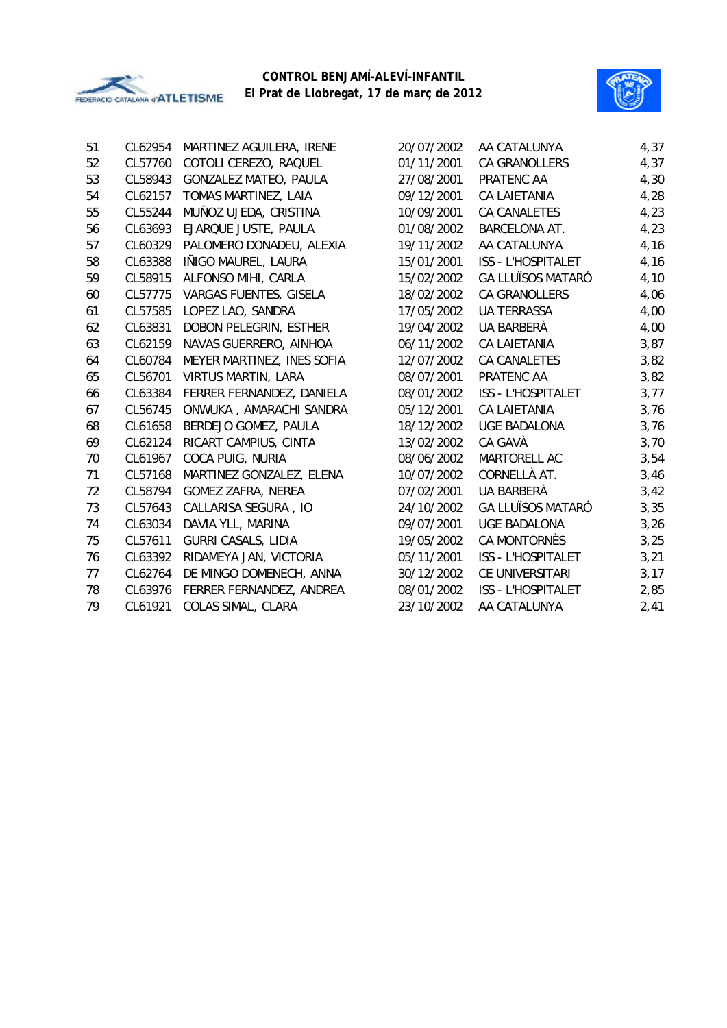| | | | | | |
|---|---|---|---|---|---|
| 51 | CL62954 | MARTINEZ AGUILERA, IRENE | 20/07/2002 | AA CATALUNYA | 4,37 |
| 52 | CL57760 | COTOLI CEREZO, RAQUEL | 01/11/2001 | CA GRANOLLERS | 4,37 |
| 53 | CL58943 | GONZALEZ MATEO, PAULA | 27/08/2001 | PRATENC AA | 4,30 |
| 54 | CL62157 | TOMAS MARTINEZ, LAIA | 09/12/2001 | CA LAIETANIA | 4,28 |
| 55 | CL55244 | MUÑOZ UJEDA, CRISTINA | 10/09/2001 | CA CANALETES | 4,23 |
| 56 | CL63693 | EJARQUE JUSTE, PAULA | 01/08/2002 | BARCELONA AT. | 4,23 |
| 57 | CL60329 | PALOMERO DONADEU, ALEXIA | 19/11/2002 | AA CATALUNYA | 4,16 |
| 58 | CL63388 | IÑIGO MAUREL, LAURA | 15/01/2001 | ISS - L'HOSPITALET | 4,16 |
| 59 | CL58915 | ALFONSO MIHI, CARLA | 15/02/2002 | GA LLUÏSOS MATARÓ | 4,10 |
| 60 | CL57775 | VARGAS FUENTES, GISELA | 18/02/2002 | CA GRANOLLERS | 4,06 |
| 61 | CL57585 | LOPEZ LAO, SANDRA | 17/05/2002 | UA TERRASSA | 4,00 |
| 62 | CL63831 | DOBON PELEGRIN, ESTHER | 19/04/2002 | UA BARBERÀ | 4,00 |
| 63 | CL62159 | NAVAS GUERRERO, AINHOA | 06/11/2002 | CA LAIETANIA | 3,87 |
| 64 | CL60784 | MEYER MARTINEZ, INES SOFIA | 12/07/2002 | CA CANALETES | 3,82 |
| 65 | CL56701 | VIRTUS MARTIN, LARA | 08/07/2001 | PRATENC AA | 3,82 |
| 66 | CL63384 | FERRER FERNANDEZ, DANIELA | 08/01/2002 | ISS - L'HOSPITALET | 3,77 |
| 67 | CL56745 | ONWUKA , AMARACHI SANDRA | 05/12/2001 | CA LAIETANIA | 3,76 |
| 68 | CL61658 | BERDEJO GOMEZ, PAULA | 18/12/2002 | UGE BADALONA | 3,76 |
| 69 | CL62124 | RICART CAMPIUS, CINTA | 13/02/2002 | CA GAVÀ | 3,70 |
| 70 | CL61967 | COCA PUIG, NURIA | 08/06/2002 | MARTORELL AC | 3,54 |
| 71 | CL57168 | MARTINEZ GONZALEZ, ELENA | 10/07/2002 | CORNELLÀ AT. | 3,46 |
| 72 | CL58794 | GOMEZ ZAFRA, NEREA | 07/02/2001 | UA BARBERÀ | 3,42 |
| 73 | CL57643 | CALLARISA SEGURA , IO | 24/10/2002 | GA LLUÏSOS MATARÓ | 3,35 |
| 74 | CL63034 | DAVIA YLL, MARINA | 09/07/2001 | UGE BADALONA | 3,26 |
| 75 | CL57611 | GURRI CASALS, LIDIA | 19/05/2002 | CA MONTORNÈS | 3,25 |
| 76 | CL63392 | RIDAMEYA JAN, VICTORIA | 05/11/2001 | ISS - L'HOSPITALET | 3,21 |
| 77 | CL62764 | DE MINGO DOMENECH, ANNA | 30/12/2002 | CE UNIVERSITARI | 3,17 |
| 78 | CL63976 | FERRER FERNANDEZ, ANDREA | 08/01/2002 | ISS - L'HOSPITALET | 2,85 |
| 79 | CL61921 | COLAS SIMAL, CLARA | 23/10/2002 | AA CATALUNYA | 2,41 |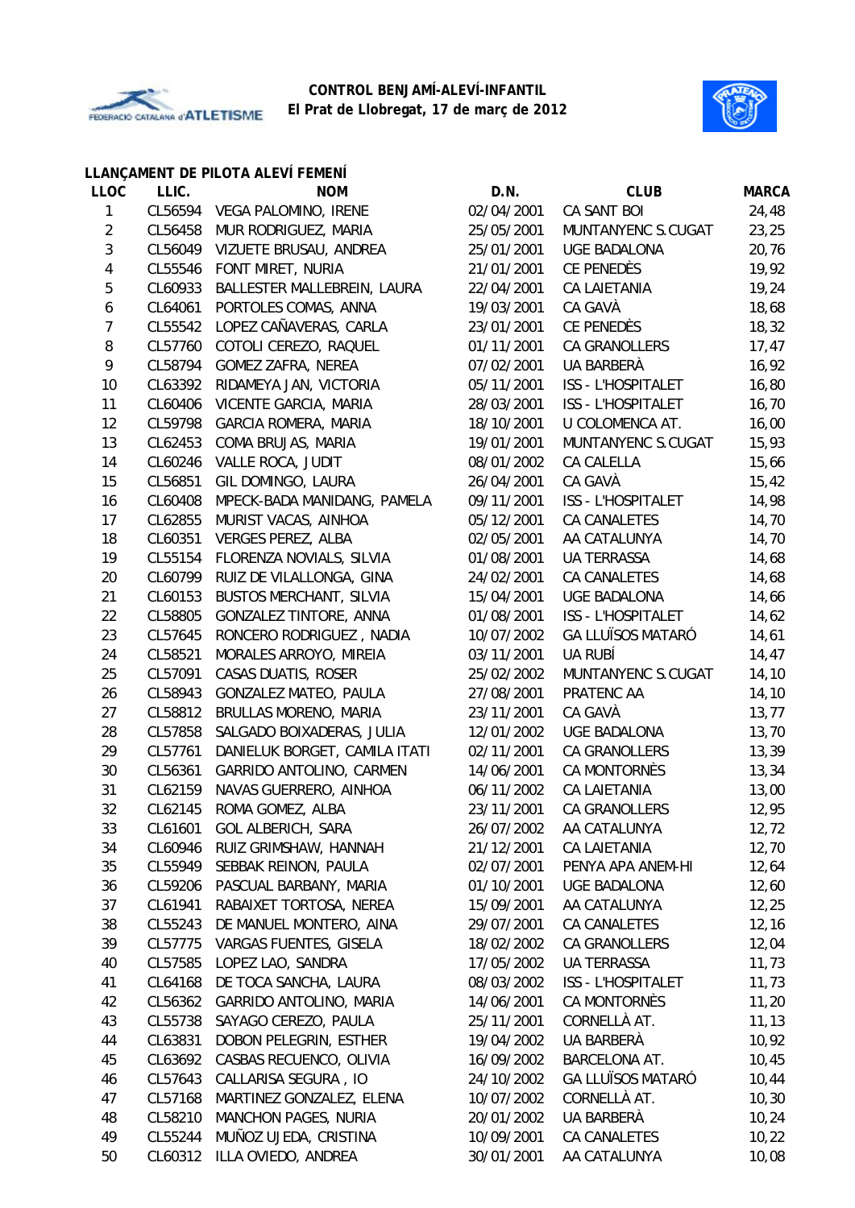**CONTROL BENJAMÍ-ALEVÍ-INFANTIL**
**El Prat de Llobregat, 17 de març de 2012**

### LLANÇAMENT DE PILOTA ALEVÍ FEMENÍ

| LLOC | LLIC. | NOM | D.N. | CLUB | MARCA |
|---|---|---|---|---|---|
| 1 | CL56594 | VEGA PALOMINO, IRENE | 02/04/2001 | CA SANT BOI | 24,48 |
| 2 | CL56458 | MUR RODRIGUEZ, MARIA | 25/05/2001 | MUNTANYENC S.CUGAT | 23,25 |
| 3 | CL56049 | VIZUETE BRUSAU, ANDREA | 25/01/2001 | UGE BADALONA | 20,76 |
| 4 | CL55546 | FONT MIRET, NURIA | 21/01/2001 | CE PENEDÈS | 19,92 |
| 5 | CL60933 | BALLESTER MALLEBREIN, LAURA | 22/04/2001 | CA LAIETANIA | 19,24 |
| 6 | CL64061 | PORTOLES COMAS, ANNA | 19/03/2001 | CA GAVÀ | 18,68 |
| 7 | CL55542 | LOPEZ CAÑAVERAS, CARLA | 23/01/2001 | CE PENEDÈS | 18,32 |
| 8 | CL57760 | COTOLI CEREZO, RAQUEL | 01/11/2001 | CA GRANOLLERS | 17,47 |
| 9 | CL58794 | GOMEZ ZAFRA, NEREA | 07/02/2001 | UA BARBERÀ | 16,92 |
| 10 | CL63392 | RIDAMEYA JAN, VICTORIA | 05/11/2001 | ISS - L'HOSPITALET | 16,80 |
| 11 | CL60406 | VICENTE GARCIA, MARIA | 28/03/2001 | ISS - L'HOSPITALET | 16,70 |
| 12 | CL59798 | GARCIA ROMERA, MARIA | 18/10/2001 | U COLOMENCA AT. | 16,00 |
| 13 | CL62453 | COMA BRUJAS, MARIA | 19/01/2001 | MUNTANYENC S.CUGAT | 15,93 |
| 14 | CL60246 | VALLE ROCA, JUDIT | 08/01/2002 | CA CALELLA | 15,66 |
| 15 | CL56851 | GIL DOMINGO, LAURA | 26/04/2001 | CA GAVÀ | 15,42 |
| 16 | CL60408 | MPECK-BADA MANIDANG, PAMELA | 09/11/2001 | ISS - L'HOSPITALET | 14,98 |
| 17 | CL62855 | MURIST VACAS, AINHOA | 05/12/2001 | CA CANALETES | 14,70 |
| 18 | CL60351 | VERGES PEREZ, ALBA | 02/05/2001 | AA CATALUNYA | 14,70 |
| 19 | CL55154 | FLORENZA NOVIALS, SILVIA | 01/08/2001 | UA TERRASSA | 14,68 |
| 20 | CL60799 | RUIZ DE VILALLONGA, GINA | 24/02/2001 | CA CANALETES | 14,68 |
| 21 | CL60153 | BUSTOS MERCHANT, SILVIA | 15/04/2001 | UGE BADALONA | 14,66 |
| 22 | CL58805 | GONZALEZ TINTORE, ANNA | 01/08/2001 | ISS - L'HOSPITALET | 14,62 |
| 23 | CL57645 | RONCERO RODRIGUEZ , NADIA | 10/07/2002 | GA LLUÏSOS MATARÓ | 14,61 |
| 24 | CL58521 | MORALES ARROYO, MIREIA | 03/11/2001 | UA RUBÍ | 14,47 |
| 25 | CL57091 | CASAS DUATIS, ROSER | 25/02/2002 | MUNTANYENC S.CUGAT | 14,10 |
| 26 | CL58943 | GONZALEZ MATEO, PAULA | 27/08/2001 | PRATENC AA | 14,10 |
| 27 | CL58812 | BRULLAS MORENO, MARIA | 23/11/2001 | CA GAVÀ | 13,77 |
| 28 | CL57858 | SALGADO BOIXADERAS, JULIA | 12/01/2002 | UGE BADALONA | 13,70 |
| 29 | CL57761 | DANIELUK BORGET, CAMILA ITATI | 02/11/2001 | CA GRANOLLERS | 13,39 |
| 30 | CL56361 | GARRIDO ANTOLINO, CARMEN | 14/06/2001 | CA MONTORNÈS | 13,34 |
| 31 | CL62159 | NAVAS GUERRERO, AINHOA | 06/11/2002 | CA LAIETANIA | 13,00 |
| 32 | CL62145 | ROMA GOMEZ, ALBA | 23/11/2001 | CA GRANOLLERS | 12,95 |
| 33 | CL61601 | GOL ALBERICH, SARA | 26/07/2002 | AA CATALUNYA | 12,72 |
| 34 | CL60946 | RUIZ GRIMSHAW, HANNAH | 21/12/2001 | CA LAIETANIA | 12,70 |
| 35 | CL55949 | SEBBAK REINON, PAULA | 02/07/2001 | PENYA APA ANEM-HI | 12,64 |
| 36 | CL59206 | PASCUAL BARBANY, MARIA | 01/10/2001 | UGE BADALONA | 12,60 |
| 37 | CL61941 | RABAIXET TORTOSA, NEREA | 15/09/2001 | AA CATALUNYA | 12,25 |
| 38 | CL55243 | DE MANUEL MONTERO, AINA | 29/07/2001 | CA CANALETES | 12,16 |
| 39 | CL57775 | VARGAS FUENTES, GISELA | 18/02/2002 | CA GRANOLLERS | 12,04 |
| 40 | CL57585 | LOPEZ LAO, SANDRA | 17/05/2002 | UA TERRASSA | 11,73 |
| 41 | CL64168 | DE TOCA SANCHA, LAURA | 08/03/2002 | ISS - L'HOSPITALET | 11,73 |
| 42 | CL56362 | GARRIDO ANTOLINO, MARIA | 14/06/2001 | CA MONTORNÈS | 11,20 |
| 43 | CL55738 | SAYAGO CEREZO, PAULA | 25/11/2001 | CORNELLÀ AT. | 11,13 |
| 44 | CL63831 | DOBON PELEGRIN, ESTHER | 19/04/2002 | UA BARBERÀ | 10,92 |
| 45 | CL63692 | CASBAS RECUENCO, OLIVIA | 16/09/2002 | BARCELONA AT. | 10,45 |
| 46 | CL57643 | CALLARISA SEGURA , IO | 24/10/2002 | GA LLUÏSOS MATARÓ | 10,44 |
| 47 | CL57168 | MARTINEZ GONZALEZ, ELENA | 10/07/2002 | CORNELLÀ AT. | 10,30 |
| 48 | CL58210 | MANCHON PAGES, NURIA | 20/01/2002 | UA BARBERÀ | 10,24 |
| 49 | CL55244 | MUÑOZ UJEDA, CRISTINA | 10/09/2001 | CA CANALETES | 10,22 |
| 50 | CL60312 | ILLA OVIEDO, ANDREA | 30/01/2001 | AA CATALUNYA | 10,08 |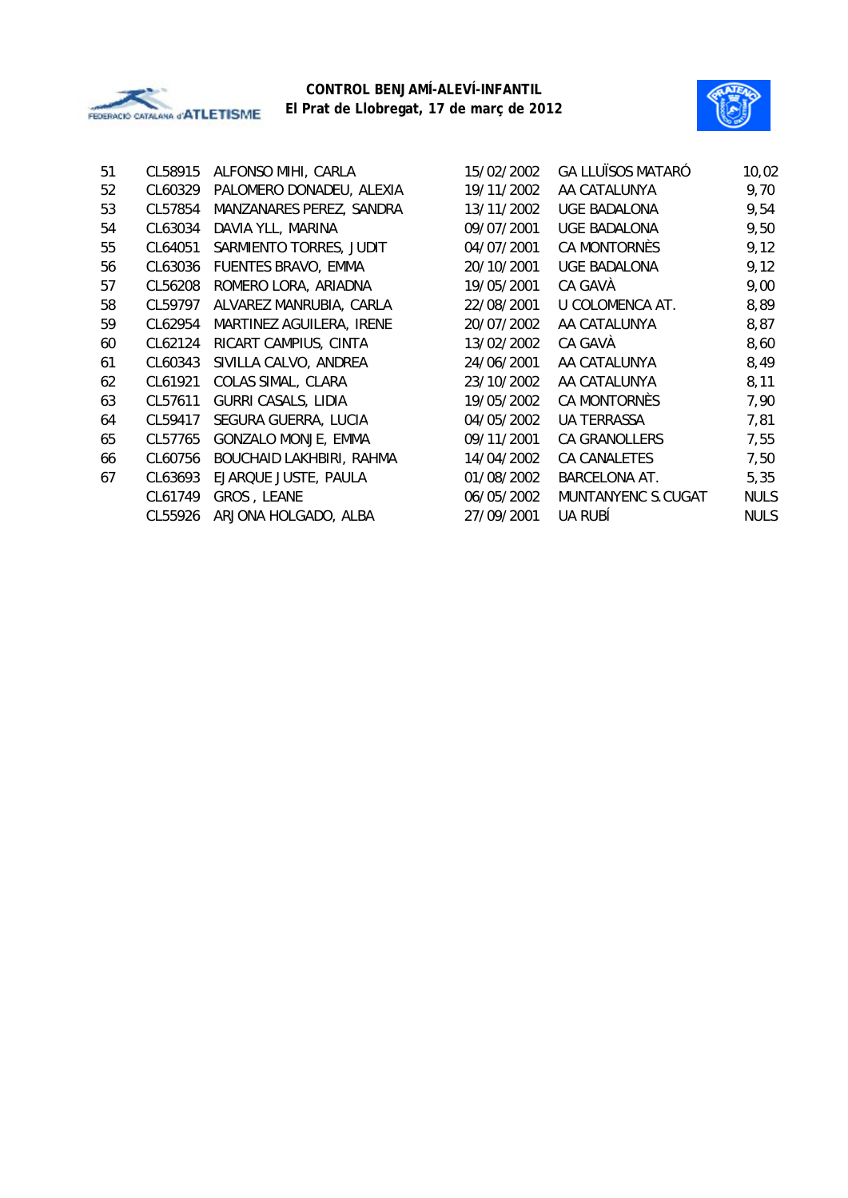**CONTROL BENJAMÍ-ALEVÍ-INFANTIL**
**El Prat de Llobregat, 17 de març de 2012**

| | | | | | |
|---|---|---|---|---|---|
| 51 | CL58915 | ALFONSO MIHI, CARLA | 15/02/2002 | GA LLUÏSOS MATARÓ | 10,02 |
| 52 | CL60329 | PALOMERO DONADEU, ALEXIA | 19/11/2002 | AA CATALUNYA | 9,70 |
| 53 | CL57854 | MANZANARES PEREZ, SANDRA | 13/11/2002 | UGE BADALONA | 9,54 |
| 54 | CL63034 | DAVIA YLL, MARINA | 09/07/2001 | UGE BADALONA | 9,50 |
| 55 | CL64051 | SARMIENTO TORRES, JUDIT | 04/07/2001 | CA MONTORNÈS | 9,12 |
| 56 | CL63036 | FUENTES BRAVO, EMMA | 20/10/2001 | UGE BADALONA | 9,12 |
| 57 | CL56208 | ROMERO LORA, ARIADNA | 19/05/2001 | CA GAVÀ | 9,00 |
| 58 | CL59797 | ALVAREZ MANRUBIA, CARLA | 22/08/2001 | U COLOMENCA AT. | 8,89 |
| 59 | CL62954 | MARTINEZ AGUILERA, IRENE | 20/07/2002 | AA CATALUNYA | 8,87 |
| 60 | CL62124 | RICART CAMPIUS, CINTA | 13/02/2002 | CA GAVÀ | 8,60 |
| 61 | CL60343 | SIVILLA CALVO, ANDREA | 24/06/2001 | AA CATALUNYA | 8,49 |
| 62 | CL61921 | COLAS SIMAL, CLARA | 23/10/2002 | AA CATALUNYA | 8,11 |
| 63 | CL57611 | GURRI CASALS, LIDIA | 19/05/2002 | CA MONTORNÈS | 7,90 |
| 64 | CL59417 | SEGURA GUERRA, LUCIA | 04/05/2002 | UA TERRASSA | 7,81 |
| 65 | CL57765 | GONZALO MONJE, EMMA | 09/11/2001 | CA GRANOLLERS | 7,55 |
| 66 | CL60756 | BOUCHAID LAKHBIRI, RAHMA | 14/04/2002 | CA CANALETES | 7,50 |
| 67 | CL63693 | EJARQUE JUSTE, PAULA | 01/08/2002 | BARCELONA AT. | 5,35 |
| | CL61749 | GROS , LEANE | 06/05/2002 | MUNTANYENC S.CUGAT | NULS |
| | CL55926 | ARJONA HOLGADO, ALBA | 27/09/2001 | UA RUBÍ | NULS |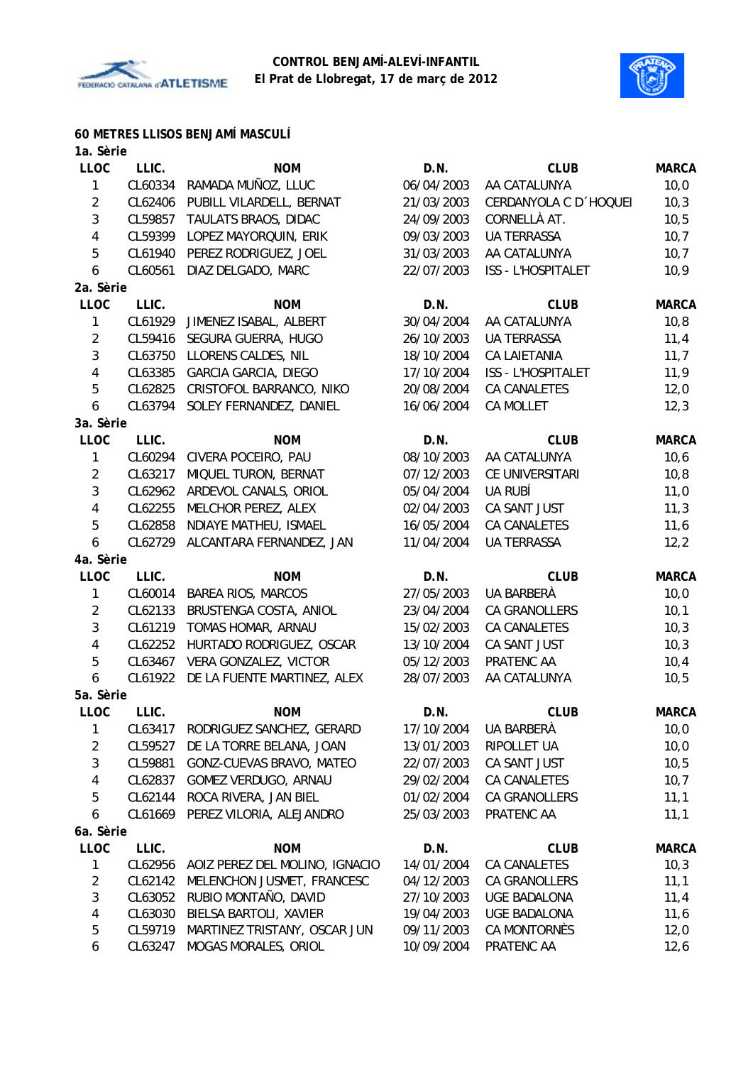**CONTROL BENJAMÍ-ALEVÍ-INFANTIL**
**El Prat de Llobregat, 17 de març de 2012**

### 60 METRES LLISOS BENJAMÍ MASCULÍ

**1a. Sèrie**

| LLOC | LLIC. | NOM | D.N. | CLUB | MARCA |
|---|---|---|---|---|---|
| 1 | CL60334 | RAMADA MUÑOZ, LLUC | 06/04/2003 | AA CATALUNYA | 10,0 |
| 2 | CL62406 | PUBILL VILARDELL, BERNAT | 21/03/2003 | CERDANYOLA C D´HOQUEI | 10,3 |
| 3 | CL59857 | TAULATS BRAOS, DIDAC | 24/09/2003 | CORNELLÀ AT. | 10,5 |
| 4 | CL59399 | LOPEZ MAYORQUIN, ERIK | 09/03/2003 | UA TERRASSA | 10,7 |
| 5 | CL61940 | PEREZ RODRIGUEZ, JOEL | 31/03/2003 | AA CATALUNYA | 10,7 |
| 6 | CL60561 | DIAZ DELGADO, MARC | 22/07/2003 | ISS - L'HOSPITALET | 10,9 |

**2a. Sèrie**

| LLOC | LLIC. | NOM | D.N. | CLUB | MARCA |
|---|---|---|---|---|---|
| 1 | CL61929 | JIMENEZ ISABAL, ALBERT | 30/04/2004 | AA CATALUNYA | 10,8 |
| 2 | CL59416 | SEGURA GUERRA, HUGO | 26/10/2003 | UA TERRASSA | 11,4 |
| 3 | CL63750 | LLORENS CALDES, NIL | 18/10/2004 | CA LAIETANIA | 11,7 |
| 4 | CL63385 | GARCIA GARCIA, DIEGO | 17/10/2004 | ISS - L'HOSPITALET | 11,9 |
| 5 | CL62825 | CRISTOFOL BARRANCO, NIKO | 20/08/2004 | CA CANALETES | 12,0 |
| 6 | CL63794 | SOLEY FERNANDEZ, DANIEL | 16/06/2004 | CA MOLLET | 12,3 |

**3a. Sèrie**

| LLOC | LLIC. | NOM | D.N. | CLUB | MARCA |
|---|---|---|---|---|---|
| 1 | CL60294 | CIVERA POCEIRO, PAU | 08/10/2003 | AA CATALUNYA | 10,6 |
| 2 | CL63217 | MIQUEL TURON, BERNAT | 07/12/2003 | CE UNIVERSITARI | 10,8 |
| 3 | CL62962 | ARDEVOL CANALS, ORIOL | 05/04/2004 | UA RUBÍ | 11,0 |
| 4 | CL62255 | MELCHOR PEREZ, ALEX | 02/04/2003 | CA SANT JUST | 11,3 |
| 5 | CL62858 | NDIAYE MATHEU, ISMAEL | 16/05/2004 | CA CANALETES | 11,6 |
| 6 | CL62729 | ALCANTARA FERNANDEZ, JAN | 11/04/2004 | UA TERRASSA | 12,2 |

**4a. Sèrie**

| LLOC | LLIC. | NOM | D.N. | CLUB | MARCA |
|---|---|---|---|---|---|
| 1 | CL60014 | BAREA RIOS, MARCOS | 27/05/2003 | UA BARBERÀ | 10,0 |
| 2 | CL62133 | BRUSTENGA COSTA, ANIOL | 23/04/2004 | CA GRANOLLERS | 10,1 |
| 3 | CL61219 | TOMAS HOMAR, ARNAU | 15/02/2003 | CA CANALETES | 10,3 |
| 4 | CL62252 | HURTADO RODRIGUEZ, OSCAR | 13/10/2004 | CA SANT JUST | 10,3 |
| 5 | CL63467 | VERA GONZALEZ, VICTOR | 05/12/2003 | PRATENC AA | 10,4 |
| 6 | CL61922 | DE LA FUENTE MARTINEZ, ALEX | 28/07/2003 | AA CATALUNYA | 10,5 |

**5a. Sèrie**

| LLOC | LLIC. | NOM | D.N. | CLUB | MARCA |
|---|---|---|---|---|---|
| 1 | CL63417 | RODRIGUEZ SANCHEZ, GERARD | 17/10/2004 | UA BARBERÀ | 10,0 |
| 2 | CL59527 | DE LA TORRE BELANA, JOAN | 13/01/2003 | RIPOLLET UA | 10,0 |
| 3 | CL59881 | GONZ-CUEVAS BRAVO, MATEO | 22/07/2003 | CA SANT JUST | 10,5 |
| 4 | CL62837 | GOMEZ VERDUGO, ARNAU | 29/02/2004 | CA CANALETES | 10,7 |
| 5 | CL62144 | ROCA RIVERA, JAN BIEL | 01/02/2004 | CA GRANOLLERS | 11,1 |
| 6 | CL61669 | PEREZ VILORIA, ALEJANDRO | 25/03/2003 | PRATENC AA | 11,1 |

**6a. Sèrie**

| LLOC | LLIC. | NOM | D.N. | CLUB | MARCA |
|---|---|---|---|---|---|
| 1 | CL62956 | AOIZ PEREZ DEL MOLINO, IGNACIO | 14/01/2004 | CA CANALETES | 10,3 |
| 2 | CL62142 | MELENCHON JUSMET, FRANCESC | 04/12/2003 | CA GRANOLLERS | 11,1 |
| 3 | CL63052 | RUBIO MONTAÑO, DAVID | 27/10/2003 | UGE BADALONA | 11,4 |
| 4 | CL63030 | BIELSA BARTOLI, XAVIER | 19/04/2003 | UGE BADALONA | 11,6 |
| 5 | CL59719 | MARTINEZ TRISTANY, OSCAR JUN | 09/11/2003 | CA MONTORNÈS | 12,0 |
| 6 | CL63247 | MOGAS MORALES, ORIOL | 10/09/2004 | PRATENC AA | 12,6 |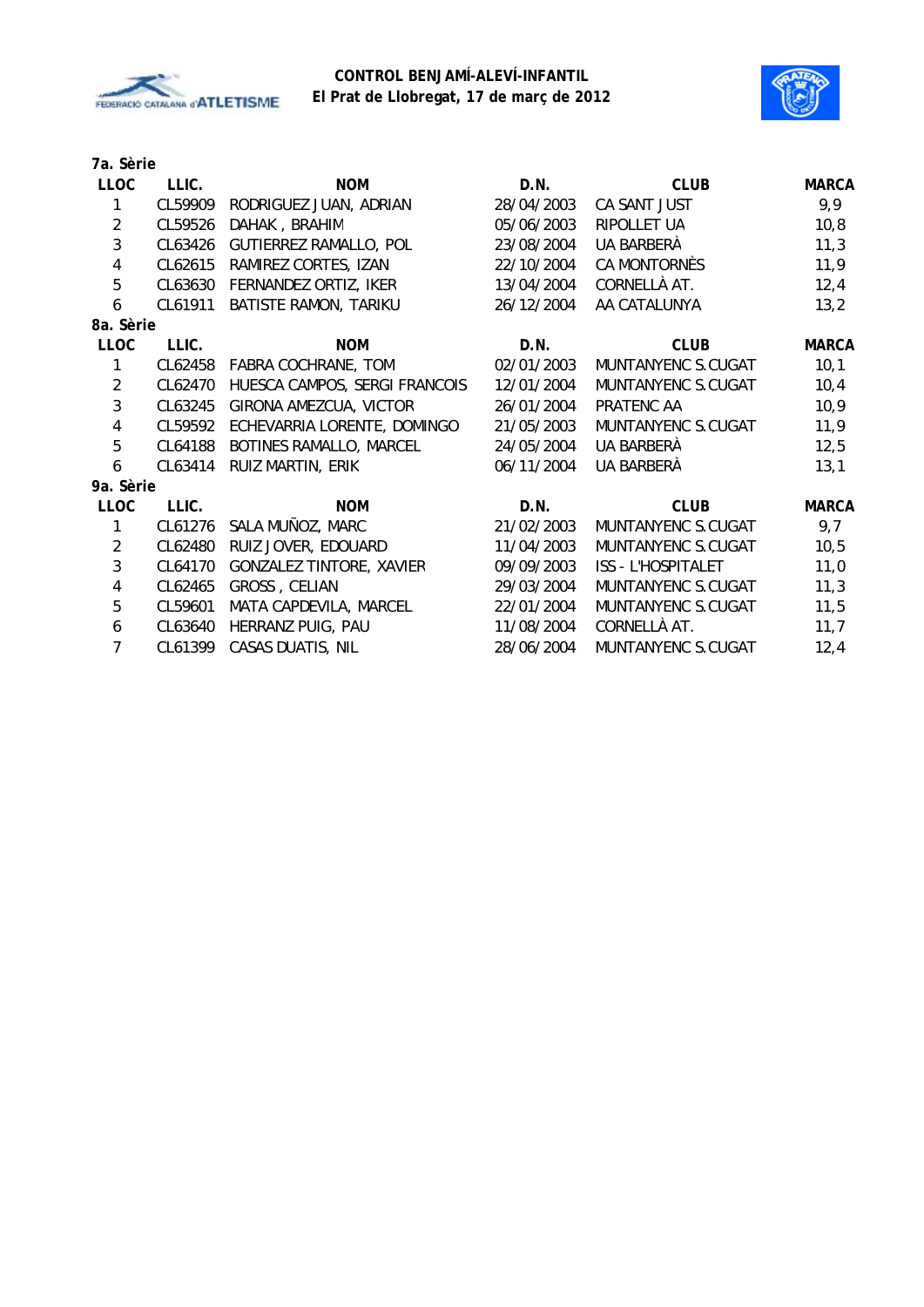**CONTROL BENJAMÍ-ALEVÍ-INFANTIL**
**El Prat de Llobregat, 17 de març de 2012**

**7a. Sèrie**

| LLOC | LLIC. | NOM | D.N. | CLUB | MARCA |
|---|---|---|---|---|---|
| 1 | CL59909 | RODRIGUEZ JUAN, ADRIAN | 28/04/2003 | CA SANT JUST | 9,9 |
| 2 | CL59526 | DAHAK , BRAHIM | 05/06/2003 | RIPOLLET UA | 10,8 |
| 3 | CL63426 | GUTIERREZ RAMALLO, POL | 23/08/2004 | UA BARBERÀ | 11,3 |
| 4 | CL62615 | RAMIREZ CORTES, IZAN | 22/10/2004 | CA MONTORNÈS | 11,9 |
| 5 | CL63630 | FERNANDEZ ORTIZ, IKER | 13/04/2004 | CORNELLÀ AT. | 12,4 |
| 6 | CL61911 | BATISTE RAMON, TARIKU | 26/12/2004 | AA CATALUNYA | 13,2 |

**8a. Sèrie**

| LLOC | LLIC. | NOM | D.N. | CLUB | MARCA |
|---|---|---|---|---|---|
| 1 | CL62458 | FABRA COCHRANE, TOM | 02/01/2003 | MUNTANYENC S.CUGAT | 10,1 |
| 2 | CL62470 | HUESCA CAMPOS, SERGI FRANCOIS | 12/01/2004 | MUNTANYENC S.CUGAT | 10,4 |
| 3 | CL63245 | GIRONA AMEZCUA, VICTOR | 26/01/2004 | PRATENC AA | 10,9 |
| 4 | CL59592 | ECHEVARRIA LORENTE, DOMINGO | 21/05/2003 | MUNTANYENC S.CUGAT | 11,9 |
| 5 | CL64188 | BOTINES RAMALLO, MARCEL | 24/05/2004 | UA BARBERÀ | 12,5 |
| 6 | CL63414 | RUIZ MARTIN, ERIK | 06/11/2004 | UA BARBERÀ | 13,1 |

**9a. Sèrie**

| LLOC | LLIC. | NOM | D.N. | CLUB | MARCA |
|---|---|---|---|---|---|
| 1 | CL61276 | SALA MUÑOZ, MARC | 21/02/2003 | MUNTANYENC S.CUGAT | 9,7 |
| 2 | CL62480 | RUIZ JOVER, EDOUARD | 11/04/2003 | MUNTANYENC S.CUGAT | 10,5 |
| 3 | CL64170 | GONZALEZ TINTORE, XAVIER | 09/09/2003 | ISS - L'HOSPITALET | 11,0 |
| 4 | CL62465 | GROSS , CELIAN | 29/03/2004 | MUNTANYENC S.CUGAT | 11,3 |
| 5 | CL59601 | MATA CAPDEVILA, MARCEL | 22/01/2004 | MUNTANYENC S.CUGAT | 11,5 |
| 6 | CL63640 | HERRANZ PUIG, PAU | 11/08/2004 | CORNELLÀ AT. | 11,7 |
| 7 | CL61399 | CASAS DUATIS, NIL | 28/06/2004 | MUNTANYENC S.CUGAT | 12,4 |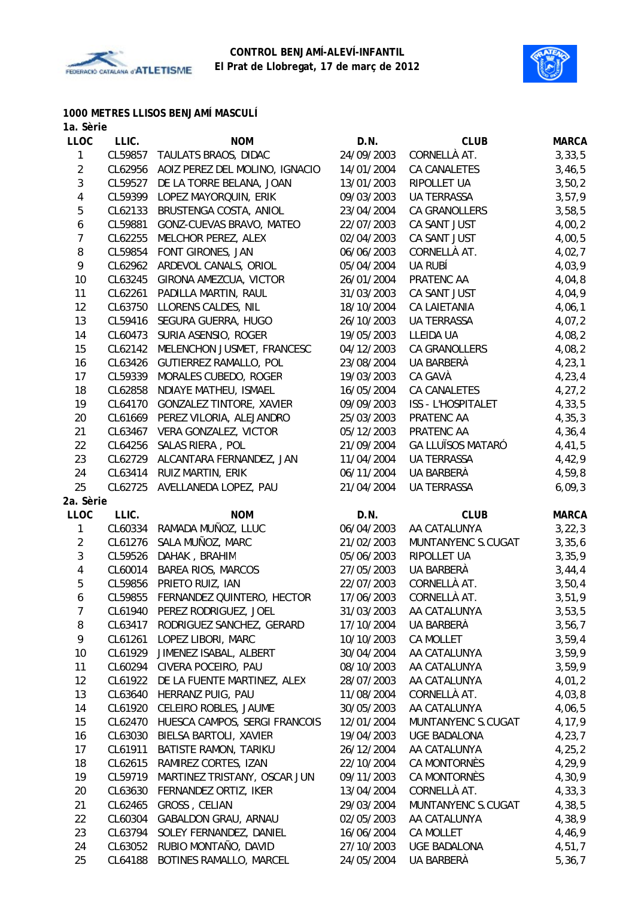**CONTROL BENJAMÍ-ALEVÍ-INFANTIL**
**El Prat de Llobregat, 17 de març de 2012**

### 1000 METRES LLISOS BENJAMÍ MASCULÍ

**1a. Sèrie**

| LLOC | LLIC. | NOM | D.N. | CLUB | MARCA |
|---|---|---|---|---|---|
| 1 | CL59857 | TAULATS BRAOS, DIDAC | 24/09/2003 | CORNELLÀ AT. | 3,33,5 |
| 2 | CL62956 | AOIZ PEREZ DEL MOLINO, IGNACIO | 14/01/2004 | CA CANALETES | 3,46,5 |
| 3 | CL59527 | DE LA TORRE BELANA, JOAN | 13/01/2003 | RIPOLLET UA | 3,50,2 |
| 4 | CL59399 | LOPEZ MAYORQUIN, ERIK | 09/03/2003 | UA TERRASSA | 3,57,9 |
| 5 | CL62133 | BRUSTENGA COSTA, ANIOL | 23/04/2004 | CA GRANOLLERS | 3,58,5 |
| 6 | CL59881 | GONZ-CUEVAS BRAVO, MATEO | 22/07/2003 | CA SANT JUST | 4,00,2 |
| 7 | CL62255 | MELCHOR PEREZ, ALEX | 02/04/2003 | CA SANT JUST | 4,00,5 |
| 8 | CL59854 | FONT GIRONES, JAN | 06/06/2003 | CORNELLÀ AT. | 4,02,7 |
| 9 | CL62962 | ARDEVOL CANALS, ORIOL | 05/04/2004 | UA RUBÍ | 4,03,9 |
| 10 | CL63245 | GIRONA AMEZCUA, VICTOR | 26/01/2004 | PRATENC AA | 4,04,8 |
| 11 | CL62261 | PADILLA MARTIN, RAUL | 31/03/2003 | CA SANT JUST | 4,04,9 |
| 12 | CL63750 | LLORENS CALDES, NIL | 18/10/2004 | CA LAIETANIA | 4,06,1 |
| 13 | CL59416 | SEGURA GUERRA, HUGO | 26/10/2003 | UA TERRASSA | 4,07,2 |
| 14 | CL60473 | SURIA ASENSIO, ROGER | 19/05/2003 | LLEIDA UA | 4,08,2 |
| 15 | CL62142 | MELENCHON JUSMET, FRANCESC | 04/12/2003 | CA GRANOLLERS | 4,08,2 |
| 16 | CL63426 | GUTIERREZ RAMALLO, POL | 23/08/2004 | UA BARBERÀ | 4,23,1 |
| 17 | CL59339 | MORALES CUBEDO, ROGER | 19/03/2003 | CA GAVÀ | 4,23,4 |
| 18 | CL62858 | NDIAYE MATHEU, ISMAEL | 16/05/2004 | CA CANALETES | 4,27,2 |
| 19 | CL64170 | GONZALEZ TINTORE, XAVIER | 09/09/2003 | ISS - L'HOSPITALET | 4,33,5 |
| 20 | CL61669 | PEREZ VILORIA, ALEJANDRO | 25/03/2003 | PRATENC AA | 4,35,3 |
| 21 | CL63467 | VERA GONZALEZ, VICTOR | 05/12/2003 | PRATENC AA | 4,36,4 |
| 22 | CL64256 | SALAS RIERA , POL | 21/09/2004 | GA LLUÏSOS MATARÓ | 4,41,5 |
| 23 | CL62729 | ALCANTARA FERNANDEZ, JAN | 11/04/2004 | UA TERRASSA | 4,42,9 |
| 24 | CL63414 | RUIZ MARTIN, ERIK | 06/11/2004 | UA BARBERÀ | 4,59,8 |
| 25 | CL62725 | AVELLANEDA LOPEZ, PAU | 21/04/2004 | UA TERRASSA | 6,09,3 |

**2a. Sèrie**

| LLOC | LLIC. | NOM | D.N. | CLUB | MARCA |
|---|---|---|---|---|---|
| 1 | CL60334 | RAMADA MUÑOZ, LLUC | 06/04/2003 | AA CATALUNYA | 3,22,3 |
| 2 | CL61276 | SALA MUÑOZ, MARC | 21/02/2003 | MUNTANYENC S.CUGAT | 3,35,6 |
| 3 | CL59526 | DAHAK , BRAHIM | 05/06/2003 | RIPOLLET UA | 3,35,9 |
| 4 | CL60014 | BAREA RIOS, MARCOS | 27/05/2003 | UA BARBERÀ | 3,44,4 |
| 5 | CL59856 | PRIETO RUIZ, IAN | 22/07/2003 | CORNELLÀ AT. | 3,50,4 |
| 6 | CL59855 | FERNANDEZ QUINTERO, HECTOR | 17/06/2003 | CORNELLÀ AT. | 3,51,9 |
| 7 | CL61940 | PEREZ RODRIGUEZ, JOEL | 31/03/2003 | AA CATALUNYA | 3,53,5 |
| 8 | CL63417 | RODRIGUEZ SANCHEZ, GERARD | 17/10/2004 | UA BARBERÀ | 3,56,7 |
| 9 | CL61261 | LOPEZ LIBORI, MARC | 10/10/2003 | CA MOLLET | 3,59,4 |
| 10 | CL61929 | JIMENEZ ISABAL, ALBERT | 30/04/2004 | AA CATALUNYA | 3,59,9 |
| 11 | CL60294 | CIVERA POCEIRO, PAU | 08/10/2003 | AA CATALUNYA | 3,59,9 |
| 12 | CL61922 | DE LA FUENTE MARTINEZ, ALEX | 28/07/2003 | AA CATALUNYA | 4,01,2 |
| 13 | CL63640 | HERRANZ PUIG, PAU | 11/08/2004 | CORNELLÀ AT. | 4,03,8 |
| 14 | CL61920 | CELEIRO ROBLES, JAUME | 30/05/2003 | AA CATALUNYA | 4,06,5 |
| 15 | CL62470 | HUESCA CAMPOS, SERGI FRANCOIS | 12/01/2004 | MUNTANYENC S.CUGAT | 4,17,9 |
| 16 | CL63030 | BIELSA BARTOLI, XAVIER | 19/04/2003 | UGE BADALONA | 4,23,7 |
| 17 | CL61911 | BATISTE RAMON, TARIKU | 26/12/2004 | AA CATALUNYA | 4,25,2 |
| 18 | CL62615 | RAMIREZ CORTES, IZAN | 22/10/2004 | CA MONTORNÈS | 4,29,9 |
| 19 | CL59719 | MARTINEZ TRISTANY, OSCAR JUN | 09/11/2003 | CA MONTORNÈS | 4,30,9 |
| 20 | CL63630 | FERNANDEZ ORTIZ, IKER | 13/04/2004 | CORNELLÀ AT. | 4,33,3 |
| 21 | CL62465 | GROSS , CELIAN | 29/03/2004 | MUNTANYENC S.CUGAT | 4,38,5 |
| 22 | CL60304 | GABALDON GRAU, ARNAU | 02/05/2003 | AA CATALUNYA | 4,38,9 |
| 23 | CL63794 | SOLEY FERNANDEZ, DANIEL | 16/06/2004 | CA MOLLET | 4,46,9 |
| 24 | CL63052 | RUBIO MONTAÑO, DAVID | 27/10/2003 | UGE BADALONA | 4,51,7 |
| 25 | CL64188 | BOTINES RAMALLO, MARCEL | 24/05/2004 | UA BARBERÀ | 5,36,7 |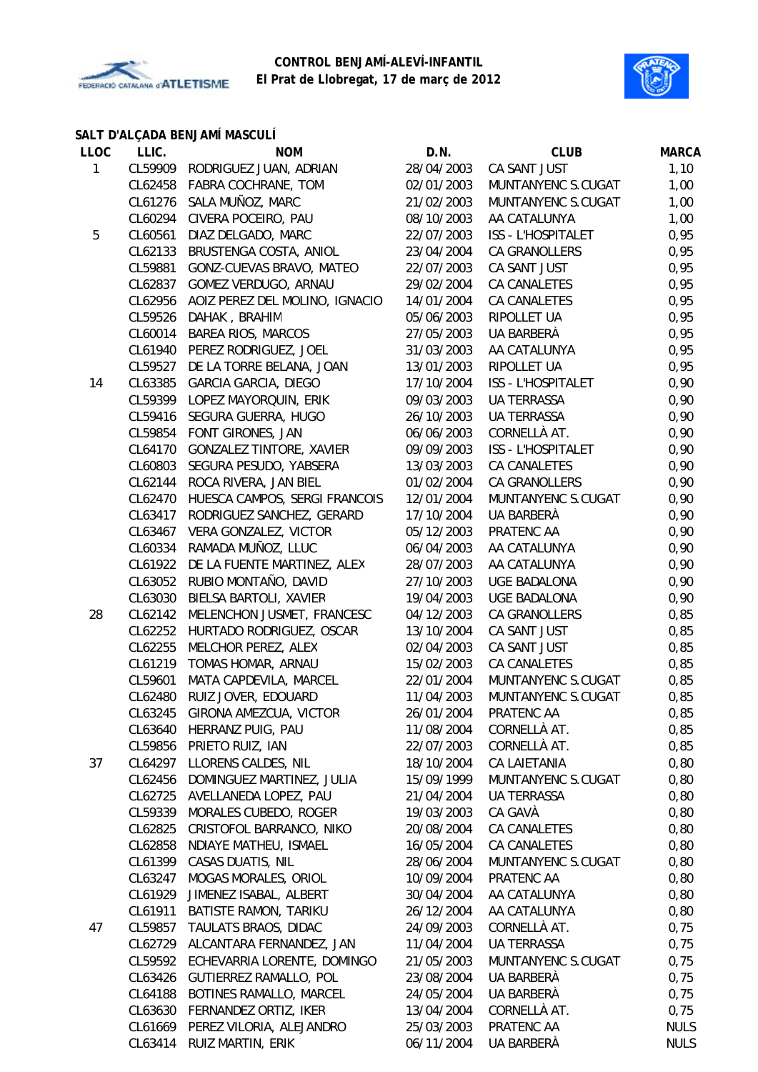**CONTROL BENJAMÍ-ALEVÍ-INFANTIL**
**El Prat de Llobregat, 17 de març de 2012**

### SALT D'ALÇADA BENJAMÍ MASCULÍ

| LLOC | LLIC. | NOM | D.N. | CLUB | MARCA |
|---|---|---|---|---|---|
| 1 | CL59909 | RODRIGUEZ JUAN, ADRIAN | 28/04/2003 | CA SANT JUST | 1,10 |
| | CL62458 | FABRA COCHRANE, TOM | 02/01/2003 | MUNTANYENC S.CUGAT | 1,00 |
| | CL61276 | SALA MUÑOZ, MARC | 21/02/2003 | MUNTANYENC S.CUGAT | 1,00 |
| | CL60294 | CIVERA POCEIRO, PAU | 08/10/2003 | AA CATALUNYA | 1,00 |
| 5 | CL60561 | DIAZ DELGADO, MARC | 22/07/2003 | ISS - L'HOSPITALET | 0,95 |
| | CL62133 | BRUSTENGA COSTA, ANIOL | 23/04/2004 | CA GRANOLLERS | 0,95 |
| | CL59881 | GONZ-CUEVAS BRAVO, MATEO | 22/07/2003 | CA SANT JUST | 0,95 |
| | CL62837 | GOMEZ VERDUGO, ARNAU | 29/02/2004 | CA CANALETES | 0,95 |
| | CL62956 | AOIZ PEREZ DEL MOLINO, IGNACIO | 14/01/2004 | CA CANALETES | 0,95 |
| | CL59526 | DAHAK , BRAHIM | 05/06/2003 | RIPOLLET UA | 0,95 |
| | CL60014 | BAREA RIOS, MARCOS | 27/05/2003 | UA BARBERÀ | 0,95 |
| | CL61940 | PEREZ RODRIGUEZ, JOEL | 31/03/2003 | AA CATALUNYA | 0,95 |
| | CL59527 | DE LA TORRE BELANA, JOAN | 13/01/2003 | RIPOLLET UA | 0,95 |
| 14 | CL63385 | GARCIA GARCIA, DIEGO | 17/10/2004 | ISS - L'HOSPITALET | 0,90 |
| | CL59399 | LOPEZ MAYORQUIN, ERIK | 09/03/2003 | UA TERRASSA | 0,90 |
| | CL59416 | SEGURA GUERRA, HUGO | 26/10/2003 | UA TERRASSA | 0,90 |
| | CL59854 | FONT GIRONES, JAN | 06/06/2003 | CORNELLÀ AT. | 0,90 |
| | CL64170 | GONZALEZ TINTORE, XAVIER | 09/09/2003 | ISS - L'HOSPITALET | 0,90 |
| | CL60803 | SEGURA PESUDO, YABSERA | 13/03/2003 | CA CANALETES | 0,90 |
| | CL62144 | ROCA RIVERA, JAN BIEL | 01/02/2004 | CA GRANOLLERS | 0,90 |
| | CL62470 | HUESCA CAMPOS, SERGI FRANCOIS | 12/01/2004 | MUNTANYENC S.CUGAT | 0,90 |
| | CL63417 | RODRIGUEZ SANCHEZ, GERARD | 17/10/2004 | UA BARBERÀ | 0,90 |
| | CL63467 | VERA GONZALEZ, VICTOR | 05/12/2003 | PRATENC AA | 0,90 |
| | CL60334 | RAMADA MUÑOZ, LLUC | 06/04/2003 | AA CATALUNYA | 0,90 |
| | CL61922 | DE LA FUENTE MARTINEZ, ALEX | 28/07/2003 | AA CATALUNYA | 0,90 |
| | CL63052 | RUBIO MONTAÑO, DAVID | 27/10/2003 | UGE BADALONA | 0,90 |
| | CL63030 | BIELSA BARTOLI, XAVIER | 19/04/2003 | UGE BADALONA | 0,90 |
| 28 | CL62142 | MELENCHON JUSMET, FRANCESC | 04/12/2003 | CA GRANOLLERS | 0,85 |
| | CL62252 | HURTADO RODRIGUEZ, OSCAR | 13/10/2004 | CA SANT JUST | 0,85 |
| | CL62255 | MELCHOR PEREZ, ALEX | 02/04/2003 | CA SANT JUST | 0,85 |
| | CL61219 | TOMAS HOMAR, ARNAU | 15/02/2003 | CA CANALETES | 0,85 |
| | CL59601 | MATA CAPDEVILA, MARCEL | 22/01/2004 | MUNTANYENC S.CUGAT | 0,85 |
| | CL62480 | RUIZ JOVER, EDOUARD | 11/04/2003 | MUNTANYENC S.CUGAT | 0,85 |
| | CL63245 | GIRONA AMEZCUA, VICTOR | 26/01/2004 | PRATENC AA | 0,85 |
| | CL63640 | HERRANZ PUIG, PAU | 11/08/2004 | CORNELLÀ AT. | 0,85 |
| | CL59856 | PRIETO RUIZ, IAN | 22/07/2003 | CORNELLÀ AT. | 0,85 |
| 37 | CL64297 | LLORENS CALDES, NIL | 18/10/2004 | CA LAIETANIA | 0,80 |
| | CL62456 | DOMINGUEZ MARTINEZ, JULIA | 15/09/1999 | MUNTANYENC S.CUGAT | 0,80 |
| | CL62725 | AVELLANEDA LOPEZ, PAU | 21/04/2004 | UA TERRASSA | 0,80 |
| | CL59339 | MORALES CUBEDO, ROGER | 19/03/2003 | CA GAVÀ | 0,80 |
| | CL62825 | CRISTOFOL BARRANCO, NIKO | 20/08/2004 | CA CANALETES | 0,80 |
| | CL62858 | NDIAYE MATHEU, ISMAEL | 16/05/2004 | CA CANALETES | 0,80 |
| | CL61399 | CASAS DUATIS, NIL | 28/06/2004 | MUNTANYENC S.CUGAT | 0,80 |
| | CL63247 | MOGAS MORALES, ORIOL | 10/09/2004 | PRATENC AA | 0,80 |
| | CL61929 | JIMENEZ ISABAL, ALBERT | 30/04/2004 | AA CATALUNYA | 0,80 |
| | CL61911 | BATISTE RAMON, TARIKU | 26/12/2004 | AA CATALUNYA | 0,80 |
| 47 | CL59857 | TAULATS BRAOS, DIDAC | 24/09/2003 | CORNELLÀ AT. | 0,75 |
| | CL62729 | ALCANTARA FERNANDEZ, JAN | 11/04/2004 | UA TERRASSA | 0,75 |
| | CL59592 | ECHEVARRIA LORENTE, DOMINGO | 21/05/2003 | MUNTANYENC S.CUGAT | 0,75 |
| | CL63426 | GUTIERREZ RAMALLO, POL | 23/08/2004 | UA BARBERÀ | 0,75 |
| | CL64188 | BOTINES RAMALLO, MARCEL | 24/05/2004 | UA BARBERÀ | 0,75 |
| | CL63630 | FERNANDEZ ORTIZ, IKER | 13/04/2004 | CORNELLÀ AT. | 0,75 |
| | CL61669 | PEREZ VILORIA, ALEJANDRO | 25/03/2003 | PRATENC AA | NULS |
| | CL63414 | RUIZ MARTIN, ERIK | 06/11/2004 | UA BARBERÀ | NULS |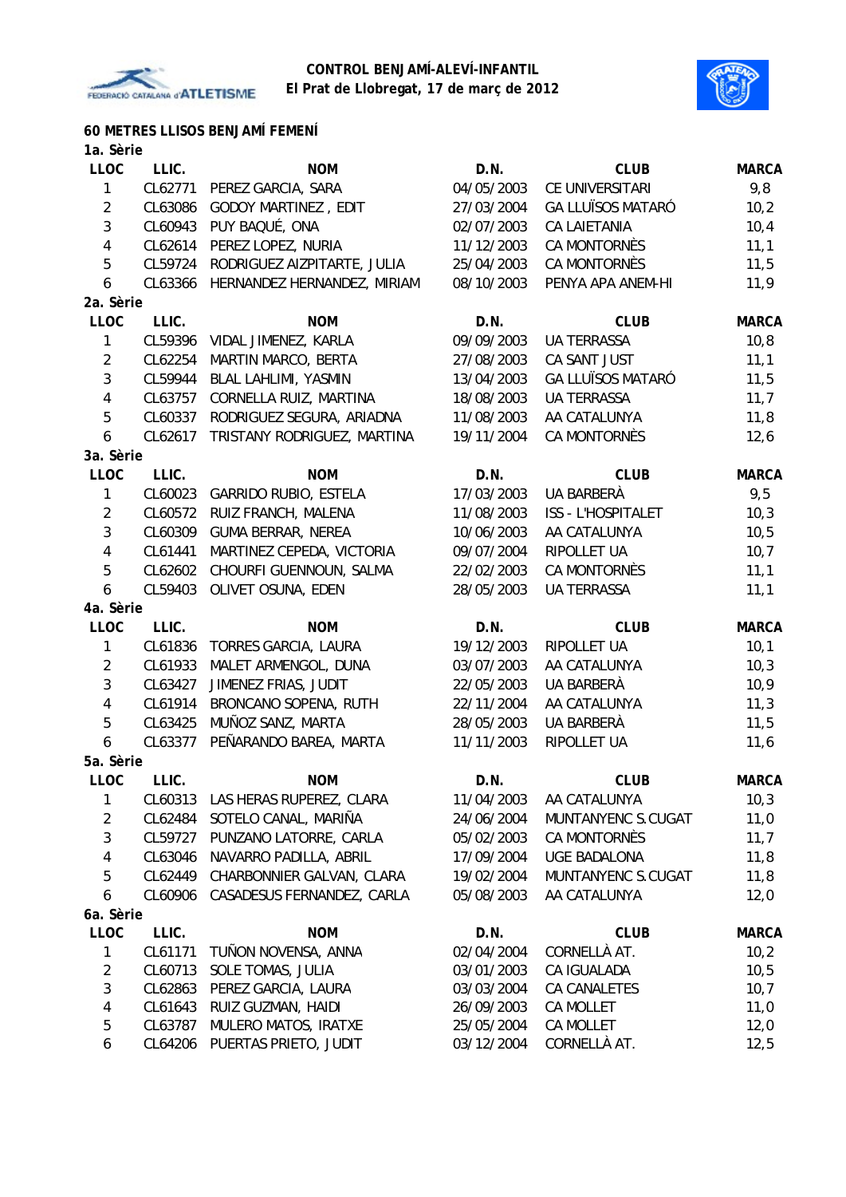**CONTROL BENJAMÍ-ALEVÍ-INFANTIL**
**El Prat de Llobregat, 17 de març de 2012**

## 60 METRES LLISOS BENJAMÍ FEMENÍ

### 1a. Sèrie

| LLOC | LLIC. | NOM | D.N. | CLUB | MARCA |
|---|---|---|---|---|---|
| 1 | CL62771 | PEREZ GARCIA, SARA | 04/05/2003 | CE UNIVERSITARI | 9,8 |
| 2 | CL63086 | GODOY MARTINEZ , EDIT | 27/03/2004 | GA LLUÏSOS MATARÓ | 10,2 |
| 3 | CL60943 | PUY BAQUÉ, ONA | 02/07/2003 | CA LAIETANIA | 10,4 |
| 4 | CL62614 | PEREZ LOPEZ, NURIA | 11/12/2003 | CA MONTORNÈS | 11,1 |
| 5 | CL59724 | RODRIGUEZ AIZPITARTE, JULIA | 25/04/2003 | CA MONTORNÈS | 11,5 |
| 6 | CL63366 | HERNANDEZ HERNANDEZ, MIRIAM | 08/10/2003 | PENYA APA ANEM-HI | 11,9 |

### 2a. Sèrie

| LLOC | LLIC. | NOM | D.N. | CLUB | MARCA |
|---|---|---|---|---|---|
| 1 | CL59396 | VIDAL JIMENEZ, KARLA | 09/09/2003 | UA TERRASSA | 10,8 |
| 2 | CL62254 | MARTIN MARCO, BERTA | 27/08/2003 | CA SANT JUST | 11,1 |
| 3 | CL59944 | BLAL LAHLIMI, YASMIN | 13/04/2003 | GA LLUÏSOS MATARÓ | 11,5 |
| 4 | CL63757 | CORNELLA RUIZ, MARTINA | 18/08/2003 | UA TERRASSA | 11,7 |
| 5 | CL60337 | RODRIGUEZ SEGURA, ARIADNA | 11/08/2003 | AA CATALUNYA | 11,8 |
| 6 | CL62617 | TRISTANY RODRIGUEZ, MARTINA | 19/11/2004 | CA MONTORNÈS | 12,6 |

### 3a. Sèrie

| LLOC | LLIC. | NOM | D.N. | CLUB | MARCA |
|---|---|---|---|---|---|
| 1 | CL60023 | GARRIDO RUBIO, ESTELA | 17/03/2003 | UA BARBERÀ | 9,5 |
| 2 | CL60572 | RUIZ FRANCH, MALENA | 11/08/2003 | ISS - L'HOSPITALET | 10,3 |
| 3 | CL60309 | GUMA BERRAR, NEREA | 10/06/2003 | AA CATALUNYA | 10,5 |
| 4 | CL61441 | MARTINEZ CEPEDA, VICTORIA | 09/07/2004 | RIPOLLET UA | 10,7 |
| 5 | CL62602 | CHOURFI GUENNOUN, SALMA | 22/02/2003 | CA MONTORNÈS | 11,1 |
| 6 | CL59403 | OLIVET OSUNA, EDEN | 28/05/2003 | UA TERRASSA | 11,1 |

### 4a. Sèrie

| LLOC | LLIC. | NOM | D.N. | CLUB | MARCA |
|---|---|---|---|---|---|
| 1 | CL61836 | TORRES GARCIA, LAURA | 19/12/2003 | RIPOLLET UA | 10,1 |
| 2 | CL61933 | MALET ARMENGOL, DUNA | 03/07/2003 | AA CATALUNYA | 10,3 |
| 3 | CL63427 | JIMENEZ FRIAS, JUDIT | 22/05/2003 | UA BARBERÀ | 10,9 |
| 4 | CL61914 | BRONCANO SOPENA, RUTH | 22/11/2004 | AA CATALUNYA | 11,3 |
| 5 | CL63425 | MUÑOZ SANZ, MARTA | 28/05/2003 | UA BARBERÀ | 11,5 |
| 6 | CL63377 | PEÑARANDO BAREA, MARTA | 11/11/2003 | RIPOLLET UA | 11,6 |

### 5a. Sèrie

| LLOC | LLIC. | NOM | D.N. | CLUB | MARCA |
|---|---|---|---|---|---|
| 1 | CL60313 | LAS HERAS RUPEREZ, CLARA | 11/04/2003 | AA CATALUNYA | 10,3 |
| 2 | CL62484 | SOTELO CANAL, MARIÑA | 24/06/2004 | MUNTANYENC S.CUGAT | 11,0 |
| 3 | CL59727 | PUNZANO LATORRE, CARLA | 05/02/2003 | CA MONTORNÈS | 11,7 |
| 4 | CL63046 | NAVARRO PADILLA, ABRIL | 17/09/2004 | UGE BADALONA | 11,8 |
| 5 | CL62449 | CHARBONNIER GALVAN, CLARA | 19/02/2004 | MUNTANYENC S.CUGAT | 11,8 |
| 6 | CL60906 | CASADESUS FERNANDEZ, CARLA | 05/08/2003 | AA CATALUNYA | 12,0 |

### 6a. Sèrie

| LLOC | LLIC. | NOM | D.N. | CLUB | MARCA |
|---|---|---|---|---|---|
| 1 | CL61171 | TUÑON NOVENSA, ANNA | 02/04/2004 | CORNELLÀ AT. | 10,2 |
| 2 | CL60713 | SOLE TOMAS, JULIA | 03/01/2003 | CA IGUALADA | 10,5 |
| 3 | CL62863 | PEREZ GARCIA, LAURA | 03/03/2004 | CA CANALETES | 10,7 |
| 4 | CL61643 | RUIZ GUZMAN, HAIDI | 26/09/2003 | CA MOLLET | 11,0 |
| 5 | CL63787 | MULERO MATOS, IRATXE | 25/05/2004 | CA MOLLET | 12,0 |
| 6 | CL64206 | PUERTAS PRIETO, JUDIT | 03/12/2004 | CORNELLÀ AT. | 12,5 |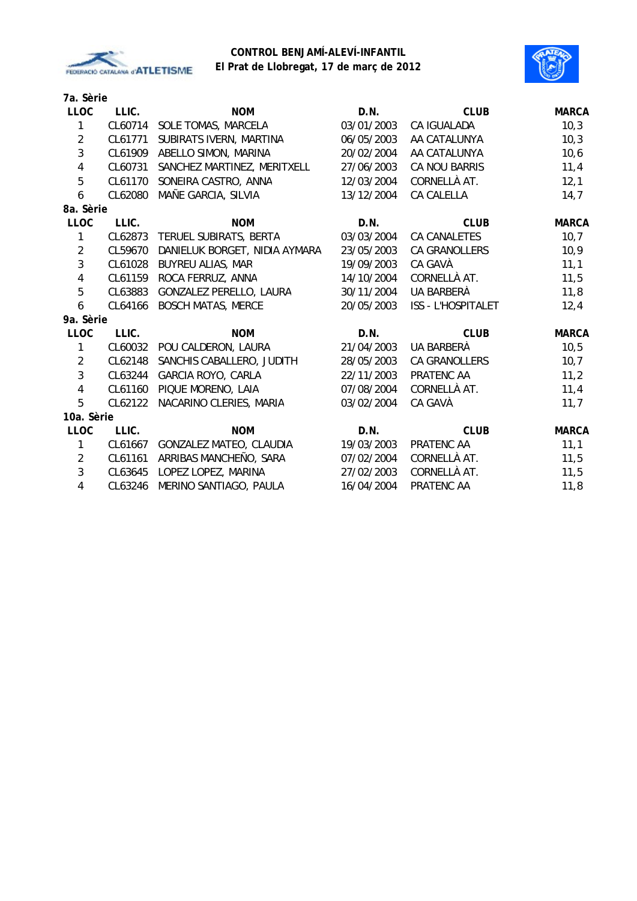**CONTROL BENJAMÍ-ALEVÍ-INFANTIL**
**El Prat de Llobregat, 17 de març de 2012**

### 7a. Sèrie

| LLOC | LLIC. | NOM | D.N. | CLUB | MARCA |
|---|---|---|---|---|---|
| 1 | CL60714 | SOLE TOMAS, MARCELA | 03/01/2003 | CA IGUALADA | 10,3 |
| 2 | CL61771 | SUBIRATS IVERN, MARTINA | 06/05/2003 | AA CATALUNYA | 10,3 |
| 3 | CL61909 | ABELLO SIMON, MARINA | 20/02/2004 | AA CATALUNYA | 10,6 |
| 4 | CL60731 | SANCHEZ MARTINEZ, MERITXELL | 27/06/2003 | CA NOU BARRIS | 11,4 |
| 5 | CL61170 | SONEIRA CASTRO, ANNA | 12/03/2004 | CORNELLÀ AT. | 12,1 |
| 6 | CL62080 | MAÑE GARCIA, SILVIA | 13/12/2004 | CA CALELLA | 14,7 |

### 8a. Sèrie

| LLOC | LLIC. | NOM | D.N. | CLUB | MARCA |
|---|---|---|---|---|---|
| 1 | CL62873 | TERUEL SUBIRATS, BERTA | 03/03/2004 | CA CANALETES | 10,7 |
| 2 | CL59670 | DANIELUK BORGET, NIDIA AYMARA | 23/05/2003 | CA GRANOLLERS | 10,9 |
| 3 | CL61028 | BUYREU ALIAS, MAR | 19/09/2003 | CA GAVÀ | 11,1 |
| 4 | CL61159 | ROCA FERRUZ, ANNA | 14/10/2004 | CORNELLÀ AT. | 11,5 |
| 5 | CL63883 | GONZALEZ PERELLO, LAURA | 30/11/2004 | UA BARBERÀ | 11,8 |
| 6 | CL64166 | BOSCH MATAS, MERCE | 20/05/2003 | ISS - L'HOSPITALET | 12,4 |

### 9a. Sèrie

| LLOC | LLIC. | NOM | D.N. | CLUB | MARCA |
|---|---|---|---|---|---|
| 1 | CL60032 | POU CALDERON, LAURA | 21/04/2003 | UA BARBERÀ | 10,5 |
| 2 | CL62148 | SANCHIS CABALLERO, JUDITH | 28/05/2003 | CA GRANOLLERS | 10,7 |
| 3 | CL63244 | GARCIA ROYO, CARLA | 22/11/2003 | PRATENC AA | 11,2 |
| 4 | CL61160 | PIQUE MORENO, LAIA | 07/08/2004 | CORNELLÀ AT. | 11,4 |
| 5 | CL62122 | NACARINO CLERIES, MARIA | 03/02/2004 | CA GAVÀ | 11,7 |

### 10a. Sèrie

| LLOC | LLIC. | NOM | D.N. | CLUB | MARCA |
|---|---|---|---|---|---|
| 1 | CL61667 | GONZALEZ MATEO, CLAUDIA | 19/03/2003 | PRATENC AA | 11,1 |
| 2 | CL61161 | ARRIBAS MANCHEÑO, SARA | 07/02/2004 | CORNELLÀ AT. | 11,5 |
| 3 | CL63645 | LOPEZ LOPEZ, MARINA | 27/02/2003 | CORNELLÀ AT. | 11,5 |
| 4 | CL63246 | MERINO SANTIAGO, PAULA | 16/04/2004 | PRATENC AA | 11,8 |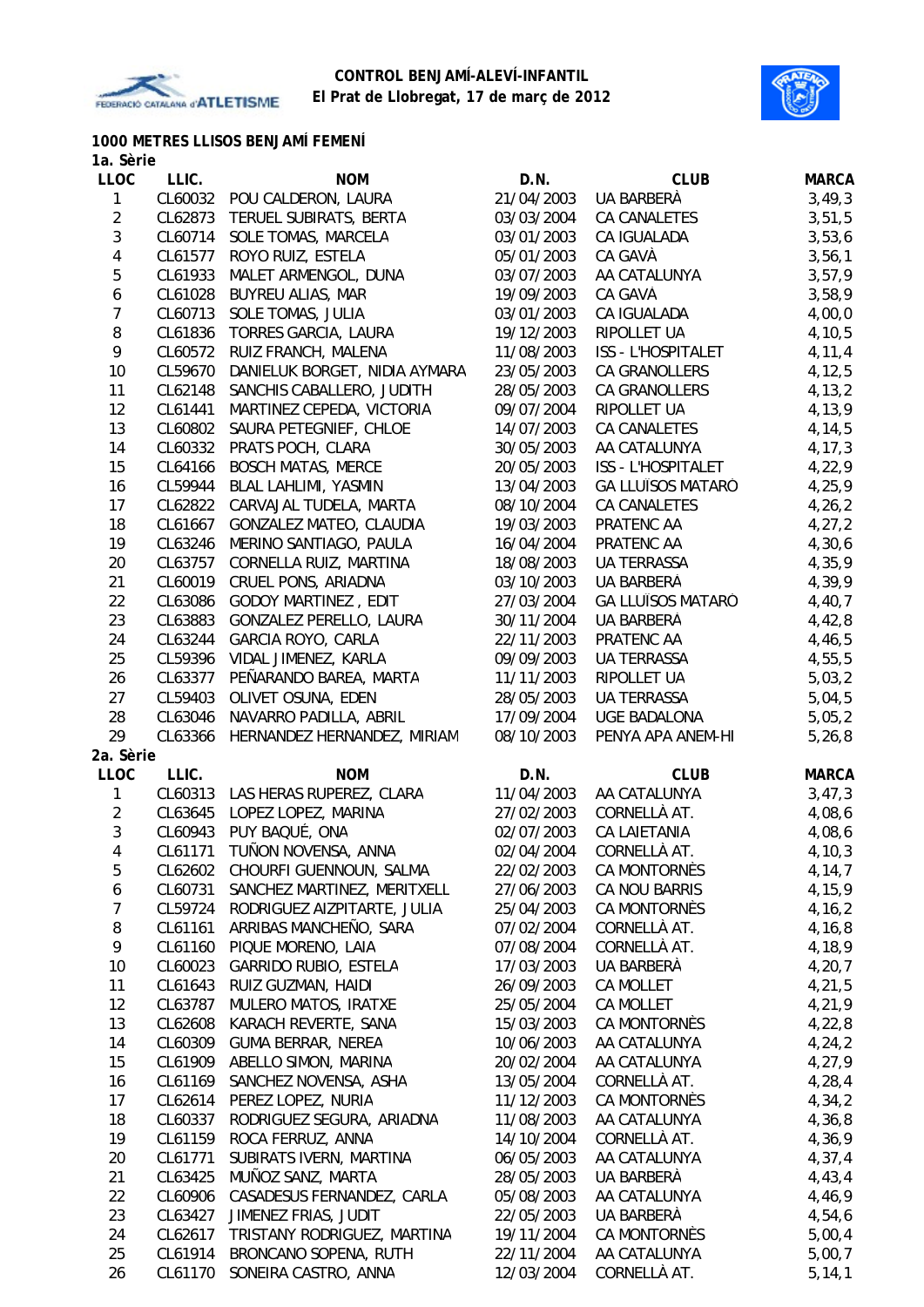**CONTROL BENJAMÍ-ALEVÍ-INFANTIL**
**El Prat de Llobregat, 17 de març de 2012**

### 1000 METRES LLISOS BENJAMÍ FEMENÍ

**1a. Sèrie**

| LLOC | LLIC. | NOM | D.N. | CLUB | MARCA |
|---|---|---|---|---|---|
| 1 | CL60032 | POU CALDERON, LAURA | 21/04/2003 | UA BARBERÀ | 3,49,3 |
| 2 | CL62873 | TERUEL SUBIRATS, BERTA | 03/03/2004 | CA CANALETES | 3,51,5 |
| 3 | CL60714 | SOLE TOMAS, MARCELA | 03/01/2003 | CA IGUALADA | 3,53,6 |
| 4 | CL61577 | ROYO RUIZ, ESTELA | 05/01/2003 | CA GAVÀ | 3,56,1 |
| 5 | CL61933 | MALET ARMENGOL, DUNA | 03/07/2003 | AA CATALUNYA | 3,57,9 |
| 6 | CL61028 | BUYREU ALIAS, MAR | 19/09/2003 | CA GAVÀ | 3,58,9 |
| 7 | CL60713 | SOLE TOMAS, JULIA | 03/01/2003 | CA IGUALADA | 4,00,0 |
| 8 | CL61836 | TORRES GARCIA, LAURA | 19/12/2003 | RIPOLLET UA | 4,10,5 |
| 9 | CL60572 | RUIZ FRANCH, MALENA | 11/08/2003 | ISS - L'HOSPITALET | 4,11,4 |
| 10 | CL59670 | DANIELUK BORGET, NIDIA AYMARA | 23/05/2003 | CA GRANOLLERS | 4,12,5 |
| 11 | CL62148 | SANCHIS CABALLERO, JUDITH | 28/05/2003 | CA GRANOLLERS | 4,13,2 |
| 12 | CL61441 | MARTINEZ CEPEDA, VICTORIA | 09/07/2004 | RIPOLLET UA | 4,13,9 |
| 13 | CL60802 | SAURA PETEGNIEF, CHLOE | 14/07/2003 | CA CANALETES | 4,14,5 |
| 14 | CL60332 | PRATS POCH, CLARA | 30/05/2003 | AA CATALUNYA | 4,17,3 |
| 15 | CL64166 | BOSCH MATAS, MERCE | 20/05/2003 | ISS - L'HOSPITALET | 4,22,9 |
| 16 | CL59944 | BLAL LAHLIMI, YASMIN | 13/04/2003 | GA LLUÏSOS MATARÓ | 4,25,9 |
| 17 | CL62822 | CARVAJAL TUDELA, MARTA | 08/10/2004 | CA CANALETES | 4,26,2 |
| 18 | CL61667 | GONZALEZ MATEO, CLAUDIA | 19/03/2003 | PRATENC AA | 4,27,2 |
| 19 | CL63246 | MERINO SANTIAGO, PAULA | 16/04/2004 | PRATENC AA | 4,30,6 |
| 20 | CL63757 | CORNELLA RUIZ, MARTINA | 18/08/2003 | UA TERRASSA | 4,35,9 |
| 21 | CL60019 | CRUEL PONS, ARIADNA | 03/10/2003 | UA BARBERÀ | 4,39,9 |
| 22 | CL63086 | GODOY MARTINEZ , EDIT | 27/03/2004 | GA LLUÏSOS MATARÓ | 4,40,7 |
| 23 | CL63883 | GONZALEZ PERELLO, LAURA | 30/11/2004 | UA BARBERÀ | 4,42,8 |
| 24 | CL63244 | GARCIA ROYO, CARLA | 22/11/2003 | PRATENC AA | 4,46,5 |
| 25 | CL59396 | VIDAL JIMENEZ, KARLA | 09/09/2003 | UA TERRASSA | 4,55,5 |
| 26 | CL63377 | PEÑARANDO BAREA, MARTA | 11/11/2003 | RIPOLLET UA | 5,03,2 |
| 27 | CL59403 | OLIVET OSUNA, EDEN | 28/05/2003 | UA TERRASSA | 5,04,5 |
| 28 | CL63046 | NAVARRO PADILLA, ABRIL | 17/09/2004 | UGE BADALONA | 5,05,2 |
| 29 | CL63366 | HERNANDEZ HERNANDEZ, MIRIAM | 08/10/2003 | PENYA APA ANEM-HI | 5,26,8 |

**2a. Sèrie**

| LLOC | LLIC. | NOM | D.N. | CLUB | MARCA |
|---|---|---|---|---|---|
| 1 | CL60313 | LAS HERAS RUPEREZ, CLARA | 11/04/2003 | AA CATALUNYA | 3,47,3 |
| 2 | CL63645 | LOPEZ LOPEZ, MARINA | 27/02/2003 | CORNELLÀ AT. | 4,08,6 |
| 3 | CL60943 | PUY BAQUÉ, ONA | 02/07/2003 | CA LAIETANIA | 4,08,6 |
| 4 | CL61171 | TUÑON NOVENSA, ANNA | 02/04/2004 | CORNELLÀ AT. | 4,10,3 |
| 5 | CL62602 | CHOURFI GUENNOUN, SALMA | 22/02/2003 | CA MONTORNÈS | 4,14,7 |
| 6 | CL60731 | SANCHEZ MARTINEZ, MERITXELL | 27/06/2003 | CA NOU BARRIS | 4,15,9 |
| 7 | CL59724 | RODRIGUEZ AIZPITARTE, JULIA | 25/04/2003 | CA MONTORNÈS | 4,16,2 |
| 8 | CL61161 | ARRIBAS MANCHEÑO, SARA | 07/02/2004 | CORNELLÀ AT. | 4,16,8 |
| 9 | CL61160 | PIQUE MORENO, LAIA | 07/08/2004 | CORNELLÀ AT. | 4,18,9 |
| 10 | CL60023 | GARRIDO RUBIO, ESTELA | 17/03/2003 | UA BARBERÀ | 4,20,7 |
| 11 | CL61643 | RUIZ GUZMAN, HAIDI | 26/09/2003 | CA MOLLET | 4,21,5 |
| 12 | CL63787 | MULERO MATOS, IRATXE | 25/05/2004 | CA MOLLET | 4,21,9 |
| 13 | CL62608 | KARACH REVERTE, SANA | 15/03/2003 | CA MONTORNÈS | 4,22,8 |
| 14 | CL60309 | GUMA BERRAR, NEREA | 10/06/2003 | AA CATALUNYA | 4,24,2 |
| 15 | CL61909 | ABELLO SIMON, MARINA | 20/02/2004 | AA CATALUNYA | 4,27,9 |
| 16 | CL61169 | SANCHEZ NOVENSA, ASHA | 13/05/2004 | CORNELLÀ AT. | 4,28,4 |
| 17 | CL62614 | PEREZ LOPEZ, NURIA | 11/12/2003 | CA MONTORNÈS | 4,34,2 |
| 18 | CL60337 | RODRIGUEZ SEGURA, ARIADNA | 11/08/2003 | AA CATALUNYA | 4,36,8 |
| 19 | CL61159 | ROCA FERRUZ, ANNA | 14/10/2004 | CORNELLÀ AT. | 4,36,9 |
| 20 | CL61771 | SUBIRATS IVERN, MARTINA | 06/05/2003 | AA CATALUNYA | 4,37,4 |
| 21 | CL63425 | MUÑOZ SANZ, MARTA | 28/05/2003 | UA BARBERÀ | 4,43,4 |
| 22 | CL60906 | CASADESUS FERNANDEZ, CARLA | 05/08/2003 | AA CATALUNYA | 4,46,9 |
| 23 | CL63427 | JIMENEZ FRIAS, JUDIT | 22/05/2003 | UA BARBERÀ | 4,54,6 |
| 24 | CL62617 | TRISTANY RODRIGUEZ, MARTINA | 19/11/2004 | CA MONTORNÈS | 5,00,4 |
| 25 | CL61914 | BRONCANO SOPENA, RUTH | 22/11/2004 | AA CATALUNYA | 5,00,7 |
| 26 | CL61170 | SONEIRA CASTRO, ANNA | 12/03/2004 | CORNELLÀ AT. | 5,14,1 |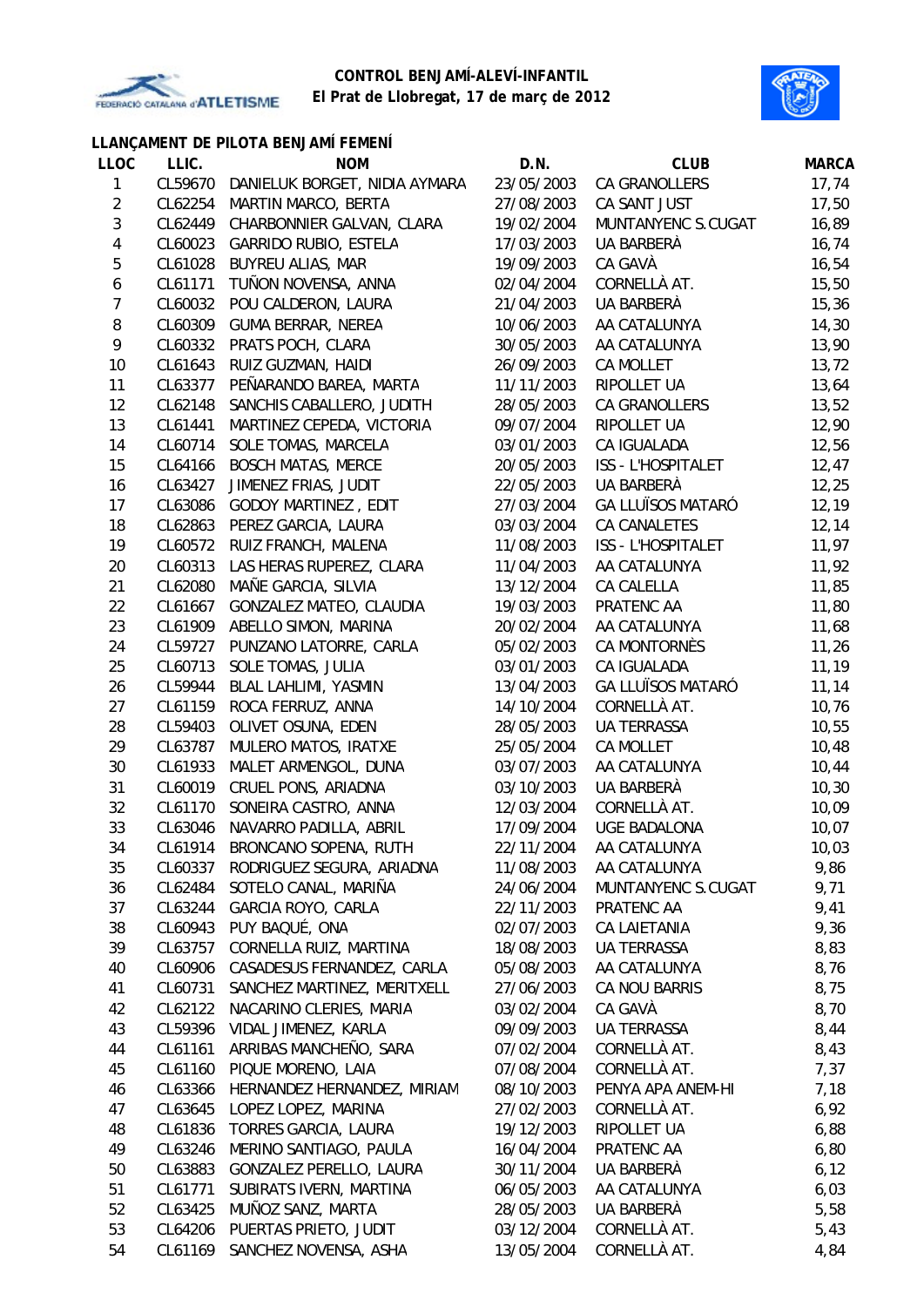**CONTROL BENJAMÍ-ALEVÍ-INFANTIL**
**El Prat de Llobregat, 17 de març de 2012**

### LLANÇAMENT DE PILOTA BENJAMÍ FEMENÍ

| LLOC | LLIC. | NOM | D.N. | CLUB | MARCA |
|---|---|---|---|---|---|
| 1 | CL59670 | DANIELUK BORGET, NIDIA AYMARA | 23/05/2003 | CA GRANOLLERS | 17,74 |
| 2 | CL62254 | MARTIN MARCO, BERTA | 27/08/2003 | CA SANT JUST | 17,50 |
| 3 | CL62449 | CHARBONNIER GALVAN, CLARA | 19/02/2004 | MUNTANYENC S.CUGAT | 16,89 |
| 4 | CL60023 | GARRIDO RUBIO, ESTELA | 17/03/2003 | UA BARBERÀ | 16,74 |
| 5 | CL61028 | BUYREU ALIAS, MAR | 19/09/2003 | CA GAVÀ | 16,54 |
| 6 | CL61171 | TUÑON NOVENSA, ANNA | 02/04/2004 | CORNELLÀ AT. | 15,50 |
| 7 | CL60032 | POU CALDERON, LAURA | 21/04/2003 | UA BARBERÀ | 15,36 |
| 8 | CL60309 | GUMA BERRAR, NEREA | 10/06/2003 | AA CATALUNYA | 14,30 |
| 9 | CL60332 | PRATS POCH, CLARA | 30/05/2003 | AA CATALUNYA | 13,90 |
| 10 | CL61643 | RUIZ GUZMAN, HAIDI | 26/09/2003 | CA MOLLET | 13,72 |
| 11 | CL63377 | PEÑARANDO BAREA, MARTA | 11/11/2003 | RIPOLLET UA | 13,64 |
| 12 | CL62148 | SANCHIS CABALLERO, JUDITH | 28/05/2003 | CA GRANOLLERS | 13,52 |
| 13 | CL61441 | MARTINEZ CEPEDA, VICTORIA | 09/07/2004 | RIPOLLET UA | 12,90 |
| 14 | CL60714 | SOLE TOMAS, MARCELA | 03/01/2003 | CA IGUALADA | 12,56 |
| 15 | CL64166 | BOSCH MATAS, MERCE | 20/05/2003 | ISS - L'HOSPITALET | 12,47 |
| 16 | CL63427 | JIMENEZ FRIAS, JUDIT | 22/05/2003 | UA BARBERÀ | 12,25 |
| 17 | CL63086 | GODOY MARTINEZ , EDIT | 27/03/2004 | GA LLUÏSOS MATARÓ | 12,19 |
| 18 | CL62863 | PEREZ GARCIA, LAURA | 03/03/2004 | CA CANALETES | 12,14 |
| 19 | CL60572 | RUIZ FRANCH, MALENA | 11/08/2003 | ISS - L'HOSPITALET | 11,97 |
| 20 | CL60313 | LAS HERAS RUPEREZ, CLARA | 11/04/2003 | AA CATALUNYA | 11,92 |
| 21 | CL62080 | MAÑE GARCIA, SILVIA | 13/12/2004 | CA CALELLA | 11,85 |
| 22 | CL61667 | GONZALEZ MATEO, CLAUDIA | 19/03/2003 | PRATENC AA | 11,80 |
| 23 | CL61909 | ABELLO SIMON, MARINA | 20/02/2004 | AA CATALUNYA | 11,68 |
| 24 | CL59727 | PUNZANO LATORRE, CARLA | 05/02/2003 | CA MONTORNÈS | 11,26 |
| 25 | CL60713 | SOLE TOMAS, JULIA | 03/01/2003 | CA IGUALADA | 11,19 |
| 26 | CL59944 | BLAL LAHLIMI, YASMIN | 13/04/2003 | GA LLUÏSOS MATARÓ | 11,14 |
| 27 | CL61159 | ROCA FERRUZ, ANNA | 14/10/2004 | CORNELLÀ AT. | 10,76 |
| 28 | CL59403 | OLIVET OSUNA, EDEN | 28/05/2003 | UA TERRASSA | 10,55 |
| 29 | CL63787 | MULERO MATOS, IRATXE | 25/05/2004 | CA MOLLET | 10,48 |
| 30 | CL61933 | MALET ARMENGOL, DUNA | 03/07/2003 | AA CATALUNYA | 10,44 |
| 31 | CL60019 | CRUEL PONS, ARIADNA | 03/10/2003 | UA BARBERÀ | 10,30 |
| 32 | CL61170 | SONEIRA CASTRO, ANNA | 12/03/2004 | CORNELLÀ AT. | 10,09 |
| 33 | CL63046 | NAVARRO PADILLA, ABRIL | 17/09/2004 | UGE BADALONA | 10,07 |
| 34 | CL61914 | BRONCANO SOPENA, RUTH | 22/11/2004 | AA CATALUNYA | 10,03 |
| 35 | CL60337 | RODRIGUEZ SEGURA, ARIADNA | 11/08/2003 | AA CATALUNYA | 9,86 |
| 36 | CL62484 | SOTELO CANAL, MARIÑA | 24/06/2004 | MUNTANYENC S.CUGAT | 9,71 |
| 37 | CL63244 | GARCIA ROYO, CARLA | 22/11/2003 | PRATENC AA | 9,41 |
| 38 | CL60943 | PUY BAQUÉ, ONA | 02/07/2003 | CA LAIETANIA | 9,36 |
| 39 | CL63757 | CORNELLA RUIZ, MARTINA | 18/08/2003 | UA TERRASSA | 8,83 |
| 40 | CL60906 | CASADESUS FERNANDEZ, CARLA | 05/08/2003 | AA CATALUNYA | 8,76 |
| 41 | CL60731 | SANCHEZ MARTINEZ, MERITXELL | 27/06/2003 | CA NOU BARRIS | 8,75 |
| 42 | CL62122 | NACARINO CLERIES, MARIA | 03/02/2004 | CA GAVÀ | 8,70 |
| 43 | CL59396 | VIDAL JIMENEZ, KARLA | 09/09/2003 | UA TERRASSA | 8,44 |
| 44 | CL61161 | ARRIBAS MANCHEÑO, SARA | 07/02/2004 | CORNELLÀ AT. | 8,43 |
| 45 | CL61160 | PIQUE MORENO, LAIA | 07/08/2004 | CORNELLÀ AT. | 7,37 |
| 46 | CL63366 | HERNANDEZ HERNANDEZ, MIRIAM | 08/10/2003 | PENYA APA ANEM-HI | 7,18 |
| 47 | CL63645 | LOPEZ LOPEZ, MARINA | 27/02/2003 | CORNELLÀ AT. | 6,92 |
| 48 | CL61836 | TORRES GARCIA, LAURA | 19/12/2003 | RIPOLLET UA | 6,88 |
| 49 | CL63246 | MERINO SANTIAGO, PAULA | 16/04/2004 | PRATENC AA | 6,80 |
| 50 | CL63883 | GONZALEZ PERELLO, LAURA | 30/11/2004 | UA BARBERÀ | 6,12 |
| 51 | CL61771 | SUBIRATS IVERN, MARTINA | 06/05/2003 | AA CATALUNYA | 6,03 |
| 52 | CL63425 | MUÑOZ SANZ, MARTA | 28/05/2003 | UA BARBERÀ | 5,58 |
| 53 | CL64206 | PUERTAS PRIETO, JUDIT | 03/12/2004 | CORNELLÀ AT. | 5,43 |
| 54 | CL61169 | SANCHEZ NOVENSA, ASHA | 13/05/2004 | CORNELLÀ AT. | 4,84 |